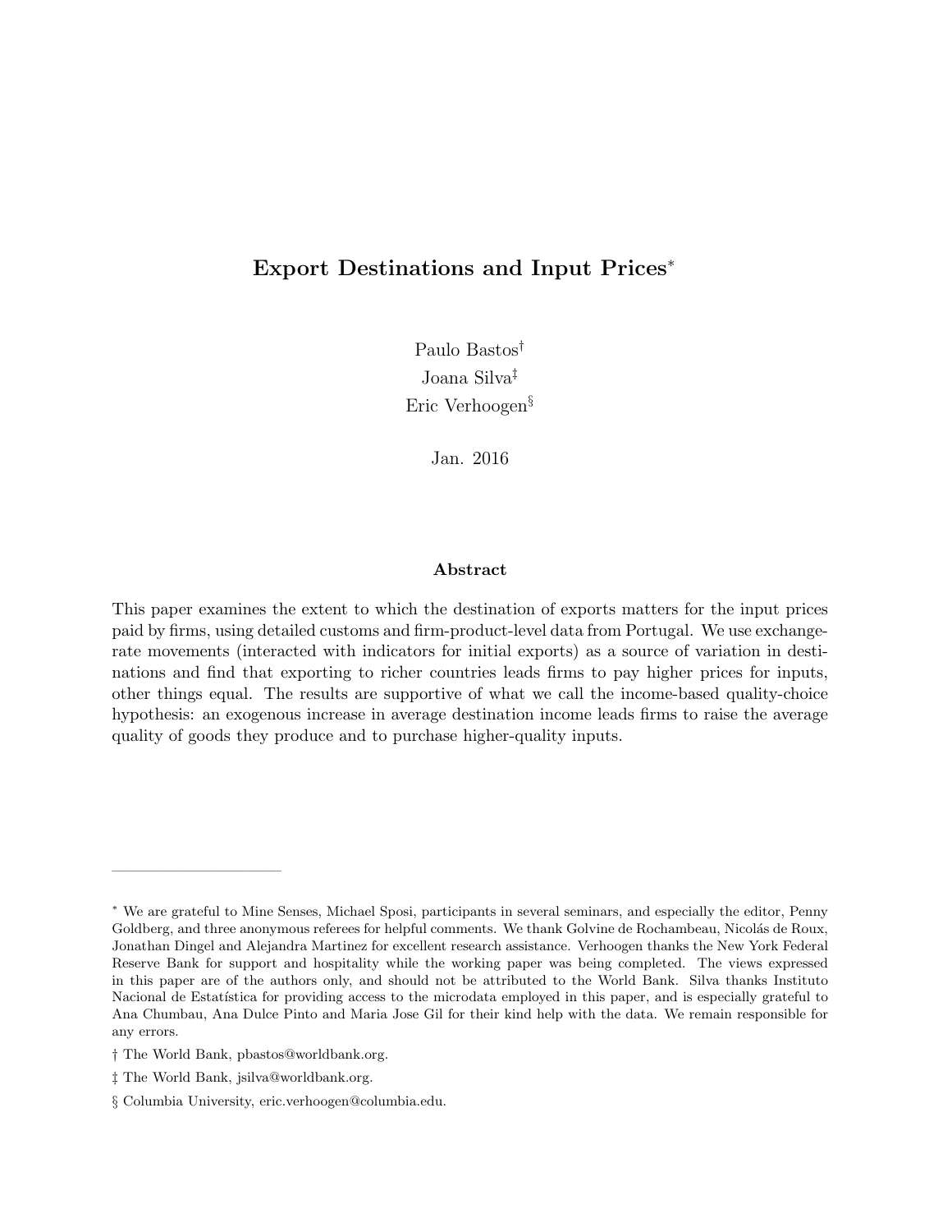# Export Destinations and Input Prices*

Paulo Bastos†
Joana Silva‡
Eric Verhoogen§

Jan. 2016

### Abstract

This paper examines the extent to which the destination of exports matters for the input prices paid by firms, using detailed customs and firm-product-level data from Portugal. We use exchange-rate movements (interacted with indicators for initial exports) as a source of variation in destinations and find that exporting to richer countries leads firms to pay higher prices for inputs, other things equal. The results are supportive of what we call the income-based quality-choice hypothesis: an exogenous increase in average destination income leads firms to raise the average quality of goods they produce and to purchase higher-quality inputs.

---

* We are grateful to Mine Senses, Michael Sposi, participants in several seminars, and especially the editor, Penny Goldberg, and three anonymous referees for helpful comments. We thank Golvine de Rochambeau, Nicolás de Roux, Jonathan Dingel and Alejandra Martinez for excellent research assistance. Verhoogen thanks the New York Federal Reserve Bank for support and hospitality while the working paper was being completed. The views expressed in this paper are of the authors only, and should not be attributed to the World Bank. Silva thanks Instituto Nacional de Estatística for providing access to the microdata employed in this paper, and is especially grateful to Ana Chumbau, Ana Dulce Pinto and Maria Jose Gil for their kind help with the data. We remain responsible for any errors.

† The World Bank, pbastos@worldbank.org.

‡ The World Bank, jsilva@worldbank.org.

§ Columbia University, eric.verhoogen@columbia.edu.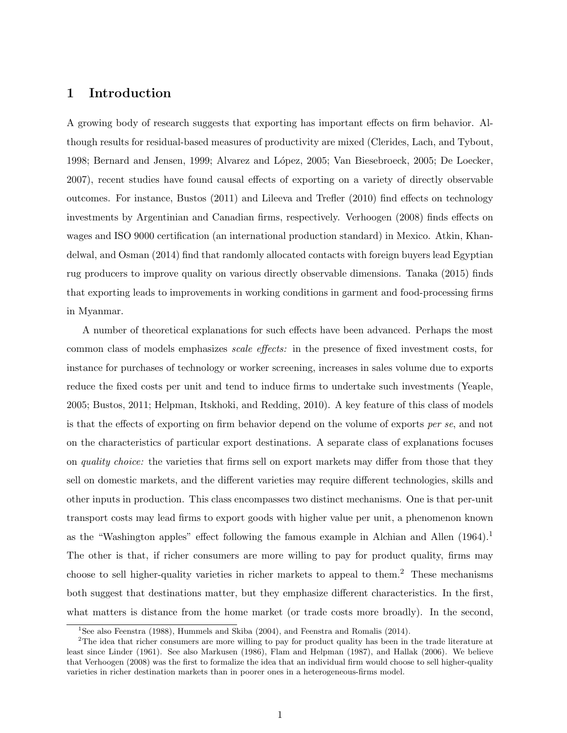# 1 Introduction

A growing body of research suggests that exporting has important effects on firm behavior. Although results for residual-based measures of productivity are mixed (Clerides, Lach, and Tybout, 1998; Bernard and Jensen, 1999; Alvarez and López, 2005; Van Biesebroeck, 2005; De Loecker, 2007), recent studies have found causal effects of exporting on a variety of directly observable outcomes. For instance, Bustos (2011) and Lileeva and Trefler (2010) find effects on technology investments by Argentinian and Canadian firms, respectively. Verhoogen (2008) finds effects on wages and ISO 9000 certification (an international production standard) in Mexico. Atkin, Khandelwal, and Osman (2014) find that randomly allocated contacts with foreign buyers lead Egyptian rug producers to improve quality on various directly observable dimensions. Tanaka (2015) finds that exporting leads to improvements in working conditions in garment and food-processing firms in Myanmar.

A number of theoretical explanations for such effects have been advanced. Perhaps the most common class of models emphasizes *scale effects:* in the presence of fixed investment costs, for instance for purchases of technology or worker screening, increases in sales volume due to exports reduce the fixed costs per unit and tend to induce firms to undertake such investments (Yeaple, 2005; Bustos, 2011; Helpman, Itskhoki, and Redding, 2010). A key feature of this class of models is that the effects of exporting on firm behavior depend on the volume of exports *per se*, and not on the characteristics of particular export destinations. A separate class of explanations focuses on *quality choice:* the varieties that firms sell on export markets may differ from those that they sell on domestic markets, and the different varieties may require different technologies, skills and other inputs in production. This class encompasses two distinct mechanisms. One is that per-unit transport costs may lead firms to export goods with higher value per unit, a phenomenon known as the "Washington apples" effect following the famous example in Alchian and Allen (1964).[1] The other is that, if richer consumers are more willing to pay for product quality, firms may choose to sell higher-quality varieties in richer markets to appeal to them.[2] These mechanisms both suggest that destinations matter, but they emphasize different characteristics. In the first, what matters is distance from the home market (or trade costs more broadly). In the second,

[1] See also Feenstra (1988), Hummels and Skiba (2004), and Feenstra and Romalis (2014).

[2] The idea that richer consumers are more willing to pay for product quality has been in the trade literature at least since Linder (1961). See also Markusen (1986), Flam and Helpman (1987), and Hallak (2006). We believe that Verhoogen (2008) was the first to formalize the idea that an individual firm would choose to sell higher-quality varieties in richer destination markets than in poorer ones in a heterogeneous-firms model.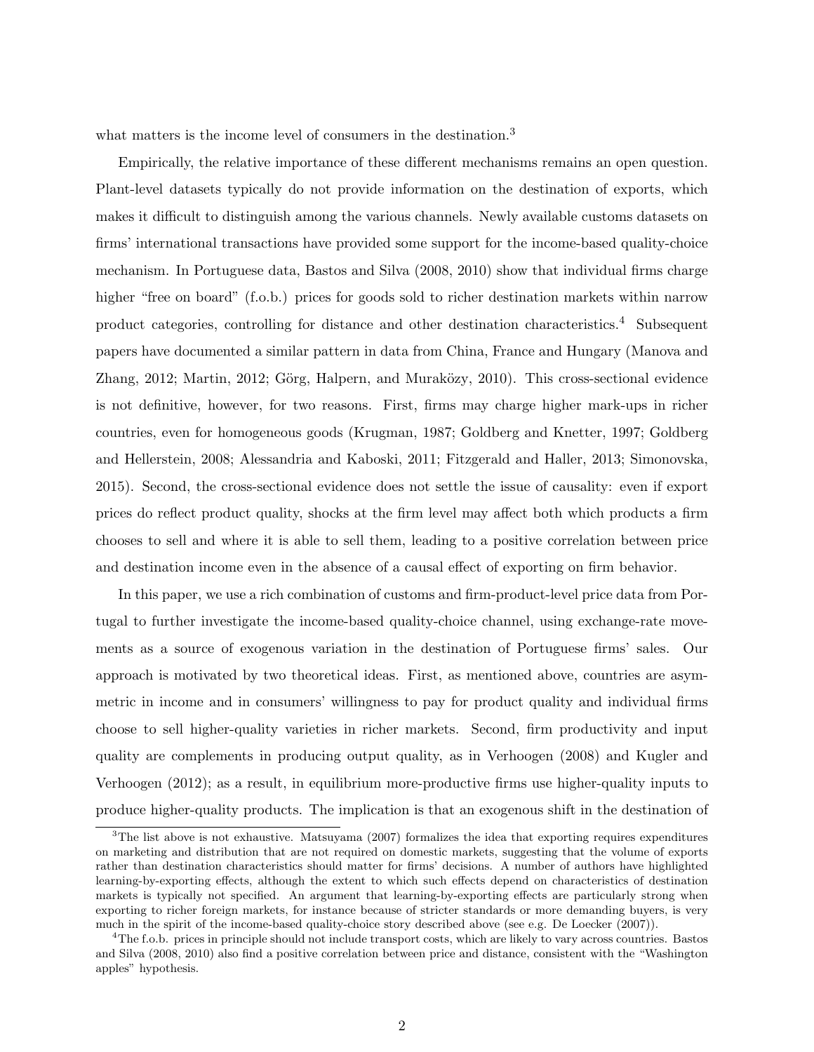what matters is the income level of consumers in the destination.[3]

Empirically, the relative importance of these different mechanisms remains an open question. Plant-level datasets typically do not provide information on the destination of exports, which makes it difficult to distinguish among the various channels. Newly available customs datasets on firms' international transactions have provided some support for the income-based quality-choice mechanism. In Portuguese data, Bastos and Silva (2008, 2010) show that individual firms charge higher "free on board" (f.o.b.) prices for goods sold to richer destination markets within narrow product categories, controlling for distance and other destination characteristics.[4] Subsequent papers have documented a similar pattern in data from China, France and Hungary (Manova and Zhang, 2012; Martin, 2012; Görg, Halpern, and Muraközy, 2010). This cross-sectional evidence is not definitive, however, for two reasons. First, firms may charge higher mark-ups in richer countries, even for homogeneous goods (Krugman, 1987; Goldberg and Knetter, 1997; Goldberg and Hellerstein, 2008; Alessandria and Kaboski, 2011; Fitzgerald and Haller, 2013; Simonovska, 2015). Second, the cross-sectional evidence does not settle the issue of causality: even if export prices do reflect product quality, shocks at the firm level may affect both which products a firm chooses to sell and where it is able to sell them, leading to a positive correlation between price and destination income even in the absence of a causal effect of exporting on firm behavior.

In this paper, we use a rich combination of customs and firm-product-level price data from Portugal to further investigate the income-based quality-choice channel, using exchange-rate movements as a source of exogenous variation in the destination of Portuguese firms' sales. Our approach is motivated by two theoretical ideas. First, as mentioned above, countries are asymmetric in income and in consumers' willingness to pay for product quality and individual firms choose to sell higher-quality varieties in richer markets. Second, firm productivity and input quality are complements in producing output quality, as in Verhoogen (2008) and Kugler and Verhoogen (2012); as a result, in equilibrium more-productive firms use higher-quality inputs to produce higher-quality products. The implication is that an exogenous shift in the destination of

[3] The list above is not exhaustive. Matsuyama (2007) formalizes the idea that exporting requires expenditures on marketing and distribution that are not required on domestic markets, suggesting that the volume of exports rather than destination characteristics should matter for firms' decisions. A number of authors have highlighted learning-by-exporting effects, although the extent to which such effects depend on characteristics of destination markets is typically not specified. An argument that learning-by-exporting effects are particularly strong when exporting to richer foreign markets, for instance because of stricter standards or more demanding buyers, is very much in the spirit of the income-based quality-choice story described above (see e.g. De Loecker (2007)).

[4] The f.o.b. prices in principle should not include transport costs, which are likely to vary across countries. Bastos and Silva (2008, 2010) also find a positive correlation between price and distance, consistent with the "Washington apples" hypothesis.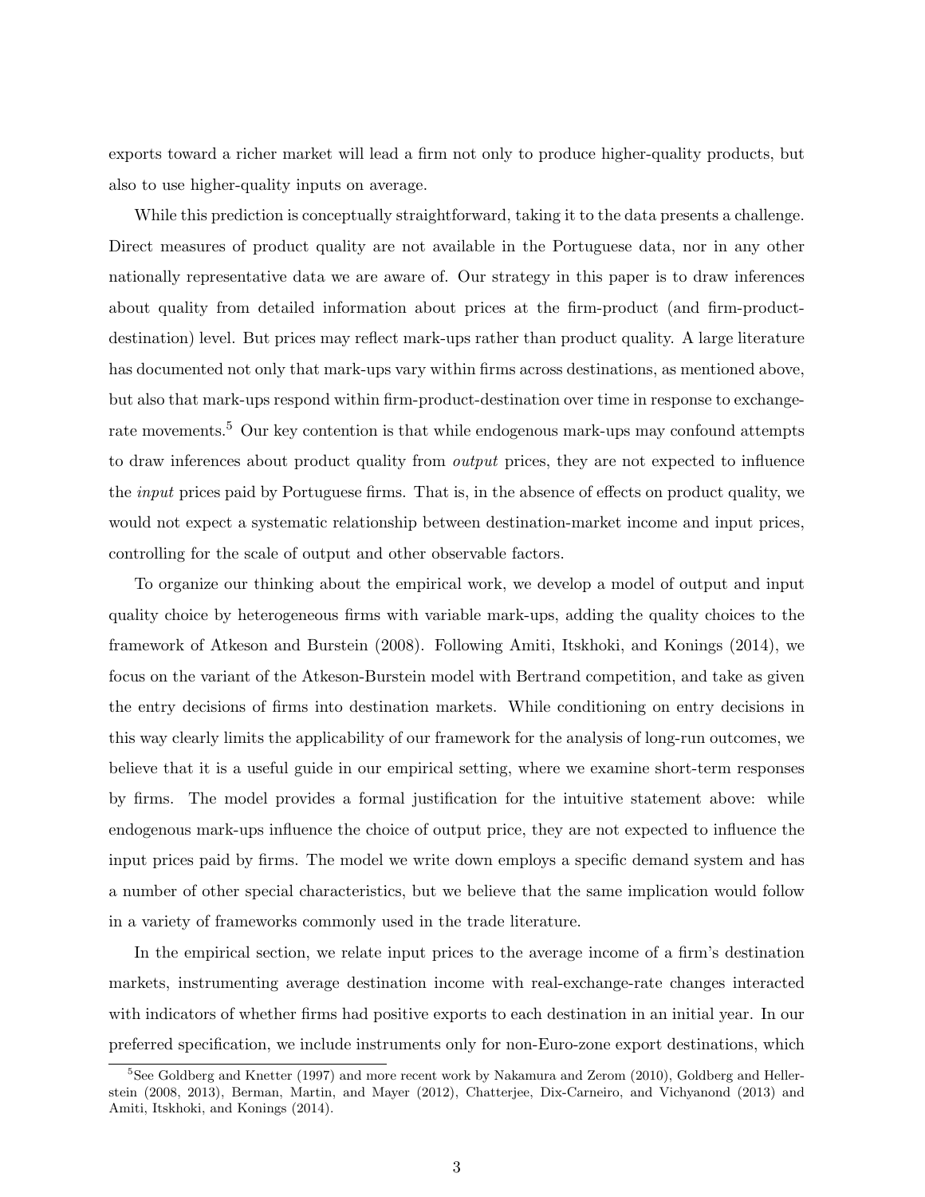exports toward a richer market will lead a firm not only to produce higher-quality products, but also to use higher-quality inputs on average.

While this prediction is conceptually straightforward, taking it to the data presents a challenge. Direct measures of product quality are not available in the Portuguese data, nor in any other nationally representative data we are aware of. Our strategy in this paper is to draw inferences about quality from detailed information about prices at the firm-product (and firm-product-destination) level. But prices may reflect mark-ups rather than product quality. A large literature has documented not only that mark-ups vary within firms across destinations, as mentioned above, but also that mark-ups respond within firm-product-destination over time in response to exchange-rate movements.[5] Our key contention is that while endogenous mark-ups may confound attempts to draw inferences about product quality from *output* prices, they are not expected to influence the *input* prices paid by Portuguese firms. That is, in the absence of effects on product quality, we would not expect a systematic relationship between destination-market income and input prices, controlling for the scale of output and other observable factors.

To organize our thinking about the empirical work, we develop a model of output and input quality choice by heterogeneous firms with variable mark-ups, adding the quality choices to the framework of Atkeson and Burstein (2008). Following Amiti, Itskhoki, and Konings (2014), we focus on the variant of the Atkeson-Burstein model with Bertrand competition, and take as given the entry decisions of firms into destination markets. While conditioning on entry decisions in this way clearly limits the applicability of our framework for the analysis of long-run outcomes, we believe that it is a useful guide in our empirical setting, where we examine short-term responses by firms. The model provides a formal justification for the intuitive statement above: while endogenous mark-ups influence the choice of output price, they are not expected to influence the input prices paid by firms. The model we write down employs a specific demand system and has a number of other special characteristics, but we believe that the same implication would follow in a variety of frameworks commonly used in the trade literature.

In the empirical section, we relate input prices to the average income of a firm's destination markets, instrumenting average destination income with real-exchange-rate changes interacted with indicators of whether firms had positive exports to each destination in an initial year. In our preferred specification, we include instruments only for non-Euro-zone export destinations, which

[5] See Goldberg and Knetter (1997) and more recent work by Nakamura and Zerom (2010), Goldberg and Hellerstein (2008, 2013), Berman, Martin, and Mayer (2012), Chatterjee, Dix-Carneiro, and Vichyanond (2013) and Amiti, Itskhoki, and Konings (2014).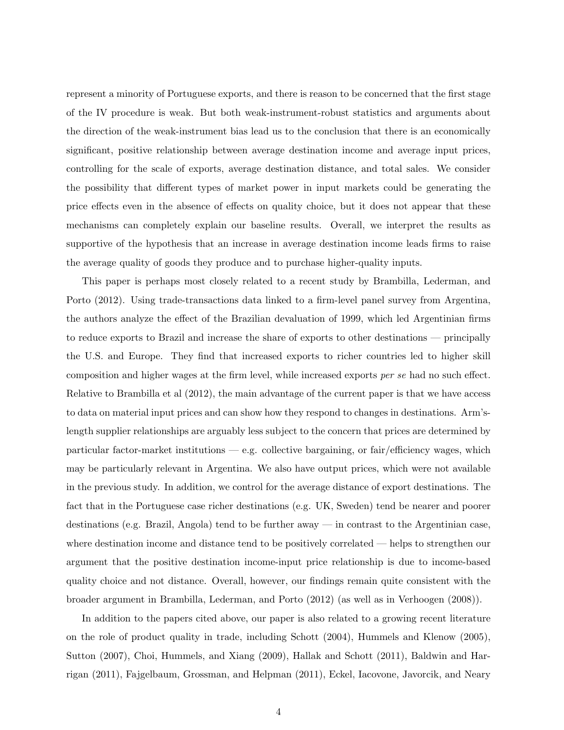represent a minority of Portuguese exports, and there is reason to be concerned that the first stage of the IV procedure is weak. But both weak-instrument-robust statistics and arguments about the direction of the weak-instrument bias lead us to the conclusion that there is an economically significant, positive relationship between average destination income and average input prices, controlling for the scale of exports, average destination distance, and total sales. We consider the possibility that different types of market power in input markets could be generating the price effects even in the absence of effects on quality choice, but it does not appear that these mechanisms can completely explain our baseline results. Overall, we interpret the results as supportive of the hypothesis that an increase in average destination income leads firms to raise the average quality of goods they produce and to purchase higher-quality inputs.

This paper is perhaps most closely related to a recent study by Brambilla, Lederman, and Porto (2012). Using trade-transactions data linked to a firm-level panel survey from Argentina, the authors analyze the effect of the Brazilian devaluation of 1999, which led Argentinian firms to reduce exports to Brazil and increase the share of exports to other destinations — principally the U.S. and Europe. They find that increased exports to richer countries led to higher skill composition and higher wages at the firm level, while increased exports *per se* had no such effect. Relative to Brambilla et al (2012), the main advantage of the current paper is that we have access to data on material input prices and can show how they respond to changes in destinations. Arm's-length supplier relationships are arguably less subject to the concern that prices are determined by particular factor-market institutions — e.g. collective bargaining, or fair/efficiency wages, which may be particularly relevant in Argentina. We also have output prices, which were not available in the previous study. In addition, we control for the average distance of export destinations. The fact that in the Portuguese case richer destinations (e.g. UK, Sweden) tend be nearer and poorer destinations (e.g. Brazil, Angola) tend to be further away — in contrast to the Argentinian case, where destination income and distance tend to be positively correlated — helps to strengthen our argument that the positive destination income-input price relationship is due to income-based quality choice and not distance. Overall, however, our findings remain quite consistent with the broader argument in Brambilla, Lederman, and Porto (2012) (as well as in Verhoogen (2008)).

In addition to the papers cited above, our paper is also related to a growing recent literature on the role of product quality in trade, including Schott (2004), Hummels and Klenow (2005), Sutton (2007), Choi, Hummels, and Xiang (2009), Hallak and Schott (2011), Baldwin and Harrigan (2011), Fajgelbaum, Grossman, and Helpman (2011), Eckel, Iacovone, Javorcik, and Neary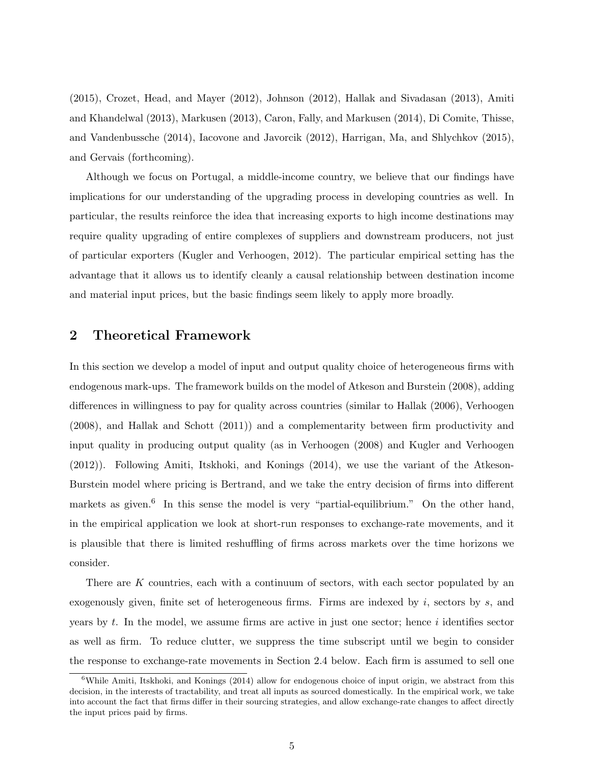(2015), Crozet, Head, and Mayer (2012), Johnson (2012), Hallak and Sivadasan (2013), Amiti and Khandelwal (2013), Markusen (2013), Caron, Fally, and Markusen (2014), Di Comite, Thisse, and Vandenbussche (2014), Iacovone and Javorcik (2012), Harrigan, Ma, and Shlychkov (2015), and Gervais (forthcoming).

Although we focus on Portugal, a middle-income country, we believe that our findings have implications for our understanding of the upgrading process in developing countries as well. In particular, the results reinforce the idea that increasing exports to high income destinations may require quality upgrading of entire complexes of suppliers and downstream producers, not just of particular exporters (Kugler and Verhoogen, 2012). The particular empirical setting has the advantage that it allows us to identify cleanly a causal relationship between destination income and material input prices, but the basic findings seem likely to apply more broadly.

## 2 Theoretical Framework

In this section we develop a model of input and output quality choice of heterogeneous firms with endogenous mark-ups. The framework builds on the model of Atkeson and Burstein (2008), adding differences in willingness to pay for quality across countries (similar to Hallak (2006), Verhoogen (2008), and Hallak and Schott (2011)) and a complementarity between firm productivity and input quality in producing output quality (as in Verhoogen (2008) and Kugler and Verhoogen (2012)). Following Amiti, Itskhoki, and Konings (2014), we use the variant of the Atkeson-Burstein model where pricing is Bertrand, and we take the entry decision of firms into different markets as given.[6] In this sense the model is very "partial-equilibrium." On the other hand, in the empirical application we look at short-run responses to exchange-rate movements, and it is plausible that there is limited reshuffling of firms across markets over the time horizons we consider.

There are $K$ countries, each with a continuum of sectors, with each sector populated by an exogenously given, finite set of heterogeneous firms. Firms are indexed by $i$, sectors by $s$, and years by $t$. In the model, we assume firms are active in just one sector; hence $i$ identifies sector as well as firm. To reduce clutter, we suppress the time subscript until we begin to consider the response to exchange-rate movements in Section 2.4 below. Each firm is assumed to sell one

[6] While Amiti, Itskhoki, and Konings (2014) allow for endogenous choice of input origin, we abstract from this decision, in the interests of tractability, and treat all inputs as sourced domestically. In the empirical work, we take into account the fact that firms differ in their sourcing strategies, and allow exchange-rate changes to affect directly the input prices paid by firms.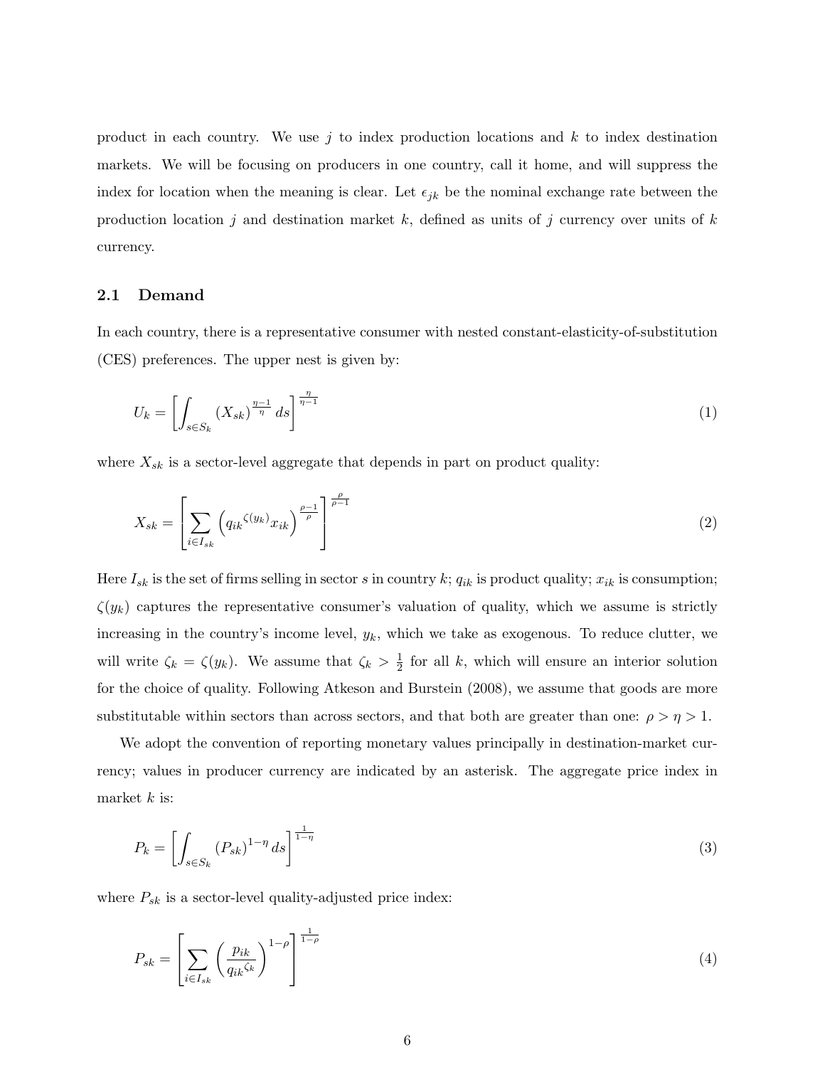product in each country. We use $j$ to index production locations and $k$ to index destination markets. We will be focusing on producers in one country, call it home, and will suppress the index for location when the meaning is clear. Let $\epsilon_{jk}$ be the nominal exchange rate between the production location $j$ and destination market $k$, defined as units of $j$ currency over units of $k$ currency.

### 2.1 Demand

In each country, there is a representative consumer with nested constant-elasticity-of-substitution (CES) preferences. The upper nest is given by:

$$U_k = \left[ \int_{s \in S_k} (X_{sk})^{\frac{\eta-1}{\eta}} ds \right]^{\frac{\eta}{\eta-1}} \tag{1}$$

where $X_{sk}$ is a sector-level aggregate that depends in part on product quality:

$$X_{sk} = \left[ \sum_{i \in I_{sk}} \left( q_{ik}{}^{\zeta(y_k)} x_{ik} \right)^{\frac{\rho-1}{\rho}} \right]^{\frac{\rho}{\rho-1}} \tag{2}$$

Here $I_{sk}$ is the set of firms selling in sector $s$ in country $k$; $q_{ik}$ is product quality; $x_{ik}$ is consumption; $\zeta(y_k)$ captures the representative consumer's valuation of quality, which we assume is strictly increasing in the country's income level, $y_k$, which we take as exogenous. To reduce clutter, we will write $\zeta_k = \zeta(y_k)$. We assume that $\zeta_k > \frac{1}{2}$ for all $k$, which will ensure an interior solution for the choice of quality. Following Atkeson and Burstein (2008), we assume that goods are more substitutable within sectors than across sectors, and that both are greater than one: $\rho > \eta > 1$.

We adopt the convention of reporting monetary values principally in destination-market currency; values in producer currency are indicated by an asterisk. The aggregate price index in market $k$ is:

$$P_k = \left[ \int_{s \in S_k} (P_{sk})^{1-\eta} ds \right]^{\frac{1}{1-\eta}} \tag{3}$$

where $P_{sk}$ is a sector-level quality-adjusted price index:

$$P_{sk} = \left[ \sum_{i \in I_{sk}} \left( \frac{p_{ik}}{q_{ik}{}^{\zeta_k}} \right)^{1-\rho} \right]^{\frac{1}{1-\rho}} \tag{4}$$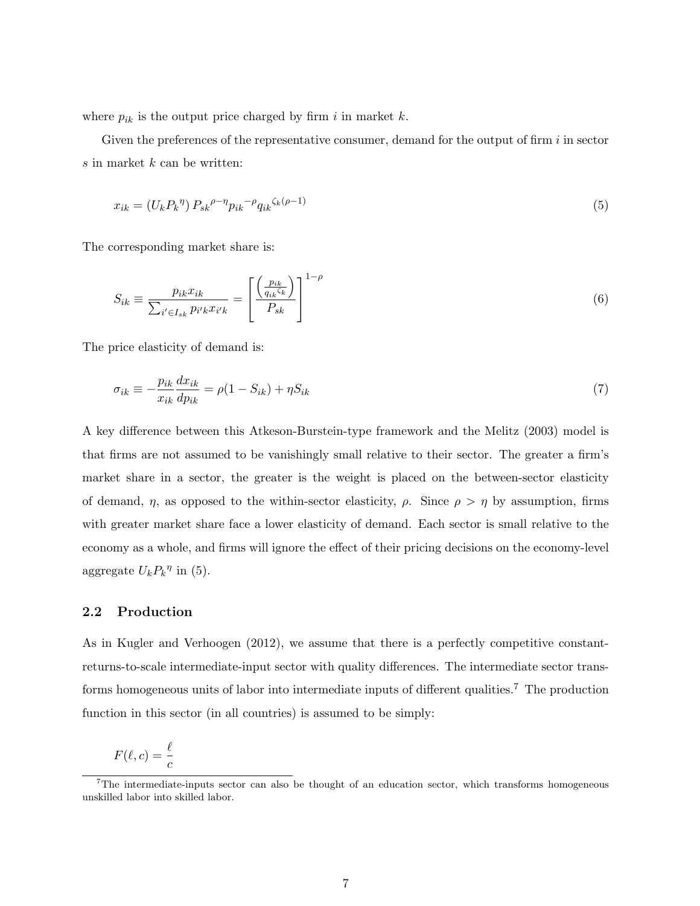where $p_{ik}$ is the output price charged by firm $i$ in market $k$.

Given the preferences of the representative consumer, demand for the output of firm $i$ in sector $s$ in market $k$ can be written:

$$x_{ik} = \left(U_k {P_k}^{\eta}\right) {P_{sk}}^{\rho-\eta} {p_{ik}}^{-\rho} {q_{ik}}^{\zeta_k(\rho-1)} \tag{5}$$

The corresponding market share is:

$$S_{ik} \equiv \frac{p_{ik} x_{ik}}{\sum_{i' \in I_{sk}} p_{i'k} x_{i'k}} = \left[ \frac{\left( \frac{p_{ik}}{{q_{ik}}^{\zeta_k}} \right)}{P_{sk}} \right]^{1-\rho} \tag{6}$$

The price elasticity of demand is:

$$\sigma_{ik} \equiv -\frac{p_{ik}}{x_{ik}} \frac{dx_{ik}}{dp_{ik}} = \rho(1 - S_{ik}) + \eta S_{ik} \tag{7}$$

A key difference between this Atkeson-Burstein-type framework and the Melitz (2003) model is that firms are not assumed to be vanishingly small relative to their sector. The greater a firm's market share in a sector, the greater is the weight is placed on the between-sector elasticity of demand, $\eta$, as opposed to the within-sector elasticity, $\rho$. Since $\rho > \eta$ by assumption, firms with greater market share face a lower elasticity of demand. Each sector is small relative to the economy as a whole, and firms will ignore the effect of their pricing decisions on the economy-level aggregate $U_k {P_k}^{\eta}$ in (5).

## 2.2 Production

As in Kugler and Verhoogen (2012), we assume that there is a perfectly competitive constant-returns-to-scale intermediate-input sector with quality differences. The intermediate sector transforms homogeneous units of labor into intermediate inputs of different qualities.[7] The production function in this sector (in all countries) is assumed to be simply:

$$F(\ell, c) = \frac{\ell}{c}$$

[7] The intermediate-inputs sector can also be thought of an education sector, which transforms homogeneous unskilled labor into skilled labor.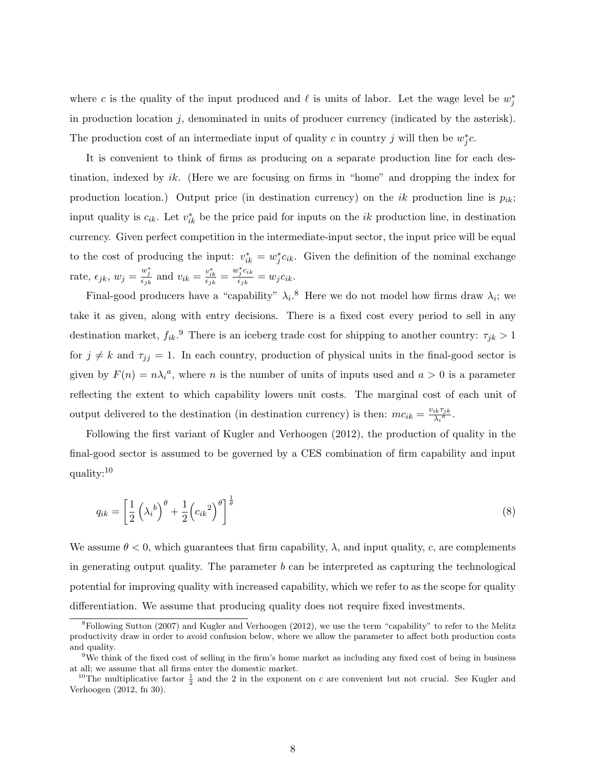where $c$ is the quality of the input produced and $\ell$ is units of labor. Let the wage level be $w_j^*$ in production location $j$, denominated in units of producer currency (indicated by the asterisk). The production cost of an intermediate input of quality $c$ in country $j$ will then be $w_j^* c$.

It is convenient to think of firms as producing on a separate production line for each destination, indexed by $ik$. (Here we are focusing on firms in "home" and dropping the index for production location.) Output price (in destination currency) on the $ik$ production line is $p_{ik}$; input quality is $c_{ik}$. Let $v_{ik}^*$ be the price paid for inputs on the $ik$ production line, in destination currency. Given perfect competition in the intermediate-input sector, the input price will be equal to the cost of producing the input: $v_{ik}^* = w_j^* c_{ik}$. Given the definition of the nominal exchange rate, $\epsilon_{jk}$, $w_j = \frac{w_j^*}{\epsilon_{jk}}$ and $v_{ik} = \frac{v_{ik}^*}{\epsilon_{jk}} = \frac{w_j^* c_{ik}}{\epsilon_{jk}} = w_j c_{ik}$.

Final-good producers have a "capability" $\lambda_i$.[8] Here we do not model how firms draw $\lambda_i$; we take it as given, along with entry decisions. There is a fixed cost every period to sell in any destination market, $f_{ik}$.[9] There is an iceberg trade cost for shipping to another country: $\tau_{jk} > 1$ for $j \neq k$ and $\tau_{jj} = 1$. In each country, production of physical units in the final-good sector is given by $F(n) = n\lambda_i{}^a$, where $n$ is the number of units of inputs used and $a > 0$ is a parameter reflecting the extent to which capability lowers unit costs. The marginal cost of each unit of output delivered to the destination (in destination currency) is then: $mc_{ik} = \frac{v_{ik}\tau_{jk}}{\lambda_i{}^a}$.

Following the first variant of Kugler and Verhoogen (2012), the production of quality in the final-good sector is assumed to be governed by a CES combination of firm capability and input quality:[10]

$$q_{ik} = \left[\frac{1}{2}\left(\lambda_i{}^b\right)^\theta + \frac{1}{2}\left(c_{ik}{}^2\right)^\theta\right]^{\frac{1}{\theta}} \tag{8}$$

We assume $\theta < 0$, which guarantees that firm capability, $\lambda$, and input quality, $c$, are complements in generating output quality. The parameter $b$ can be interpreted as capturing the technological potential for improving quality with increased capability, which we refer to as the scope for quality differentiation. We assume that producing quality does not require fixed investments.

[8] Following Sutton (2007) and Kugler and Verhoogen (2012), we use the term "capability" to refer to the Melitz productivity draw in order to avoid confusion below, where we allow the parameter to affect both production costs and quality.

[9] We think of the fixed cost of selling in the firm's home market as including any fixed cost of being in business at all; we assume that all firms enter the domestic market.

[10] The multiplicative factor $\frac{1}{2}$ and the 2 in the exponent on $c$ are convenient but not crucial. See Kugler and Verhoogen (2012, fn 30).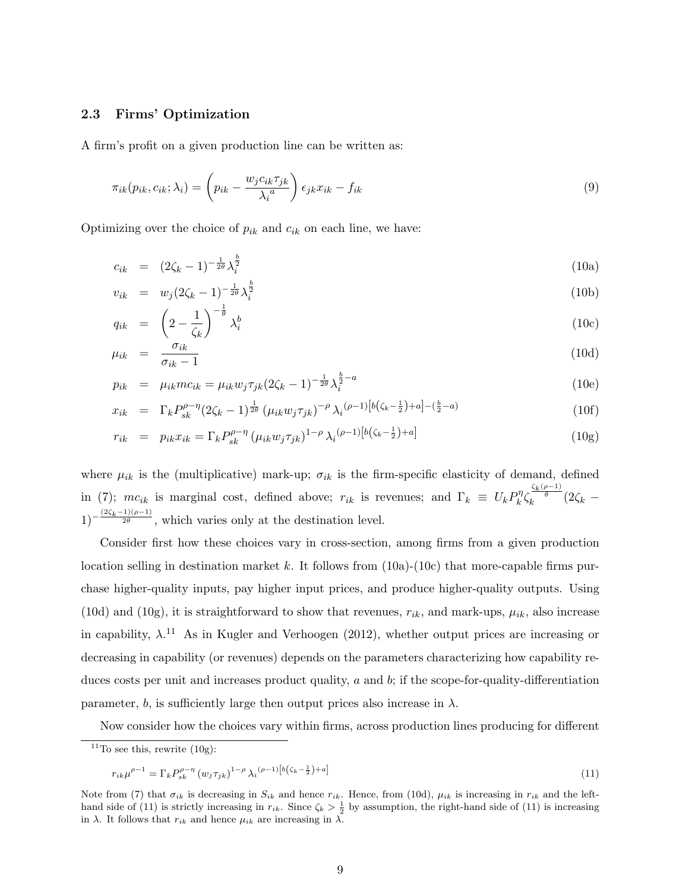### 2.3 Firms' Optimization

A firm's profit on a given production line can be written as:

$$\pi_{ik}(p_{ik}, c_{ik}; \lambda_i) = \left(p_{ik} - \frac{w_j c_{ik} \tau_{jk}}{\lambda_i{}^a}\right) \epsilon_{jk} x_{ik} - f_{ik} \tag{9}$$

Optimizing over the choice of $p_{ik}$ and $c_{ik}$ on each line, we have:

$$c_{ik} = (2\zeta_k - 1)^{-\frac{1}{2\theta}} \lambda_i^{\frac{b}{2}} \tag{10a}$$

$$v_{ik} = w_j (2\zeta_k - 1)^{-\frac{1}{2\theta}} \lambda_i^{\frac{b}{2}} \tag{10b}$$

$$q_{ik} = \left(2 - \frac{1}{\zeta_k}\right)^{-\frac{1}{\theta}} \lambda_i^b \tag{10c}$$

$$\mu_{ik} = \frac{\sigma_{ik}}{\sigma_{ik} - 1} \tag{10d}$$

$$p_{ik} = \mu_{ik} mc_{ik} = \mu_{ik} w_j \tau_{jk} (2\zeta_k - 1)^{-\frac{1}{2\theta}} \lambda_i^{\frac{b}{2} - a} \tag{10e}$$

$$x_{ik} = \Gamma_k P_{sk}^{\rho - \eta} (2\zeta_k - 1)^{\frac{1}{2\theta}} \left(\mu_{ik} w_j \tau_{jk}\right)^{-\rho} \lambda_i{}^{(\rho-1)\left[b\left(\zeta_k - \frac{1}{2}\right) + a\right] - \left(\frac{b}{2} - a\right)} \tag{10f}$$

$$r_{ik} = p_{ik} x_{ik} = \Gamma_k P_{sk}^{\rho - \eta} \left(\mu_{ik} w_j \tau_{jk}\right)^{1-\rho} \lambda_i{}^{(\rho-1)\left[b\left(\zeta_k - \frac{1}{2}\right) + a\right]} \tag{10g}$$

where $\mu_{ik}$ is the (multiplicative) mark-up; $\sigma_{ik}$ is the firm-specific elasticity of demand, defined in (7); $mc_{ik}$ is marginal cost, defined above; $r_{ik}$ is revenues; and $\Gamma_k \equiv U_k P_k^{\eta} \zeta_k^{\frac{\zeta_k(\rho-1)}{\theta}} (2\zeta_k - 1)^{-\frac{(2\zeta_k - 1)(\rho-1)}{2\theta}}$, which varies only at the destination level.

Consider first how these choices vary in cross-section, among firms from a given production location selling in destination market $k$. It follows from (10a)-(10c) that more-capable firms purchase higher-quality inputs, pay higher input prices, and produce higher-quality outputs. Using (10d) and (10g), it is straightforward to show that revenues, $r_{ik}$, and mark-ups, $\mu_{ik}$, also increase in capability, $\lambda$.[11] As in Kugler and Verhoogen (2012), whether output prices are increasing or decreasing in capability (or revenues) depends on the parameters characterizing how capability reduces costs per unit and increases product quality, $a$ and $b$; if the scope-for-quality-differentiation parameter, $b$, is sufficiently large then output prices also increase in $\lambda$.

Now consider how the choices vary within firms, across production lines producing for different

---

[11] To see this, rewrite (10g):

$$r_{ik} \mu^{\rho - 1} = \Gamma_k P_{sk}^{\rho - \eta} \left(w_j \tau_{jk}\right)^{1-\rho} \lambda_i{}^{(\rho-1)\left[b\left(\zeta_k - \frac{1}{2}\right) + a\right]} \tag{11}$$

Note from (7) that $\sigma_{ik}$ is decreasing in $S_{ik}$ and hence $r_{ik}$. Hence, from (10d), $\mu_{ik}$ is increasing in $r_{ik}$ and the left-hand side of (11) is strictly increasing in $r_{ik}$. Since $\zeta_k > \frac{1}{2}$ by assumption, the right-hand side of (11) is increasing in $\lambda$. It follows that $r_{ik}$ and hence $\mu_{ik}$ are increasing in $\lambda$.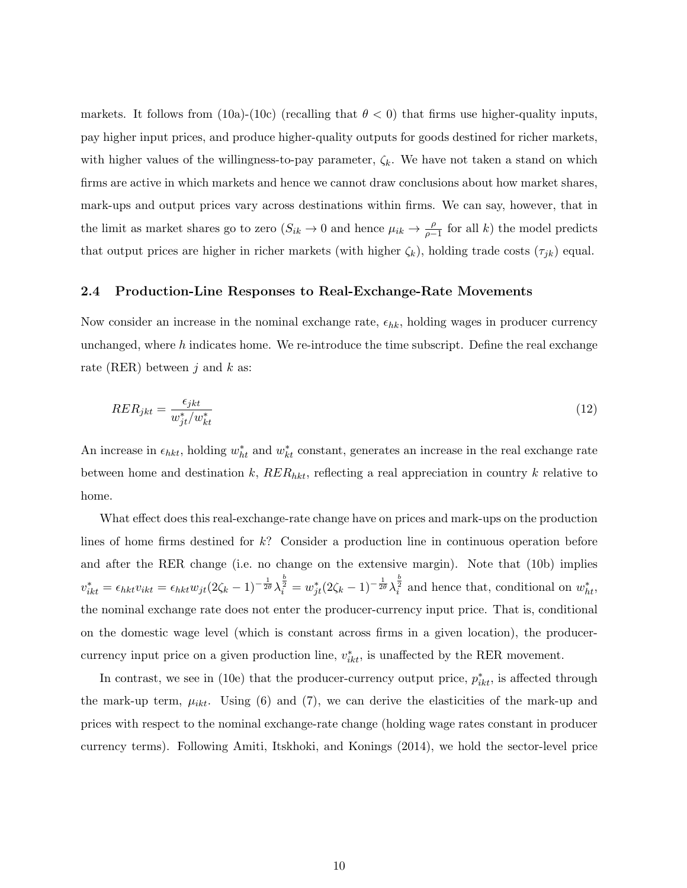markets. It follows from (10a)-(10c) (recalling that $\theta < 0$) that firms use higher-quality inputs, pay higher input prices, and produce higher-quality outputs for goods destined for richer markets, with higher values of the willingness-to-pay parameter, $\zeta_k$. We have not taken a stand on which firms are active in which markets and hence we cannot draw conclusions about how market shares, mark-ups and output prices vary across destinations within firms. We can say, however, that in the limit as market shares go to zero ($S_{ik} \to 0$ and hence $\mu_{ik} \to \frac{\rho}{\rho-1}$ for all $k$) the model predicts that output prices are higher in richer markets (with higher $\zeta_k$), holding trade costs ($\tau_{jk}$) equal.

### 2.4 Production-Line Responses to Real-Exchange-Rate Movements

Now consider an increase in the nominal exchange rate, $\epsilon_{hk}$, holding wages in producer currency unchanged, where $h$ indicates home. We re-introduce the time subscript. Define the real exchange rate (RER) between $j$ and $k$ as:

$$RER_{jkt} = \frac{\epsilon_{jkt}}{w^*_{jt}/w^*_{kt}} \tag{12}$$

An increase in $\epsilon_{hkt}$, holding $w^*_{ht}$ and $w^*_{kt}$ constant, generates an increase in the real exchange rate between home and destination $k$, $RER_{hkt}$, reflecting a real appreciation in country $k$ relative to home.

What effect does this real-exchange-rate change have on prices and mark-ups on the production lines of home firms destined for $k$? Consider a production line in continuous operation before and after the RER change (i.e. no change on the extensive margin). Note that (10b) implies $v^*_{ikt} = \epsilon_{hkt} v_{ikt} = \epsilon_{hkt} w_{jt} (2\zeta_k - 1)^{-\frac{1}{2\theta}} \lambda_i^{\frac{b}{2}} = w^*_{jt} (2\zeta_k - 1)^{-\frac{1}{2\theta}} \lambda_i^{\frac{b}{2}}$ and hence that, conditional on $w^*_{ht}$, the nominal exchange rate does not enter the producer-currency input price. That is, conditional on the domestic wage level (which is constant across firms in a given location), the producer-currency input price on a given production line, $v^*_{ikt}$, is unaffected by the RER movement.

In contrast, we see in (10e) that the producer-currency output price, $p^*_{ikt}$, is affected through the mark-up term, $\mu_{ikt}$. Using (6) and (7), we can derive the elasticities of the mark-up and prices with respect to the nominal exchange-rate change (holding wage rates constant in producer currency terms). Following Amiti, Itskhoki, and Konings (2014), we hold the sector-level price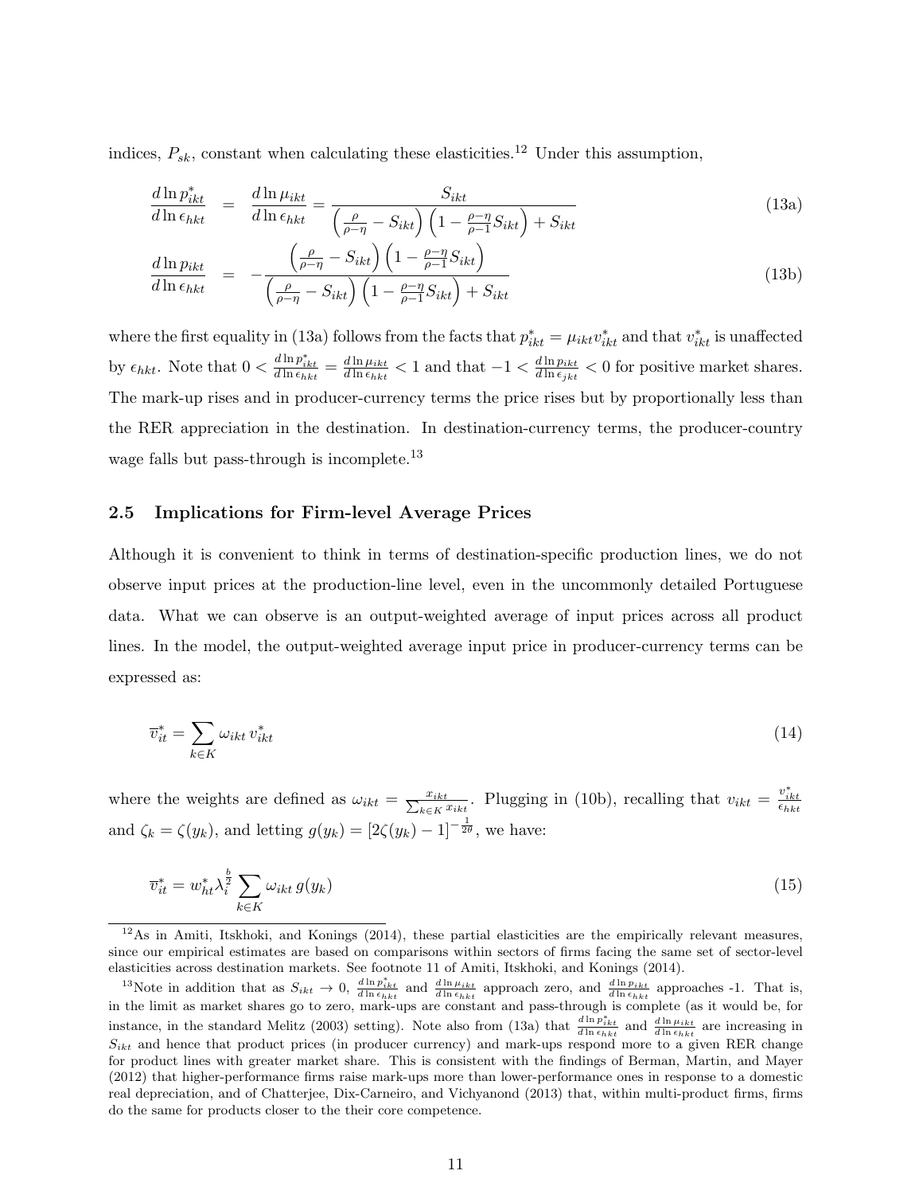indices, $P_{sk}$, constant when calculating these elasticities.[12] Under this assumption,

$$\frac{d\ln p^*_{ikt}}{d\ln \epsilon_{hkt}} = \frac{d\ln \mu_{ikt}}{d\ln \epsilon_{hkt}} = \frac{S_{ikt}}{\left(\frac{\rho}{\rho-\eta} - S_{ikt}\right)\left(1 - \frac{\rho-\eta}{\rho-1}S_{ikt}\right) + S_{ikt}} \tag{13a}$$

$$\frac{d\ln p_{ikt}}{d\ln \epsilon_{hkt}} = -\frac{\left(\frac{\rho}{\rho-\eta} - S_{ikt}\right)\left(1 - \frac{\rho-\eta}{\rho-1}S_{ikt}\right)}{\left(\frac{\rho}{\rho-\eta} - S_{ikt}\right)\left(1 - \frac{\rho-\eta}{\rho-1}S_{ikt}\right) + S_{ikt}} \tag{13b}$$

where the first equality in (13a) follows from the facts that $p^*_{ikt} = \mu_{ikt} v^*_{ikt}$ and that $v^*_{ikt}$ is unaffected by $\epsilon_{hkt}$. Note that $0 < \frac{d\ln p^*_{ikt}}{d\ln \epsilon_{hkt}} = \frac{d\ln \mu_{ikt}}{d\ln \epsilon_{hkt}} < 1$ and that $-1 < \frac{d\ln p_{ikt}}{d\ln \epsilon_{jkt}} < 0$ for positive market shares. The mark-up rises and in producer-currency terms the price rises but by proportionally less than the RER appreciation in the destination. In destination-currency terms, the producer-country wage falls but pass-through is incomplete.[13]

## 2.5 Implications for Firm-level Average Prices

Although it is convenient to think in terms of destination-specific production lines, we do not observe input prices at the production-line level, even in the uncommonly detailed Portuguese data. What we can observe is an output-weighted average of input prices across all product lines. In the model, the output-weighted average input price in producer-currency terms can be expressed as:

$$\overline{v}^*_{it} = \sum_{k\in K} \omega_{ikt}\, v^*_{ikt} \tag{14}$$

where the weights are defined as $\omega_{ikt} = \frac{x_{ikt}}{\sum_{k\in K} x_{ikt}}$. Plugging in (10b), recalling that $v_{ikt} = \frac{v^*_{ikt}}{\epsilon_{hkt}}$ and $\zeta_k = \zeta(y_k)$, and letting $g(y_k) = [2\zeta(y_k) - 1]^{-\frac{1}{2\theta}}$, we have:

$$\overline{v}^*_{it} = w^*_{ht} \lambda_i^{\frac{b}{2}} \sum_{k\in K} \omega_{ikt}\, g(y_k) \tag{15}$$

[12] As in Amiti, Itskhoki, and Konings (2014), these partial elasticities are the empirically relevant measures, since our empirical estimates are based on comparisons within sectors of firms facing the same set of sector-level elasticities across destination markets. See footnote 11 of Amiti, Itskhoki, and Konings (2014).

[13] Note in addition that as $S_{ikt} \to 0$, $\frac{d\ln p^*_{ikt}}{d\ln \epsilon_{hkt}}$ and $\frac{d\ln \mu_{ikt}}{d\ln \epsilon_{hkt}}$ approach zero, and $\frac{d\ln p_{ikt}}{d\ln \epsilon_{hkt}}$ approaches -1. That is, in the limit as market shares go to zero, mark-ups are constant and pass-through is complete (as it would be, for instance, in the standard Melitz (2003) setting). Note also from (13a) that $\frac{d\ln p^*_{ikt}}{d\ln \epsilon_{hkt}}$ and $\frac{d\ln \mu_{ikt}}{d\ln \epsilon_{hkt}}$ are increasing in $S_{ikt}$ and hence that product prices (in producer currency) and mark-ups respond more to a given RER change for product lines with greater market share. This is consistent with the findings of Berman, Martin, and Mayer (2012) that higher-performance firms raise mark-ups more than lower-performance ones in response to a domestic real depreciation, and of Chatterjee, Dix-Carneiro, and Vichyanond (2013) that, within multi-product firms, firms do the same for products closer to the their core competence.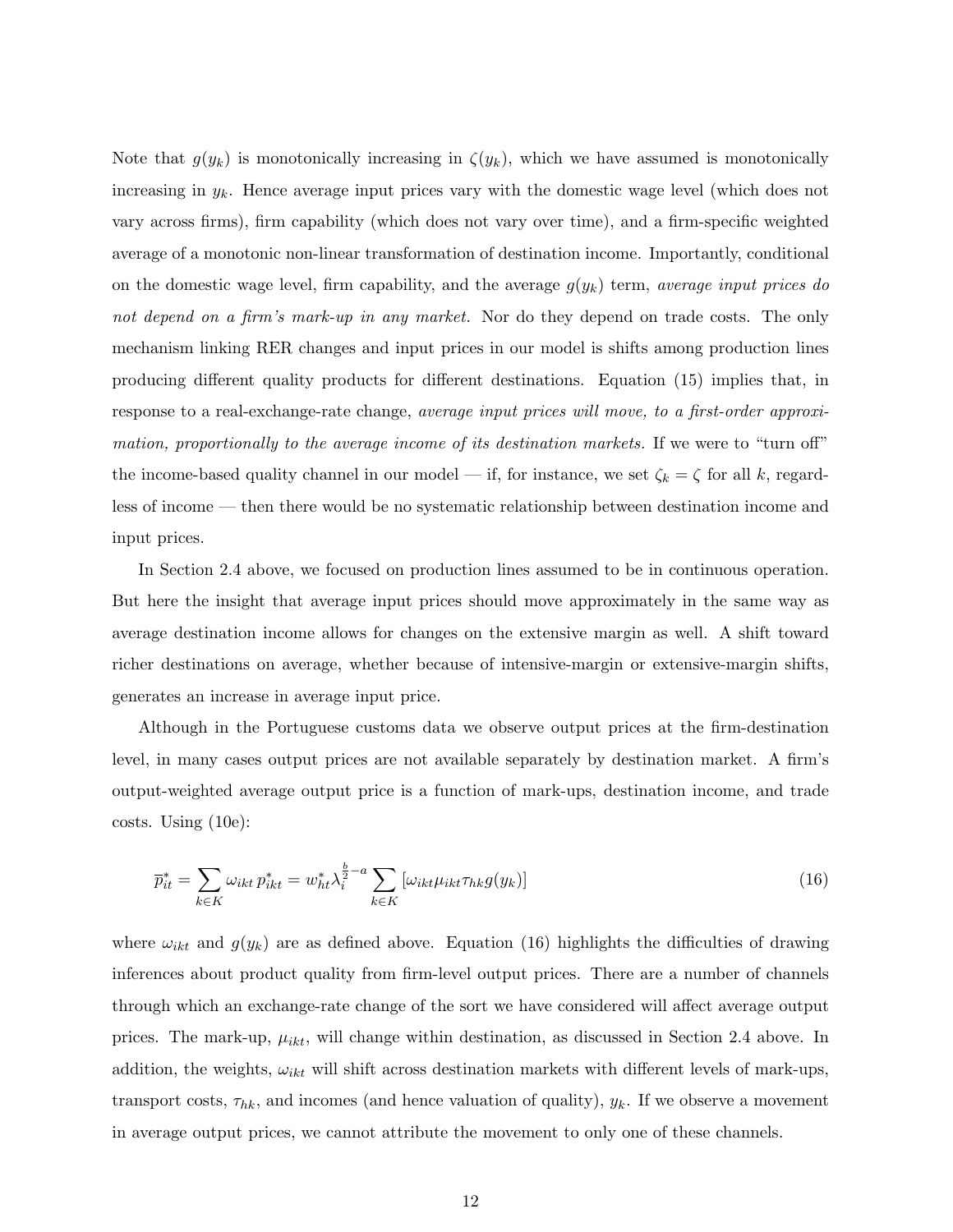Note that $g(y_k)$ is monotonically increasing in $\zeta(y_k)$, which we have assumed is monotonically increasing in $y_k$. Hence average input prices vary with the domestic wage level (which does not vary across firms), firm capability (which does not vary over time), and a firm-specific weighted average of a monotonic non-linear transformation of destination income. Importantly, conditional on the domestic wage level, firm capability, and the average $g(y_k)$ term, *average input prices do not depend on a firm's mark-up in any market.* Nor do they depend on trade costs. The only mechanism linking RER changes and input prices in our model is shifts among production lines producing different quality products for different destinations. Equation (15) implies that, in response to a real-exchange-rate change, *average input prices will move, to a first-order approximation, proportionally to the average income of its destination markets.* If we were to "turn off" the income-based quality channel in our model — if, for instance, we set $\zeta_k = \zeta$ for all $k$, regardless of income — then there would be no systematic relationship between destination income and input prices.

In Section 2.4 above, we focused on production lines assumed to be in continuous operation. But here the insight that average input prices should move approximately in the same way as average destination income allows for changes on the extensive margin as well. A shift toward richer destinations on average, whether because of intensive-margin or extensive-margin shifts, generates an increase in average input price.

Although in the Portuguese customs data we observe output prices at the firm-destination level, in many cases output prices are not available separately by destination market. A firm's output-weighted average output price is a function of mark-ups, destination income, and trade costs. Using (10e):

$$\overline{p}^*_{it} = \sum_{k \in K} \omega_{ikt}\, p^*_{ikt} = w^*_{ht} \lambda_i^{\frac{b}{2}-a} \sum_{k \in K} \left[\omega_{ikt} \mu_{ikt} \tau_{hk} g(y_k)\right] \tag{16}$$

where $\omega_{ikt}$ and $g(y_k)$ are as defined above. Equation (16) highlights the difficulties of drawing inferences about product quality from firm-level output prices. There are a number of channels through which an exchange-rate change of the sort we have considered will affect average output prices. The mark-up, $\mu_{ikt}$, will change within destination, as discussed in Section 2.4 above. In addition, the weights, $\omega_{ikt}$ will shift across destination markets with different levels of mark-ups, transport costs, $\tau_{hk}$, and incomes (and hence valuation of quality), $y_k$. If we observe a movement in average output prices, we cannot attribute the movement to only one of these channels.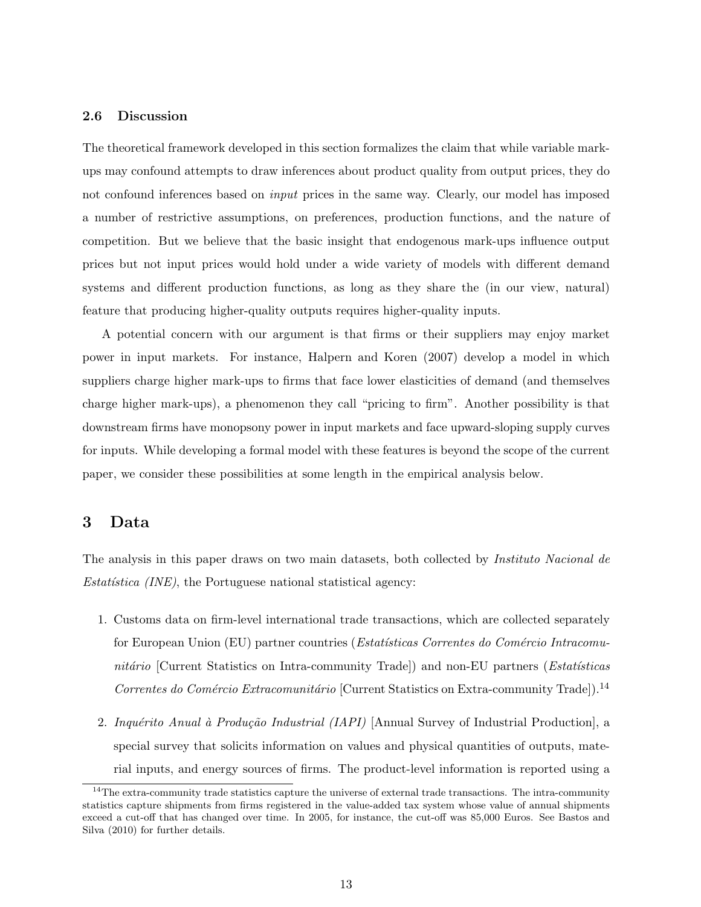### 2.6 Discussion

The theoretical framework developed in this section formalizes the claim that while variable mark-ups may confound attempts to draw inferences about product quality from output prices, they do not confound inferences based on *input* prices in the same way. Clearly, our model has imposed a number of restrictive assumptions, on preferences, production functions, and the nature of competition. But we believe that the basic insight that endogenous mark-ups influence output prices but not input prices would hold under a wide variety of models with different demand systems and different production functions, as long as they share the (in our view, natural) feature that producing higher-quality outputs requires higher-quality inputs.

A potential concern with our argument is that firms or their suppliers may enjoy market power in input markets. For instance, Halpern and Koren (2007) develop a model in which suppliers charge higher mark-ups to firms that face lower elasticities of demand (and themselves charge higher mark-ups), a phenomenon they call "pricing to firm". Another possibility is that downstream firms have monopsony power in input markets and face upward-sloping supply curves for inputs. While developing a formal model with these features is beyond the scope of the current paper, we consider these possibilities at some length in the empirical analysis below.

## 3 Data

The analysis in this paper draws on two main datasets, both collected by *Instituto Nacional de Estatística (INE)*, the Portuguese national statistical agency:

1. Customs data on firm-level international trade transactions, which are collected separately for European Union (EU) partner countries (*Estatísticas Correntes do Comércio Intracomunitário* [Current Statistics on Intra-community Trade]) and non-EU partners (*Estatísticas Correntes do Comércio Extracomunitário* [Current Statistics on Extra-community Trade]).[14]

2. *Inquérito Anual à Produção Industrial (IAPI)* [Annual Survey of Industrial Production], a special survey that solicits information on values and physical quantities of outputs, material inputs, and energy sources of firms. The product-level information is reported using a

[14] The extra-community trade statistics capture the universe of external trade transactions. The intra-community statistics capture shipments from firms registered in the value-added tax system whose value of annual shipments exceed a cut-off that has changed over time. In 2005, for instance, the cut-off was 85,000 Euros. See Bastos and Silva (2010) for further details.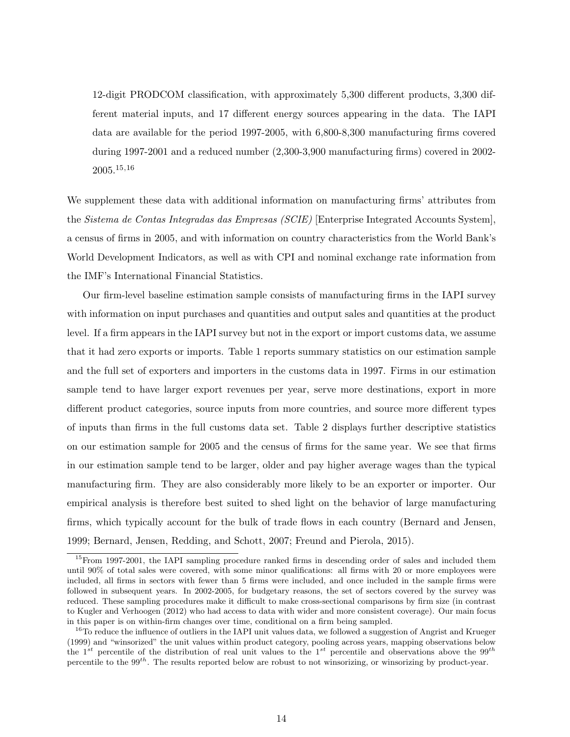12-digit PRODCOM classification, with approximately 5,300 different products, 3,300 different material inputs, and 17 different energy sources appearing in the data. The IAPI data are available for the period 1997-2005, with 6,800-8,300 manufacturing firms covered during 1997-2001 and a reduced number (2,300-3,900 manufacturing firms) covered in 2002-2005.[15,16]

We supplement these data with additional information on manufacturing firms' attributes from the *Sistema de Contas Integradas das Empresas (SCIE)* [Enterprise Integrated Accounts System], a census of firms in 2005, and with information on country characteristics from the World Bank's World Development Indicators, as well as with CPI and nominal exchange rate information from the IMF's International Financial Statistics.

Our firm-level baseline estimation sample consists of manufacturing firms in the IAPI survey with information on input purchases and quantities and output sales and quantities at the product level. If a firm appears in the IAPI survey but not in the export or import customs data, we assume that it had zero exports or imports. Table 1 reports summary statistics on our estimation sample and the full set of exporters and importers in the customs data in 1997. Firms in our estimation sample tend to have larger export revenues per year, serve more destinations, export in more different product categories, source inputs from more countries, and source more different types of inputs than firms in the full customs data set. Table 2 displays further descriptive statistics on our estimation sample for 2005 and the census of firms for the same year. We see that firms in our estimation sample tend to be larger, older and pay higher average wages than the typical manufacturing firm. They are also considerably more likely to be an exporter or importer. Our empirical analysis is therefore best suited to shed light on the behavior of large manufacturing firms, which typically account for the bulk of trade flows in each country (Bernard and Jensen, 1999; Bernard, Jensen, Redding, and Schott, 2007; Freund and Pierola, 2015).

[15] From 1997-2001, the IAPI sampling procedure ranked firms in descending order of sales and included them until 90% of total sales were covered, with some minor qualifications: all firms with 20 or more employees were included, all firms in sectors with fewer than 5 firms were included, and once included in the sample firms were followed in subsequent years. In 2002-2005, for budgetary reasons, the set of sectors covered by the survey was reduced. These sampling procedures make it difficult to make cross-sectional comparisons by firm size (in contrast to Kugler and Verhoogen (2012) who had access to data with wider and more consistent coverage). Our main focus in this paper is on within-firm changes over time, conditional on a firm being sampled.

[16] To reduce the influence of outliers in the IAPI unit values data, we followed a suggestion of Angrist and Krueger (1999) and "winsorized" the unit values within product category, pooling across years, mapping observations below the $1^{st}$ percentile of the distribution of real unit values to the $1^{st}$ percentile and observations above the $99^{th}$ percentile to the $99^{th}$. The results reported below are robust to not winsorizing, or winsorizing by product-year.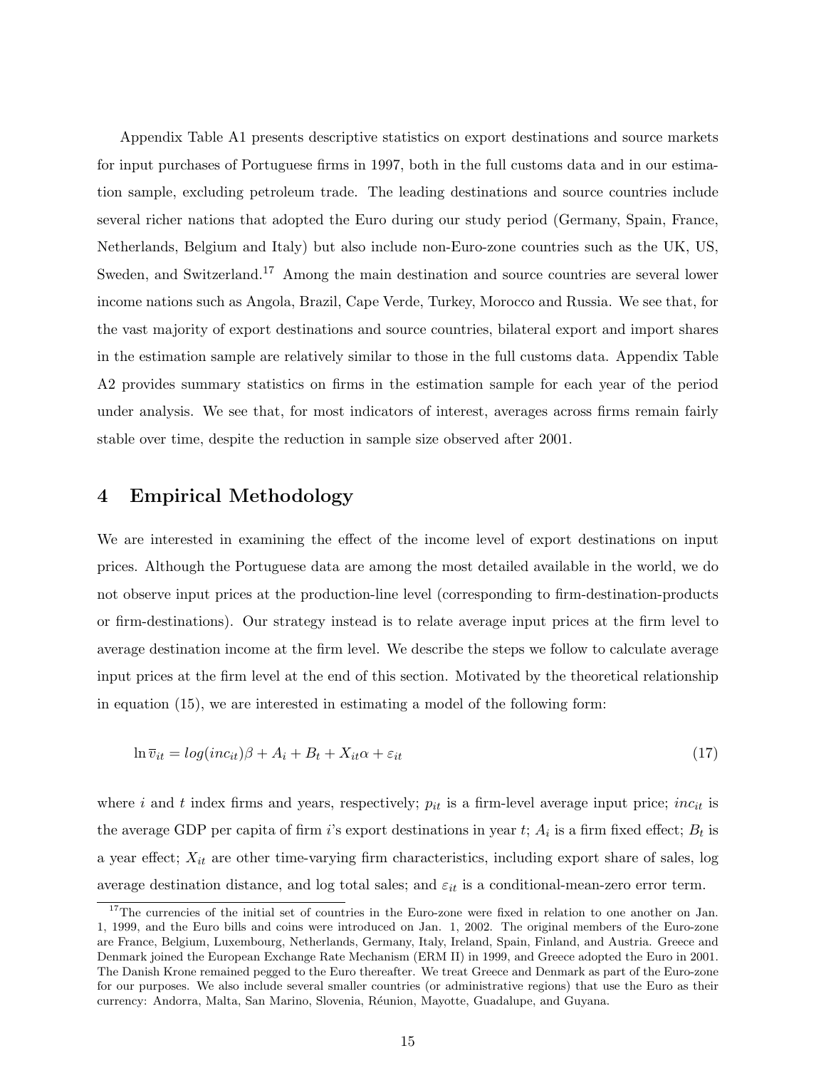Appendix Table A1 presents descriptive statistics on export destinations and source markets for input purchases of Portuguese firms in 1997, both in the full customs data and in our estimation sample, excluding petroleum trade. The leading destinations and source countries include several richer nations that adopted the Euro during our study period (Germany, Spain, France, Netherlands, Belgium and Italy) but also include non-Euro-zone countries such as the UK, US, Sweden, and Switzerland.[17] Among the main destination and source countries are several lower income nations such as Angola, Brazil, Cape Verde, Turkey, Morocco and Russia. We see that, for the vast majority of export destinations and source countries, bilateral export and import shares in the estimation sample are relatively similar to those in the full customs data. Appendix Table A2 provides summary statistics on firms in the estimation sample for each year of the period under analysis. We see that, for most indicators of interest, averages across firms remain fairly stable over time, despite the reduction in sample size observed after 2001.

## 4 Empirical Methodology

We are interested in examining the effect of the income level of export destinations on input prices. Although the Portuguese data are among the most detailed available in the world, we do not observe input prices at the production-line level (corresponding to firm-destination-products or firm-destinations). Our strategy instead is to relate average input prices at the firm level to average destination income at the firm level. We describe the steps we follow to calculate average input prices at the firm level at the end of this section. Motivated by the theoretical relationship in equation (15), we are interested in estimating a model of the following form:

$$\ln \overline{v}_{it} = log(inc_{it})\beta + A_i + B_t + X_{it}\alpha + \varepsilon_{it} \tag{17}$$

where $i$ and $t$ index firms and years, respectively; $p_{it}$ is a firm-level average input price; $inc_{it}$ is the average GDP per capita of firm $i$'s export destinations in year $t$; $A_i$ is a firm fixed effect; $B_t$ is a year effect; $X_{it}$ are other time-varying firm characteristics, including export share of sales, log average destination distance, and log total sales; and $\varepsilon_{it}$ is a conditional-mean-zero error term.

[17] The currencies of the initial set of countries in the Euro-zone were fixed in relation to one another on Jan. 1, 1999, and the Euro bills and coins were introduced on Jan. 1, 2002. The original members of the Euro-zone are France, Belgium, Luxembourg, Netherlands, Germany, Italy, Ireland, Spain, Finland, and Austria. Greece and Denmark joined the European Exchange Rate Mechanism (ERM II) in 1999, and Greece adopted the Euro in 2001. The Danish Krone remained pegged to the Euro thereafter. We treat Greece and Denmark as part of the Euro-zone for our purposes. We also include several smaller countries (or administrative regions) that use the Euro as their currency: Andorra, Malta, San Marino, Slovenia, Réunion, Mayotte, Guadalupe, and Guyana.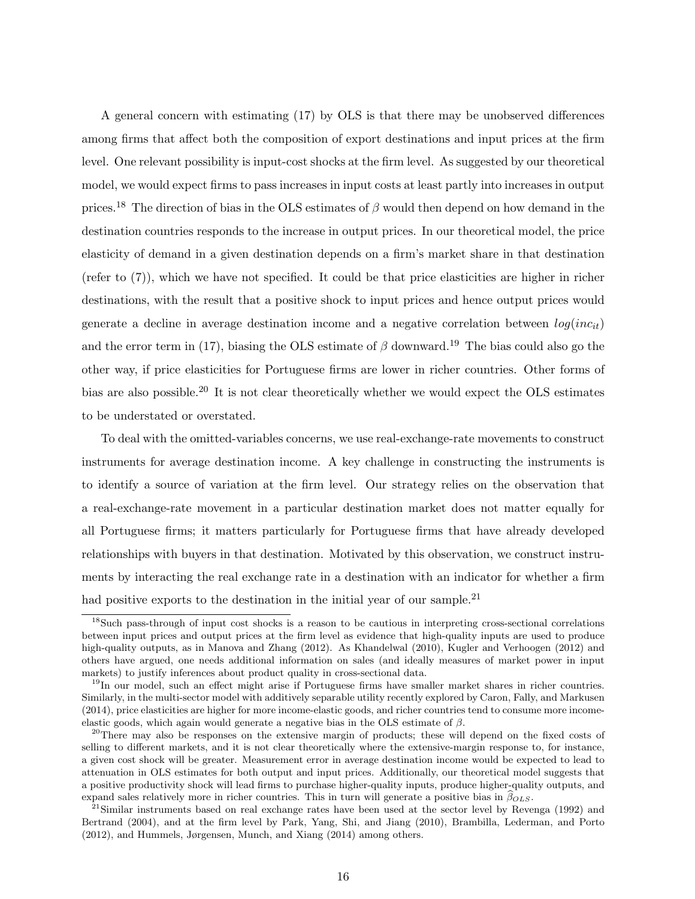A general concern with estimating (17) by OLS is that there may be unobserved differences among firms that affect both the composition of export destinations and input prices at the firm level. One relevant possibility is input-cost shocks at the firm level. As suggested by our theoretical model, we would expect firms to pass increases in input costs at least partly into increases in output prices.[18] The direction of bias in the OLS estimates of $\beta$ would then depend on how demand in the destination countries responds to the increase in output prices. In our theoretical model, the price elasticity of demand in a given destination depends on a firm's market share in that destination (refer to (7)), which we have not specified. It could be that price elasticities are higher in richer destinations, with the result that a positive shock to input prices and hence output prices would generate a decline in average destination income and a negative correlation between $log(inc_{it})$ and the error term in (17), biasing the OLS estimate of $\beta$ downward.[19] The bias could also go the other way, if price elasticities for Portuguese firms are lower in richer countries. Other forms of bias are also possible.[20] It is not clear theoretically whether we would expect the OLS estimates to be understated or overstated.

To deal with the omitted-variables concerns, we use real-exchange-rate movements to construct instruments for average destination income. A key challenge in constructing the instruments is to identify a source of variation at the firm level. Our strategy relies on the observation that a real-exchange-rate movement in a particular destination market does not matter equally for all Portuguese firms; it matters particularly for Portuguese firms that have already developed relationships with buyers in that destination. Motivated by this observation, we construct instruments by interacting the real exchange rate in a destination with an indicator for whether a firm had positive exports to the destination in the initial year of our sample.[21]

[18] Such pass-through of input cost shocks is a reason to be cautious in interpreting cross-sectional correlations between input prices and output prices at the firm level as evidence that high-quality inputs are used to produce high-quality outputs, as in Manova and Zhang (2012). As Khandelwal (2010), Kugler and Verhoogen (2012) and others have argued, one needs additional information on sales (and ideally measures of market power in input markets) to justify inferences about product quality in cross-sectional data.

[19] In our model, such an effect might arise if Portuguese firms have smaller market shares in richer countries. Similarly, in the multi-sector model with additively separable utility recently explored by Caron, Fally, and Markusen (2014), price elasticities are higher for more income-elastic goods, and richer countries tend to consume more income-elastic goods, which again would generate a negative bias in the OLS estimate of $\beta$.

[20] There may also be responses on the extensive margin of products; these will depend on the fixed costs of selling to different markets, and it is not clear theoretically where the extensive-margin response to, for instance, a given cost shock will be greater. Measurement error in average destination income would be expected to lead to attenuation in OLS estimates for both output and input prices. Additionally, our theoretical model suggests that a positive productivity shock will lead firms to purchase higher-quality inputs, produce higher-quality outputs, and expand sales relatively more in richer countries. This in turn will generate a positive bias in $\widehat{\beta}_{OLS}$.

[21] Similar instruments based on real exchange rates have been used at the sector level by Revenga (1992) and Bertrand (2004), and at the firm level by Park, Yang, Shi, and Jiang (2010), Brambilla, Lederman, and Porto (2012), and Hummels, Jørgensen, Munch, and Xiang (2014) among others.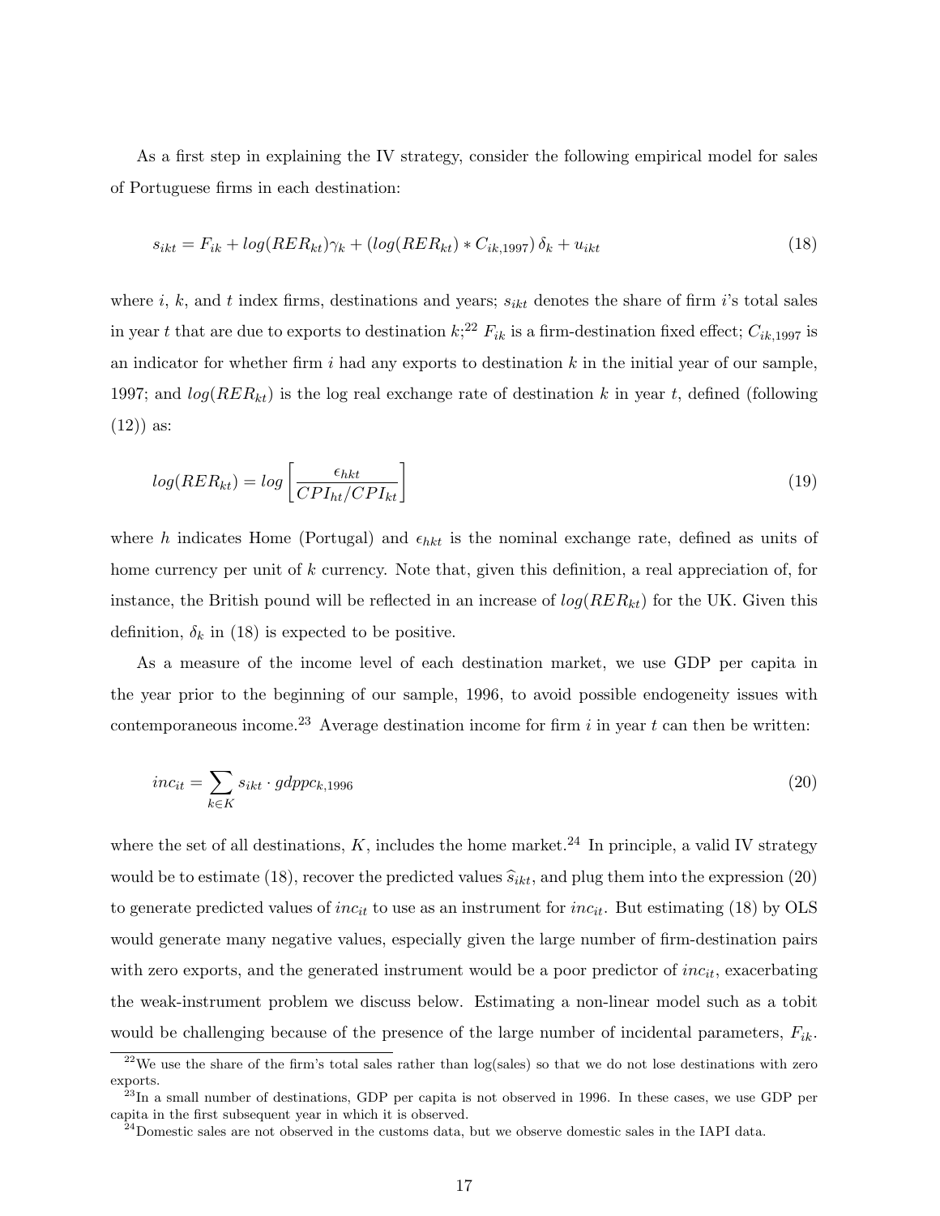As a first step in explaining the IV strategy, consider the following empirical model for sales of Portuguese firms in each destination:

$$s_{ikt} = F_{ik} + log(RER_{kt})\gamma_k + (log(RER_{kt}) * C_{ik,1997})\,\delta_k + u_{ikt} \tag{18}$$

where $i$, $k$, and $t$ index firms, destinations and years; $s_{ikt}$ denotes the share of firm $i$'s total sales in year $t$ that are due to exports to destination $k$;[22] $F_{ik}$ is a firm-destination fixed effect; $C_{ik,1997}$ is an indicator for whether firm $i$ had any exports to destination $k$ in the initial year of our sample, 1997; and $log(RER_{kt})$ is the log real exchange rate of destination $k$ in year $t$, defined (following (12)) as:

$$log(RER_{kt}) = log\left[\frac{\epsilon_{hkt}}{CPI_{ht}/CPI_{kt}}\right] \tag{19}$$

where $h$ indicates Home (Portugal) and $\epsilon_{hkt}$ is the nominal exchange rate, defined as units of home currency per unit of $k$ currency. Note that, given this definition, a real appreciation of, for instance, the British pound will be reflected in an increase of $log(RER_{kt})$ for the UK. Given this definition, $\delta_k$ in (18) is expected to be positive.

As a measure of the income level of each destination market, we use GDP per capita in the year prior to the beginning of our sample, 1996, to avoid possible endogeneity issues with contemporaneous income.[23] Average destination income for firm $i$ in year $t$ can then be written:

$$inc_{it} = \sum_{k \in K} s_{ikt} \cdot gdppc_{k,1996} \tag{20}$$

where the set of all destinations, $K$, includes the home market.[24] In principle, a valid IV strategy would be to estimate (18), recover the predicted values $\widehat{s}_{ikt}$, and plug them into the expression (20) to generate predicted values of $inc_{it}$ to use as an instrument for $inc_{it}$. But estimating (18) by OLS would generate many negative values, especially given the large number of firm-destination pairs with zero exports, and the generated instrument would be a poor predictor of $inc_{it}$, exacerbating the weak-instrument problem we discuss below. Estimating a non-linear model such as a tobit would be challenging because of the presence of the large number of incidental parameters, $F_{ik}$.

[22] We use the share of the firm's total sales rather than log(sales) so that we do not lose destinations with zero exports.

[23] In a small number of destinations, GDP per capita is not observed in 1996. In these cases, we use GDP per capita in the first subsequent year in which it is observed.

[24] Domestic sales are not observed in the customs data, but we observe domestic sales in the IAPI data.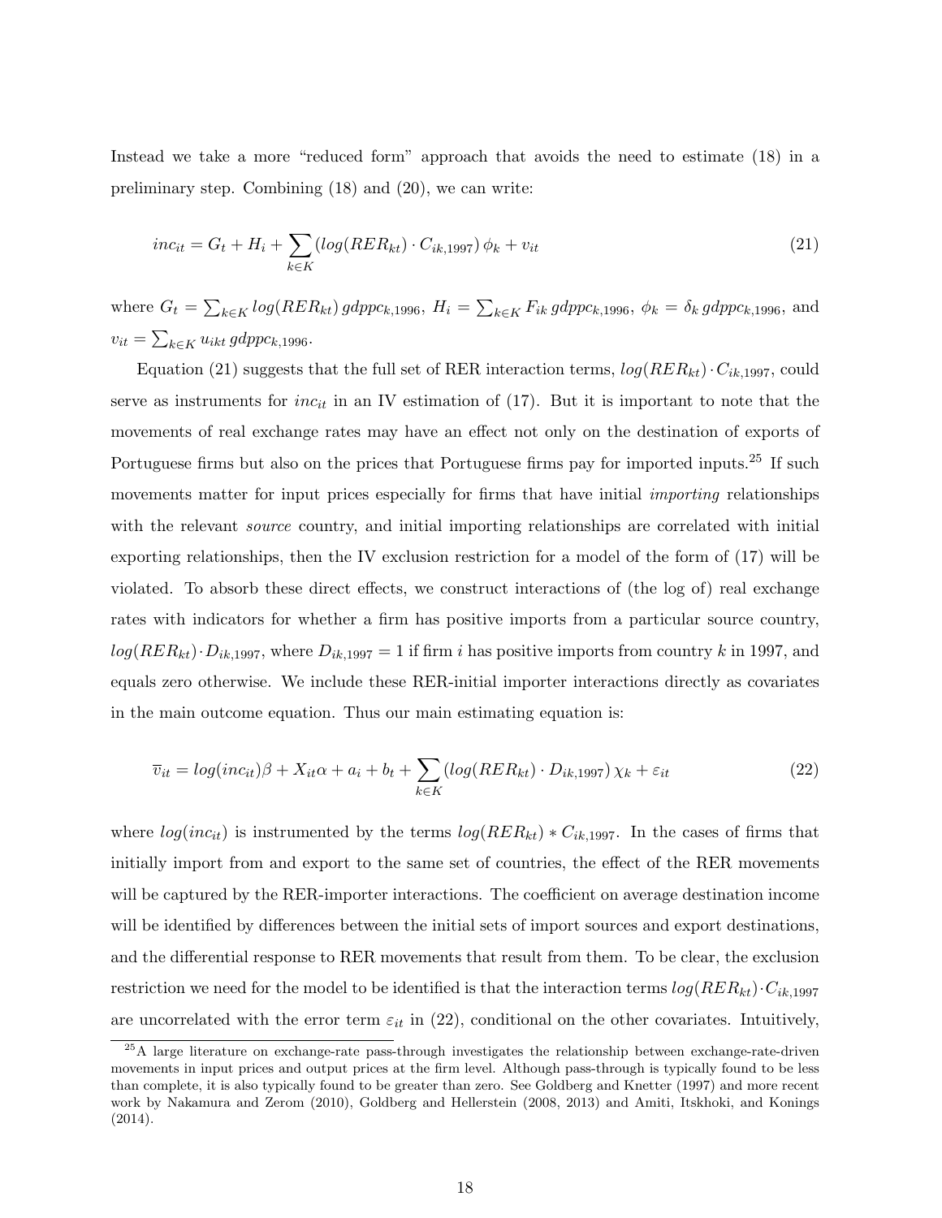Instead we take a more "reduced form" approach that avoids the need to estimate (18) in a preliminary step. Combining (18) and (20), we can write:

$$inc_{it} = G_t + H_i + \sum_{k \in K} (log(RER_{kt}) \cdot C_{ik,1997})\, \phi_k + v_{it} \tag{21}$$

where $G_t = \sum_{k \in K} log(RER_{kt})\, gdppc_{k,1996}$, $H_i = \sum_{k \in K} F_{ik}\, gdppc_{k,1996}$, $\phi_k = \delta_k\, gdppc_{k,1996}$, and $v_{it} = \sum_{k \in K} u_{ikt}\, gdppc_{k,1996}$.

Equation (21) suggests that the full set of RER interaction terms, $log(RER_{kt}) \cdot C_{ik,1997}$, could serve as instruments for $inc_{it}$ in an IV estimation of (17). But it is important to note that the movements of real exchange rates may have an effect not only on the destination of exports of Portuguese firms but also on the prices that Portuguese firms pay for imported inputs.[25] If such movements matter for input prices especially for firms that have initial *importing* relationships with the relevant *source* country, and initial importing relationships are correlated with initial exporting relationships, then the IV exclusion restriction for a model of the form of (17) will be violated. To absorb these direct effects, we construct interactions of (the log of) real exchange rates with indicators for whether a firm has positive imports from a particular source country, $log(RER_{kt}) \cdot D_{ik,1997}$, where $D_{ik,1997} = 1$ if firm $i$ has positive imports from country $k$ in 1997, and equals zero otherwise. We include these RER-initial importer interactions directly as covariates in the main outcome equation. Thus our main estimating equation is:

$$\overline{v}_{it} = log(inc_{it})\beta + X_{it}\alpha + a_i + b_t + \sum_{k \in K} (log(RER_{kt}) \cdot D_{ik,1997})\, \chi_k + \varepsilon_{it} \tag{22}$$

where $log(inc_{it})$ is instrumented by the terms $log(RER_{kt}) * C_{ik,1997}$. In the cases of firms that initially import from and export to the same set of countries, the effect of the RER movements will be captured by the RER-importer interactions. The coefficient on average destination income will be identified by differences between the initial sets of import sources and export destinations, and the differential response to RER movements that result from them. To be clear, the exclusion restriction we need for the model to be identified is that the interaction terms $log(RER_{kt}) \cdot C_{ik,1997}$ are uncorrelated with the error term $\varepsilon_{it}$ in (22), conditional on the other covariates. Intuitively,

[25] A large literature on exchange-rate pass-through investigates the relationship between exchange-rate-driven movements in input prices and output prices at the firm level. Although pass-through is typically found to be less than complete, it is also typically found to be greater than zero. See Goldberg and Knetter (1997) and more recent work by Nakamura and Zerom (2010), Goldberg and Hellerstein (2008, 2013) and Amiti, Itskhoki, and Konings (2014).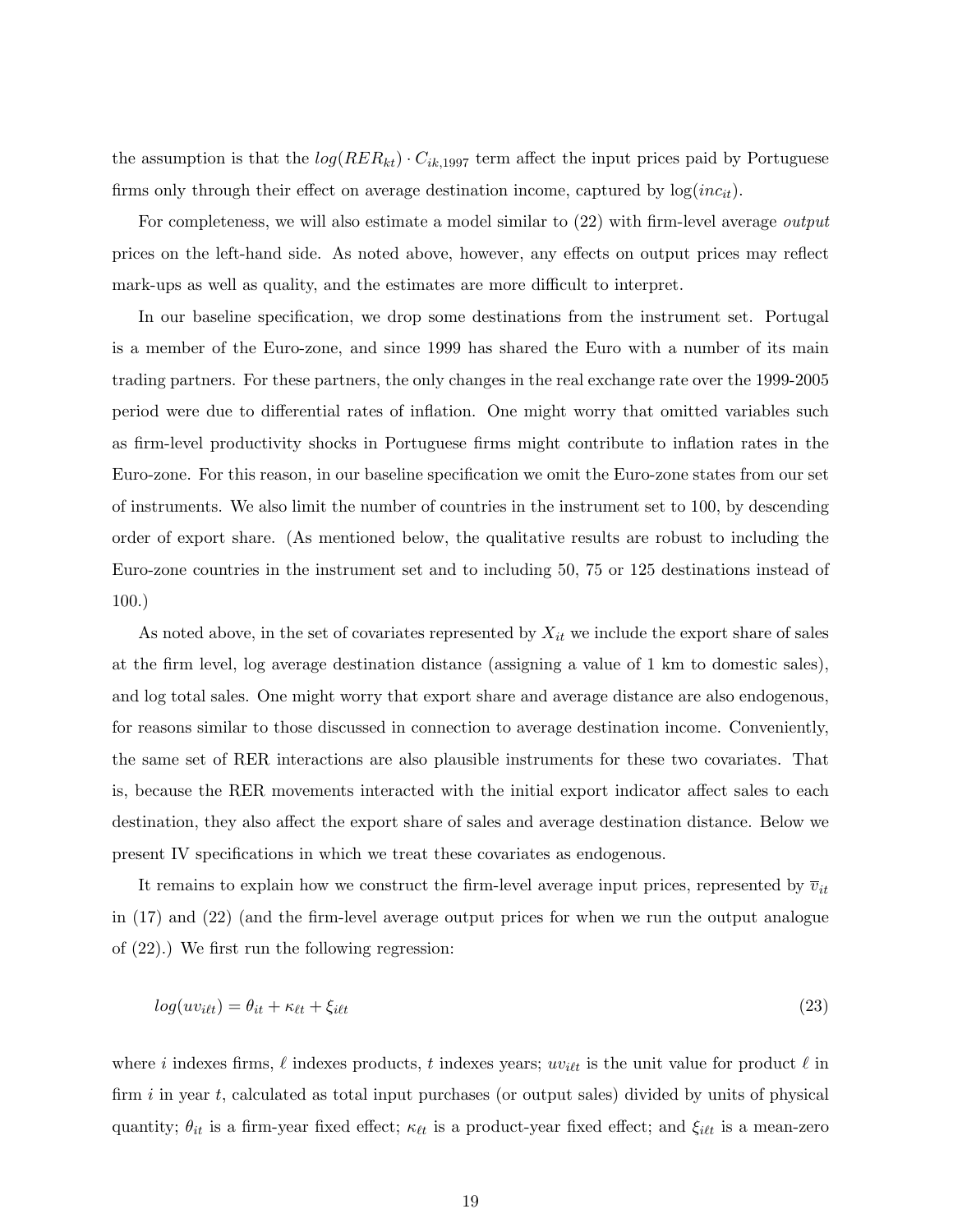the assumption is that the $log(RER_{kt}) \cdot C_{ik,1997}$ term affect the input prices paid by Portuguese firms only through their effect on average destination income, captured by $\log(inc_{it})$.

For completeness, we will also estimate a model similar to (22) with firm-level average *output* prices on the left-hand side. As noted above, however, any effects on output prices may reflect mark-ups as well as quality, and the estimates are more difficult to interpret.

In our baseline specification, we drop some destinations from the instrument set. Portugal is a member of the Euro-zone, and since 1999 has shared the Euro with a number of its main trading partners. For these partners, the only changes in the real exchange rate over the 1999-2005 period were due to differential rates of inflation. One might worry that omitted variables such as firm-level productivity shocks in Portuguese firms might contribute to inflation rates in the Euro-zone. For this reason, in our baseline specification we omit the Euro-zone states from our set of instruments. We also limit the number of countries in the instrument set to 100, by descending order of export share. (As mentioned below, the qualitative results are robust to including the Euro-zone countries in the instrument set and to including 50, 75 or 125 destinations instead of 100.)

As noted above, in the set of covariates represented by $X_{it}$ we include the export share of sales at the firm level, log average destination distance (assigning a value of 1 km to domestic sales), and log total sales. One might worry that export share and average distance are also endogenous, for reasons similar to those discussed in connection to average destination income. Conveniently, the same set of RER interactions are also plausible instruments for these two covariates. That is, because the RER movements interacted with the initial export indicator affect sales to each destination, they also affect the export share of sales and average destination distance. Below we present IV specifications in which we treat these covariates as endogenous.

It remains to explain how we construct the firm-level average input prices, represented by $\overline{v}_{it}$ in (17) and (22) (and the firm-level average output prices for when we run the output analogue of (22).) We first run the following regression:

$$log(uv_{i\ell t}) = \theta_{it} + \kappa_{\ell t} + \xi_{i\ell t} \tag{23}$$

where $i$ indexes firms, $\ell$ indexes products, $t$ indexes years; $uv_{i\ell t}$ is the unit value for product $\ell$ in firm $i$ in year $t$, calculated as total input purchases (or output sales) divided by units of physical quantity; $\theta_{it}$ is a firm-year fixed effect; $\kappa_{\ell t}$ is a product-year fixed effect; and $\xi_{i\ell t}$ is a mean-zero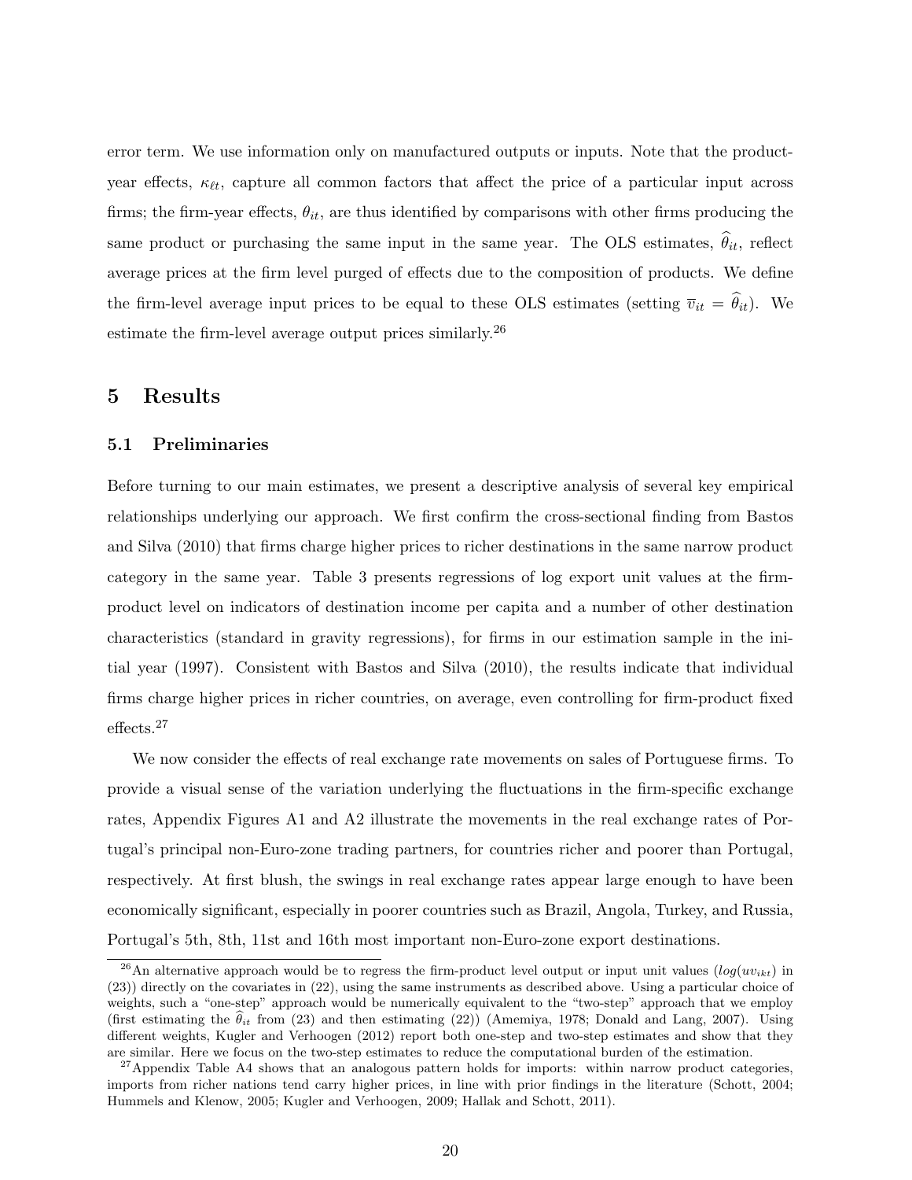error term. We use information only on manufactured outputs or inputs. Note that the product-year effects, $\kappa_{\ell t}$, capture all common factors that affect the price of a particular input across firms; the firm-year effects, $\theta_{it}$, are thus identified by comparisons with other firms producing the same product or purchasing the same input in the same year. The OLS estimates, $\widehat{\theta}_{it}$, reflect average prices at the firm level purged of effects due to the composition of products. We define the firm-level average input prices to be equal to these OLS estimates (setting $\overline{v}_{it} = \widehat{\theta}_{it}$). We estimate the firm-level average output prices similarly.[26]

# 5 Results

## 5.1 Preliminaries

Before turning to our main estimates, we present a descriptive analysis of several key empirical relationships underlying our approach. We first confirm the cross-sectional finding from Bastos and Silva (2010) that firms charge higher prices to richer destinations in the same narrow product category in the same year. Table 3 presents regressions of log export unit values at the firm-product level on indicators of destination income per capita and a number of other destination characteristics (standard in gravity regressions), for firms in our estimation sample in the initial year (1997). Consistent with Bastos and Silva (2010), the results indicate that individual firms charge higher prices in richer countries, on average, even controlling for firm-product fixed effects.[27]

We now consider the effects of real exchange rate movements on sales of Portuguese firms. To provide a visual sense of the variation underlying the fluctuations in the firm-specific exchange rates, Appendix Figures A1 and A2 illustrate the movements in the real exchange rates of Portugal's principal non-Euro-zone trading partners, for countries richer and poorer than Portugal, respectively. At first blush, the swings in real exchange rates appear large enough to have been economically significant, especially in poorer countries such as Brazil, Angola, Turkey, and Russia, Portugal's 5th, 8th, 11th and 16th most important non-Euro-zone export destinations.

[26] An alternative approach would be to regress the firm-product level output or input unit values ($log(uv_{ikt})$ in (23)) directly on the covariates in (22), using the same instruments as described above. Using a particular choice of weights, such a "one-step" approach would be numerically equivalent to the "two-step" approach that we employ (first estimating the $\widehat{\theta}_{it}$ from (23) and then estimating (22)) (Amemiya, 1978; Donald and Lang, 2007). Using different weights, Kugler and Verhoogen (2012) report both one-step and two-step estimates and show that they are similar. Here we focus on the two-step estimates to reduce the computational burden of the estimation.

[27] Appendix Table A4 shows that an analogous pattern holds for imports: within narrow product categories, imports from richer nations tend carry higher prices, in line with prior findings in the literature (Schott, 2004; Hummels and Klenow, 2005; Kugler and Verhoogen, 2009; Hallak and Schott, 2011).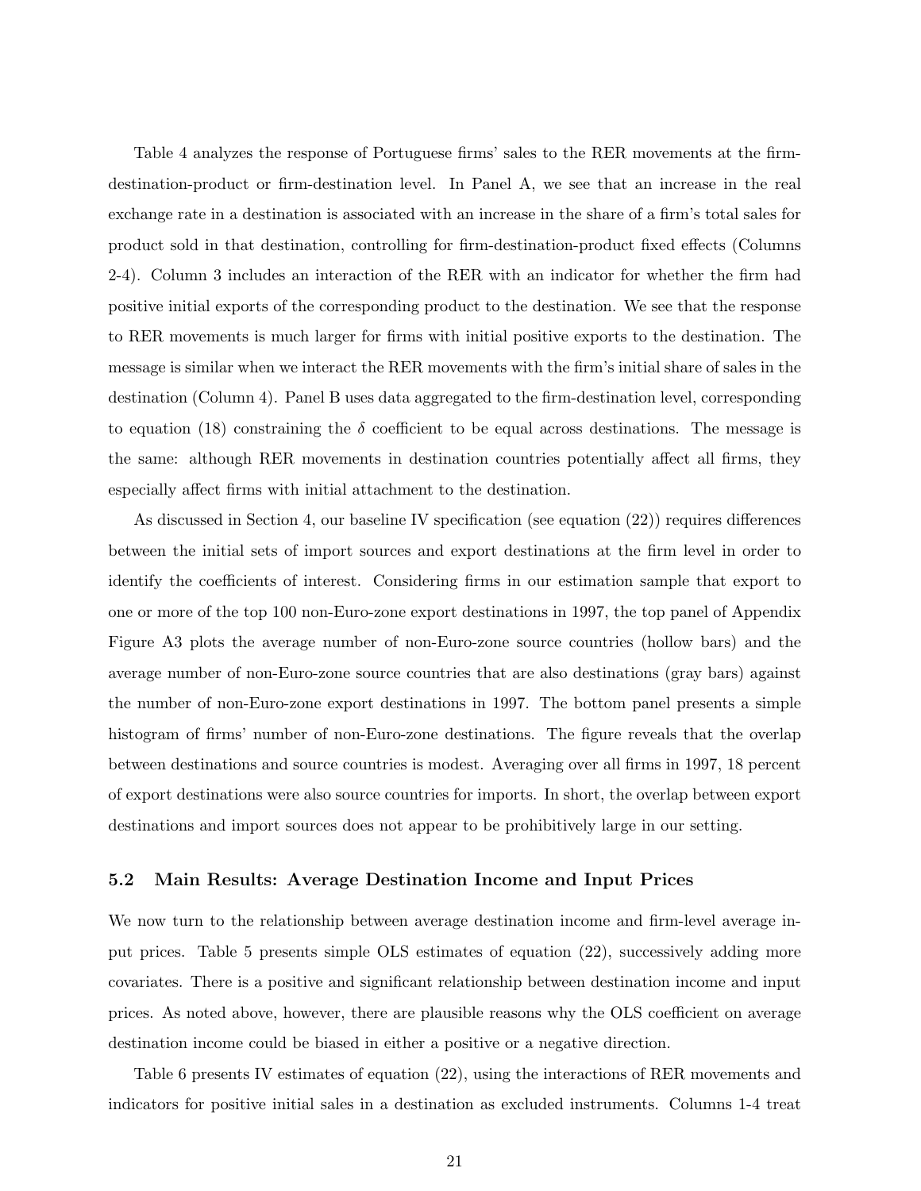Table 4 analyzes the response of Portuguese firms' sales to the RER movements at the firm-destination-product or firm-destination level. In Panel A, we see that an increase in the real exchange rate in a destination is associated with an increase in the share of a firm's total sales for product sold in that destination, controlling for firm-destination-product fixed effects (Columns 2-4). Column 3 includes an interaction of the RER with an indicator for whether the firm had positive initial exports of the corresponding product to the destination. We see that the response to RER movements is much larger for firms with initial positive exports to the destination. The message is similar when we interact the RER movements with the firm's initial share of sales in the destination (Column 4). Panel B uses data aggregated to the firm-destination level, corresponding to equation (18) constraining the $\delta$ coefficient to be equal across destinations. The message is the same: although RER movements in destination countries potentially affect all firms, they especially affect firms with initial attachment to the destination.

As discussed in Section 4, our baseline IV specification (see equation (22)) requires differences between the initial sets of import sources and export destinations at the firm level in order to identify the coefficients of interest. Considering firms in our estimation sample that export to one or more of the top 100 non-Euro-zone export destinations in 1997, the top panel of Appendix Figure A3 plots the average number of non-Euro-zone source countries (hollow bars) and the average number of non-Euro-zone source countries that are also destinations (gray bars) against the number of non-Euro-zone export destinations in 1997. The bottom panel presents a simple histogram of firms' number of non-Euro-zone destinations. The figure reveals that the overlap between destinations and source countries is modest. Averaging over all firms in 1997, 18 percent of export destinations were also source countries for imports. In short, the overlap between export destinations and import sources does not appear to be prohibitively large in our setting.

### 5.2 Main Results: Average Destination Income and Input Prices

We now turn to the relationship between average destination income and firm-level average input prices. Table 5 presents simple OLS estimates of equation (22), successively adding more covariates. There is a positive and significant relationship between destination income and input prices. As noted above, however, there are plausible reasons why the OLS coefficient on average destination income could be biased in either a positive or a negative direction.

Table 6 presents IV estimates of equation (22), using the interactions of RER movements and indicators for positive initial sales in a destination as excluded instruments. Columns 1-4 treat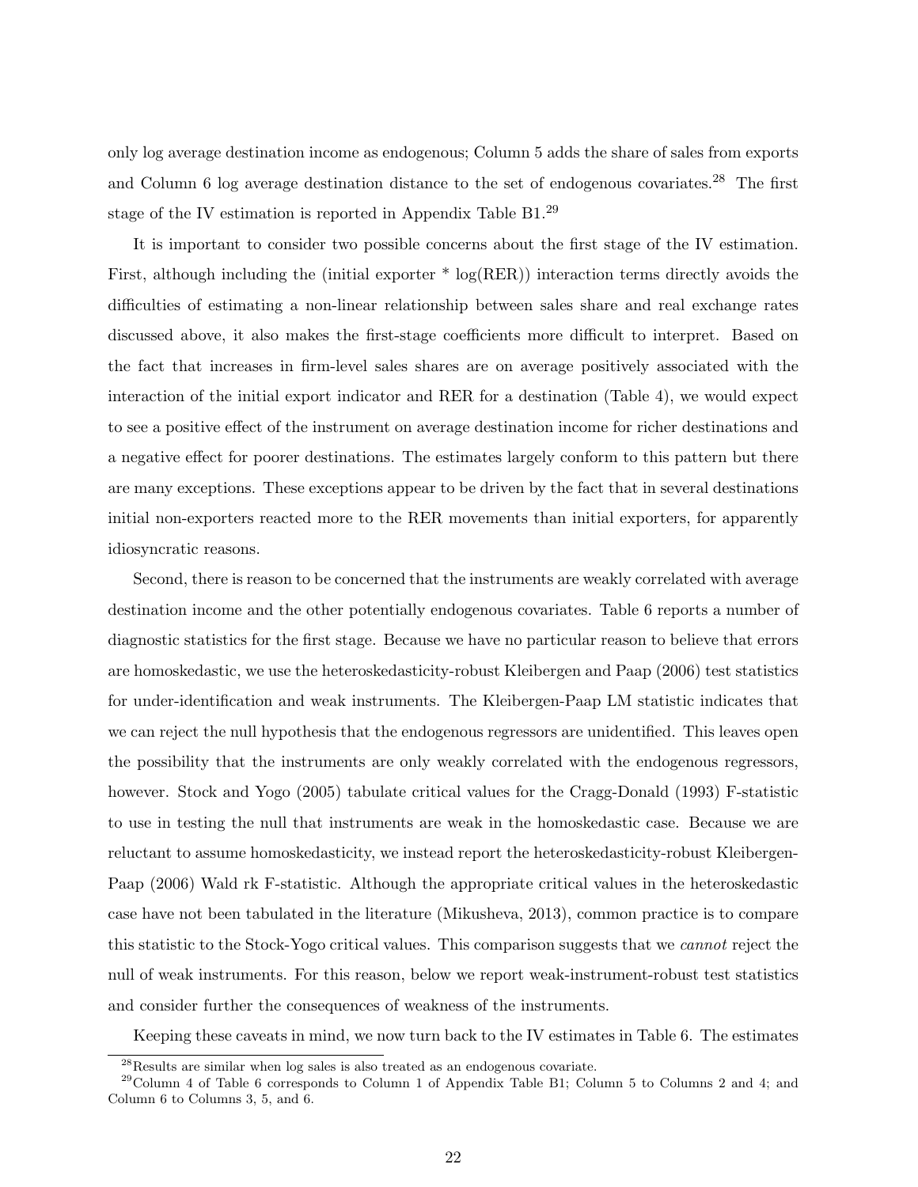only log average destination income as endogenous; Column 5 adds the share of sales from exports and Column 6 log average destination distance to the set of endogenous covariates.[28] The first stage of the IV estimation is reported in Appendix Table B1.[29]

It is important to consider two possible concerns about the first stage of the IV estimation. First, although including the (initial exporter * log(RER)) interaction terms directly avoids the difficulties of estimating a non-linear relationship between sales share and real exchange rates discussed above, it also makes the first-stage coefficients more difficult to interpret. Based on the fact that increases in firm-level sales shares are on average positively associated with the interaction of the initial export indicator and RER for a destination (Table 4), we would expect to see a positive effect of the instrument on average destination income for richer destinations and a negative effect for poorer destinations. The estimates largely conform to this pattern but there are many exceptions. These exceptions appear to be driven by the fact that in several destinations initial non-exporters reacted more to the RER movements than initial exporters, for apparently idiosyncratic reasons.

Second, there is reason to be concerned that the instruments are weakly correlated with average destination income and the other potentially endogenous covariates. Table 6 reports a number of diagnostic statistics for the first stage. Because we have no particular reason to believe that errors are homoskedastic, we use the heteroskedasticity-robust Kleibergen and Paap (2006) test statistics for under-identification and weak instruments. The Kleibergen-Paap LM statistic indicates that we can reject the null hypothesis that the endogenous regressors are unidentified. This leaves open the possibility that the instruments are only weakly correlated with the endogenous regressors, however. Stock and Yogo (2005) tabulate critical values for the Cragg-Donald (1993) F-statistic to use in testing the null that instruments are weak in the homoskedastic case. Because we are reluctant to assume homoskedasticity, we instead report the heteroskedasticity-robust Kleibergen-Paap (2006) Wald rk F-statistic. Although the appropriate critical values in the heteroskedastic case have not been tabulated in the literature (Mikusheva, 2013), common practice is to compare this statistic to the Stock-Yogo critical values. This comparison suggests that we *cannot* reject the null of weak instruments. For this reason, below we report weak-instrument-robust test statistics and consider further the consequences of weakness of the instruments.

Keeping these caveats in mind, we now turn back to the IV estimates in Table 6. The estimates

[28] Results are similar when log sales is also treated as an endogenous covariate.

[29] Column 4 of Table 6 corresponds to Column 1 of Appendix Table B1; Column 5 to Columns 2 and 4; and Column 6 to Columns 3, 5, and 6.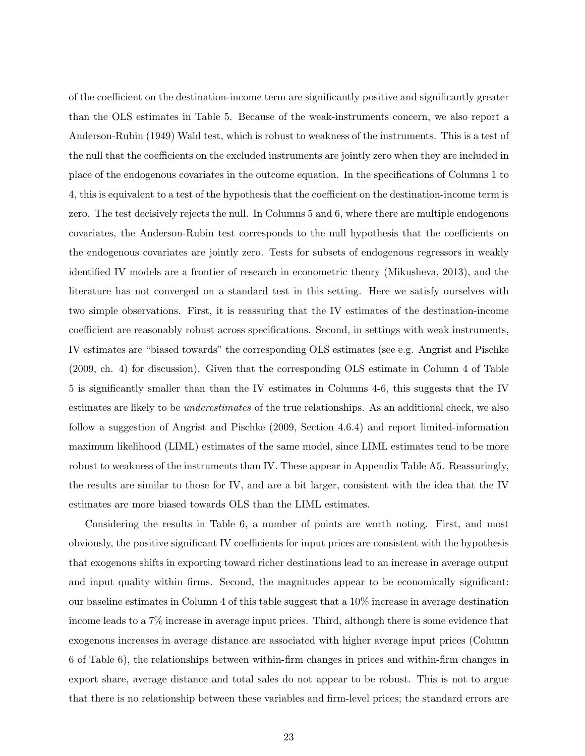of the coefficient on the destination-income term are significantly positive and significantly greater than the OLS estimates in Table 5. Because of the weak-instruments concern, we also report a Anderson-Rubin (1949) Wald test, which is robust to weakness of the instruments. This is a test of the null that the coefficients on the excluded instruments are jointly zero when they are included in place of the endogenous covariates in the outcome equation. In the specifications of Columns 1 to 4, this is equivalent to a test of the hypothesis that the coefficient on the destination-income term is zero. The test decisively rejects the null. In Columns 5 and 6, where there are multiple endogenous covariates, the Anderson-Rubin test corresponds to the null hypothesis that the coefficients on the endogenous covariates are jointly zero. Tests for subsets of endogenous regressors in weakly identified IV models are a frontier of research in econometric theory (Mikusheva, 2013), and the literature has not converged on a standard test in this setting. Here we satisfy ourselves with two simple observations. First, it is reassuring that the IV estimates of the destination-income coefficient are reasonably robust across specifications. Second, in settings with weak instruments, IV estimates are "biased towards" the corresponding OLS estimates (see e.g. Angrist and Pischke (2009, ch. 4) for discussion). Given that the corresponding OLS estimate in Column 4 of Table 5 is significantly smaller than than the IV estimates in Columns 4-6, this suggests that the IV estimates are likely to be *underestimates* of the true relationships. As an additional check, we also follow a suggestion of Angrist and Pischke (2009, Section 4.6.4) and report limited-information maximum likelihood (LIML) estimates of the same model, since LIML estimates tend to be more robust to weakness of the instruments than IV. These appear in Appendix Table A5. Reassuringly, the results are similar to those for IV, and are a bit larger, consistent with the idea that the IV estimates are more biased towards OLS than the LIML estimates.

Considering the results in Table 6, a number of points are worth noting. First, and most obviously, the positive significant IV coefficients for input prices are consistent with the hypothesis that exogenous shifts in exporting toward richer destinations lead to an increase in average output and input quality within firms. Second, the magnitudes appear to be economically significant: our baseline estimates in Column 4 of this table suggest that a 10% increase in average destination income leads to a 7% increase in average input prices. Third, although there is some evidence that exogenous increases in average distance are associated with higher average input prices (Column 6 of Table 6), the relationships between within-firm changes in prices and within-firm changes in export share, average distance and total sales do not appear to be robust. This is not to argue that there is no relationship between these variables and firm-level prices; the standard errors are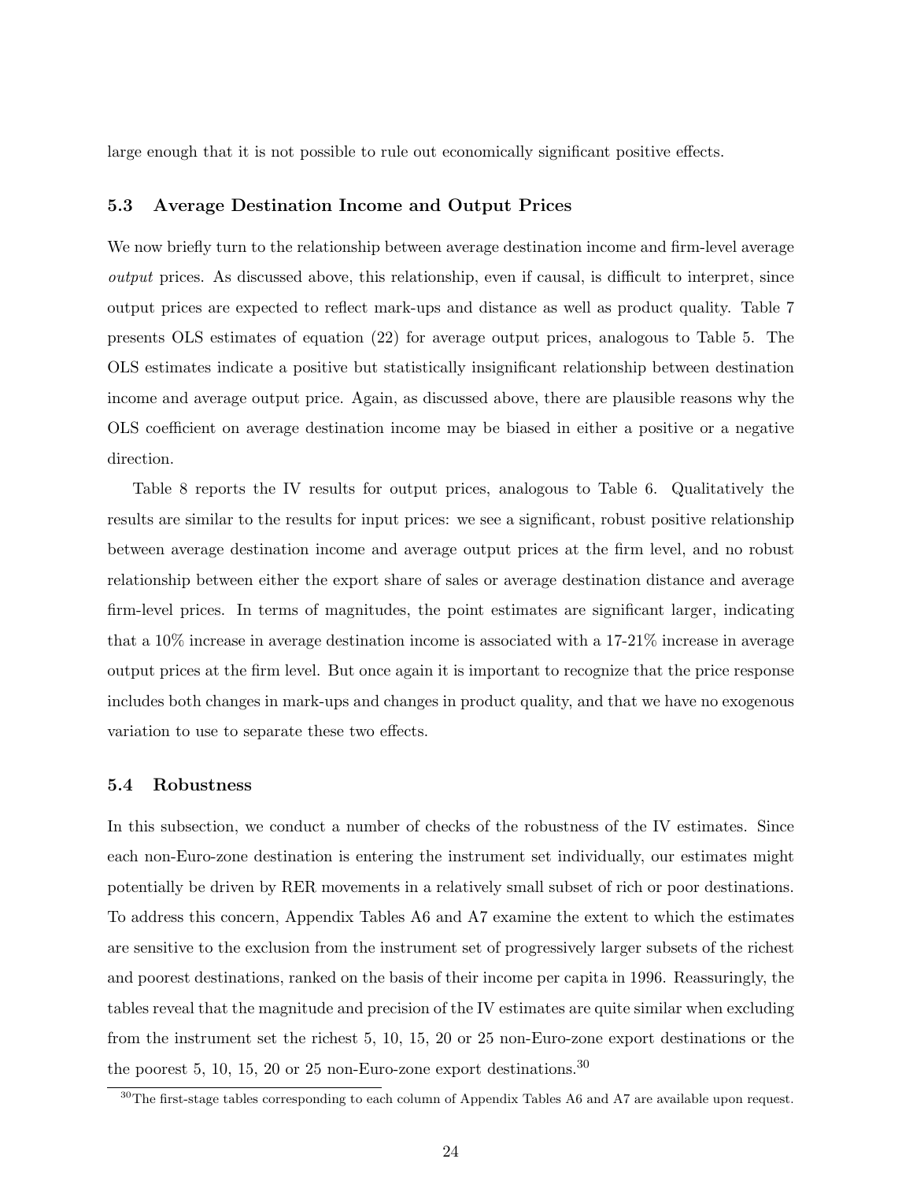large enough that it is not possible to rule out economically significant positive effects.

### 5.3 Average Destination Income and Output Prices

We now briefly turn to the relationship between average destination income and firm-level average *output* prices. As discussed above, this relationship, even if causal, is difficult to interpret, since output prices are expected to reflect mark-ups and distance as well as product quality. Table 7 presents OLS estimates of equation (22) for average output prices, analogous to Table 5. The OLS estimates indicate a positive but statistically insignificant relationship between destination income and average output price. Again, as discussed above, there are plausible reasons why the OLS coefficient on average destination income may be biased in either a positive or a negative direction.

Table 8 reports the IV results for output prices, analogous to Table 6. Qualitatively the results are similar to the results for input prices: we see a significant, robust positive relationship between average destination income and average output prices at the firm level, and no robust relationship between either the export share of sales or average destination distance and average firm-level prices. In terms of magnitudes, the point estimates are significant larger, indicating that a 10% increase in average destination income is associated with a 17-21% increase in average output prices at the firm level. But once again it is important to recognize that the price response includes both changes in mark-ups and changes in product quality, and that we have no exogenous variation to use to separate these two effects.

### 5.4 Robustness

In this subsection, we conduct a number of checks of the robustness of the IV estimates. Since each non-Euro-zone destination is entering the instrument set individually, our estimates might potentially be driven by RER movements in a relatively small subset of rich or poor destinations. To address this concern, Appendix Tables A6 and A7 examine the extent to which the estimates are sensitive to the exclusion from the instrument set of progressively larger subsets of the richest and poorest destinations, ranked on the basis of their income per capita in 1996. Reassuringly, the tables reveal that the magnitude and precision of the IV estimates are quite similar when excluding from the instrument set the richest 5, 10, 15, 20 or 25 non-Euro-zone export destinations or the the poorest 5, 10, 15, 20 or 25 non-Euro-zone export destinations.[30]

[30] The first-stage tables corresponding to each column of Appendix Tables A6 and A7 are available upon request.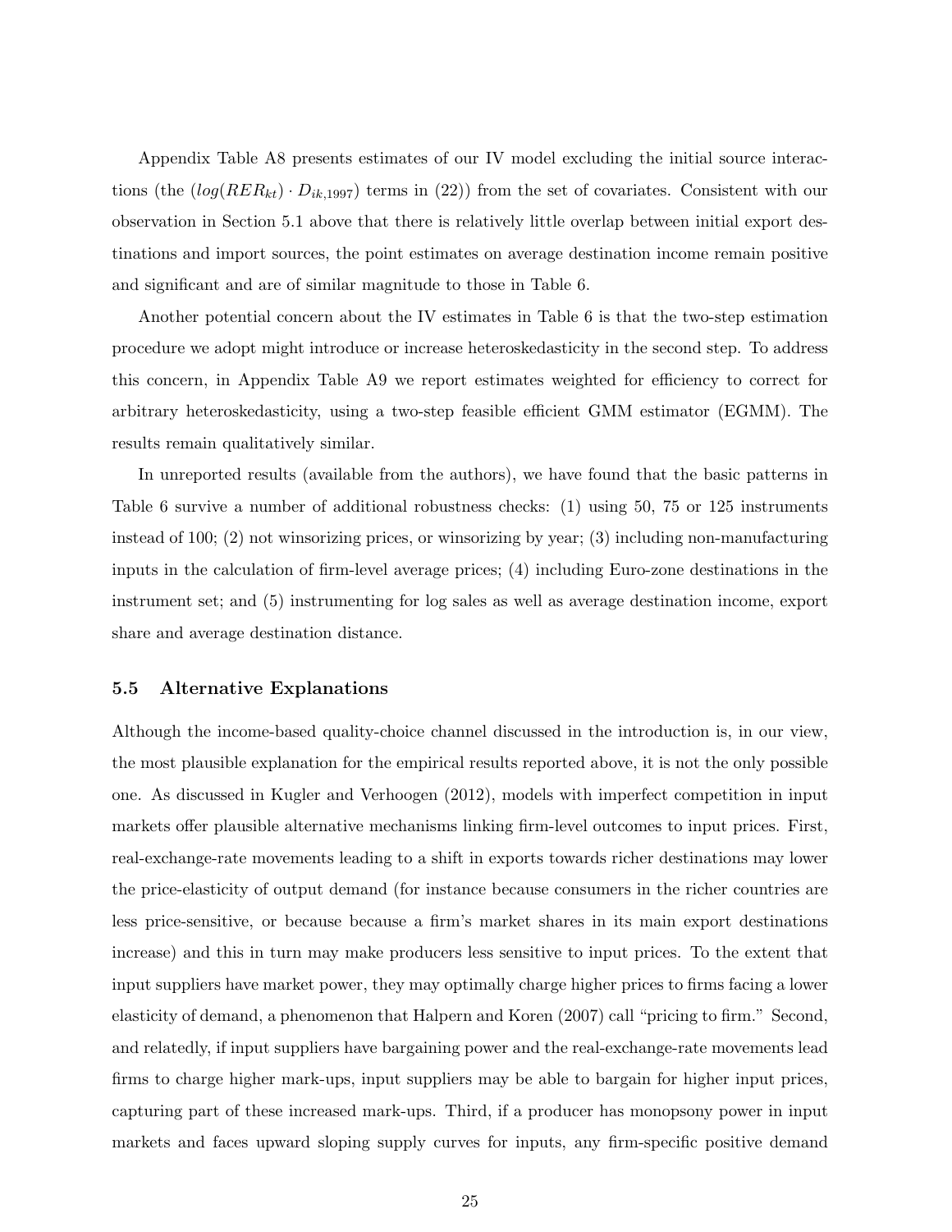Appendix Table A8 presents estimates of our IV model excluding the initial source interactions (the $(log(RER_{kt}) \cdot D_{ik,1997})$ terms in (22)) from the set of covariates. Consistent with our observation in Section 5.1 above that there is relatively little overlap between initial export destinations and import sources, the point estimates on average destination income remain positive and significant and are of similar magnitude to those in Table 6.

Another potential concern about the IV estimates in Table 6 is that the two-step estimation procedure we adopt might introduce or increase heteroskedasticity in the second step. To address this concern, in Appendix Table A9 we report estimates weighted for efficiency to correct for arbitrary heteroskedasticity, using a two-step feasible efficient GMM estimator (EGMM). The results remain qualitatively similar.

In unreported results (available from the authors), we have found that the basic patterns in Table 6 survive a number of additional robustness checks: (1) using 50, 75 or 125 instruments instead of 100; (2) not winsorizing prices, or winsorizing by year; (3) including non-manufacturing inputs in the calculation of firm-level average prices; (4) including Euro-zone destinations in the instrument set; and (5) instrumenting for log sales as well as average destination income, export share and average destination distance.

### 5.5 Alternative Explanations

Although the income-based quality-choice channel discussed in the introduction is, in our view, the most plausible explanation for the empirical results reported above, it is not the only possible one. As discussed in Kugler and Verhoogen (2012), models with imperfect competition in input markets offer plausible alternative mechanisms linking firm-level outcomes to input prices. First, real-exchange-rate movements leading to a shift in exports towards richer destinations may lower the price-elasticity of output demand (for instance because consumers in the richer countries are less price-sensitive, or because because a firm's market shares in its main export destinations increase) and this in turn may make producers less sensitive to input prices. To the extent that input suppliers have market power, they may optimally charge higher prices to firms facing a lower elasticity of demand, a phenomenon that Halpern and Koren (2007) call "pricing to firm." Second, and relatedly, if input suppliers have bargaining power and the real-exchange-rate movements lead firms to charge higher mark-ups, input suppliers may be able to bargain for higher input prices, capturing part of these increased mark-ups. Third, if a producer has monopsony power in input markets and faces upward sloping supply curves for inputs, any firm-specific positive demand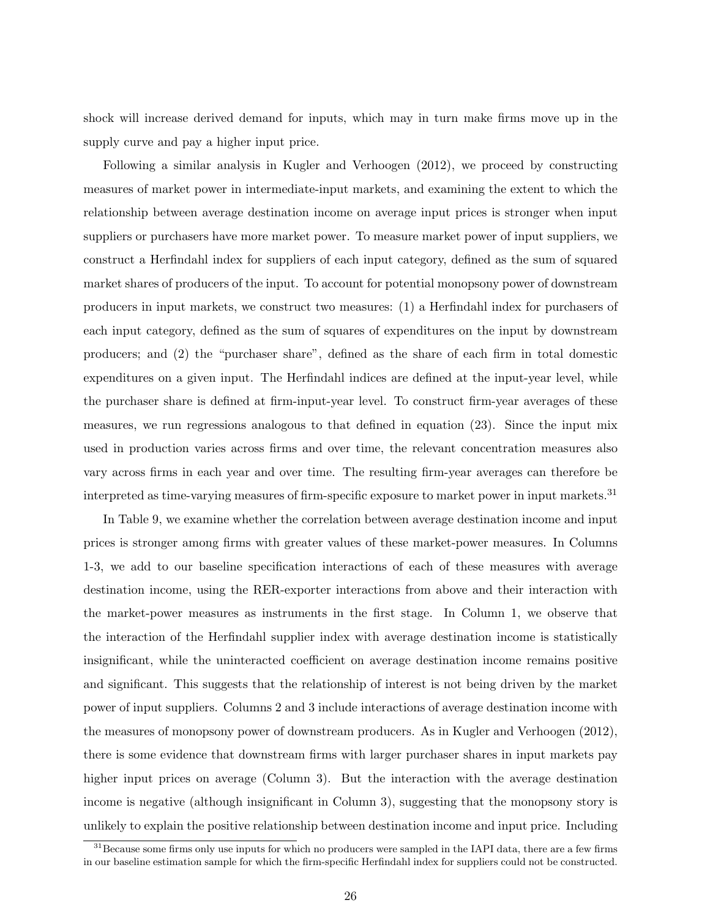shock will increase derived demand for inputs, which may in turn make firms move up in the supply curve and pay a higher input price.

Following a similar analysis in Kugler and Verhoogen (2012), we proceed by constructing measures of market power in intermediate-input markets, and examining the extent to which the relationship between average destination income on average input prices is stronger when input suppliers or purchasers have more market power. To measure market power of input suppliers, we construct a Herfindahl index for suppliers of each input category, defined as the sum of squared market shares of producers of the input. To account for potential monopsony power of downstream producers in input markets, we construct two measures: (1) a Herfindahl index for purchasers of each input category, defined as the sum of squares of expenditures on the input by downstream producers; and (2) the "purchaser share", defined as the share of each firm in total domestic expenditures on a given input. The Herfindahl indices are defined at the input-year level, while the purchaser share is defined at firm-input-year level. To construct firm-year averages of these measures, we run regressions analogous to that defined in equation (23). Since the input mix used in production varies across firms and over time, the relevant concentration measures also vary across firms in each year and over time. The resulting firm-year averages can therefore be interpreted as time-varying measures of firm-specific exposure to market power in input markets.[31]

In Table 9, we examine whether the correlation between average destination income and input prices is stronger among firms with greater values of these market-power measures. In Columns 1-3, we add to our baseline specification interactions of each of these measures with average destination income, using the RER-exporter interactions from above and their interaction with the market-power measures as instruments in the first stage. In Column 1, we observe that the interaction of the Herfindahl supplier index with average destination income is statistically insignificant, while the uninteracted coefficient on average destination income remains positive and significant. This suggests that the relationship of interest is not being driven by the market power of input suppliers. Columns 2 and 3 include interactions of average destination income with the measures of monopsony power of downstream producers. As in Kugler and Verhoogen (2012), there is some evidence that downstream firms with larger purchaser shares in input markets pay higher input prices on average (Column 3). But the interaction with the average destination income is negative (although insignificant in Column 3), suggesting that the monopsony story is unlikely to explain the positive relationship between destination income and input price. Including

[31] Because some firms only use inputs for which no producers were sampled in the IAPI data, there are a few firms in our baseline estimation sample for which the firm-specific Herfindahl index for suppliers could not be constructed.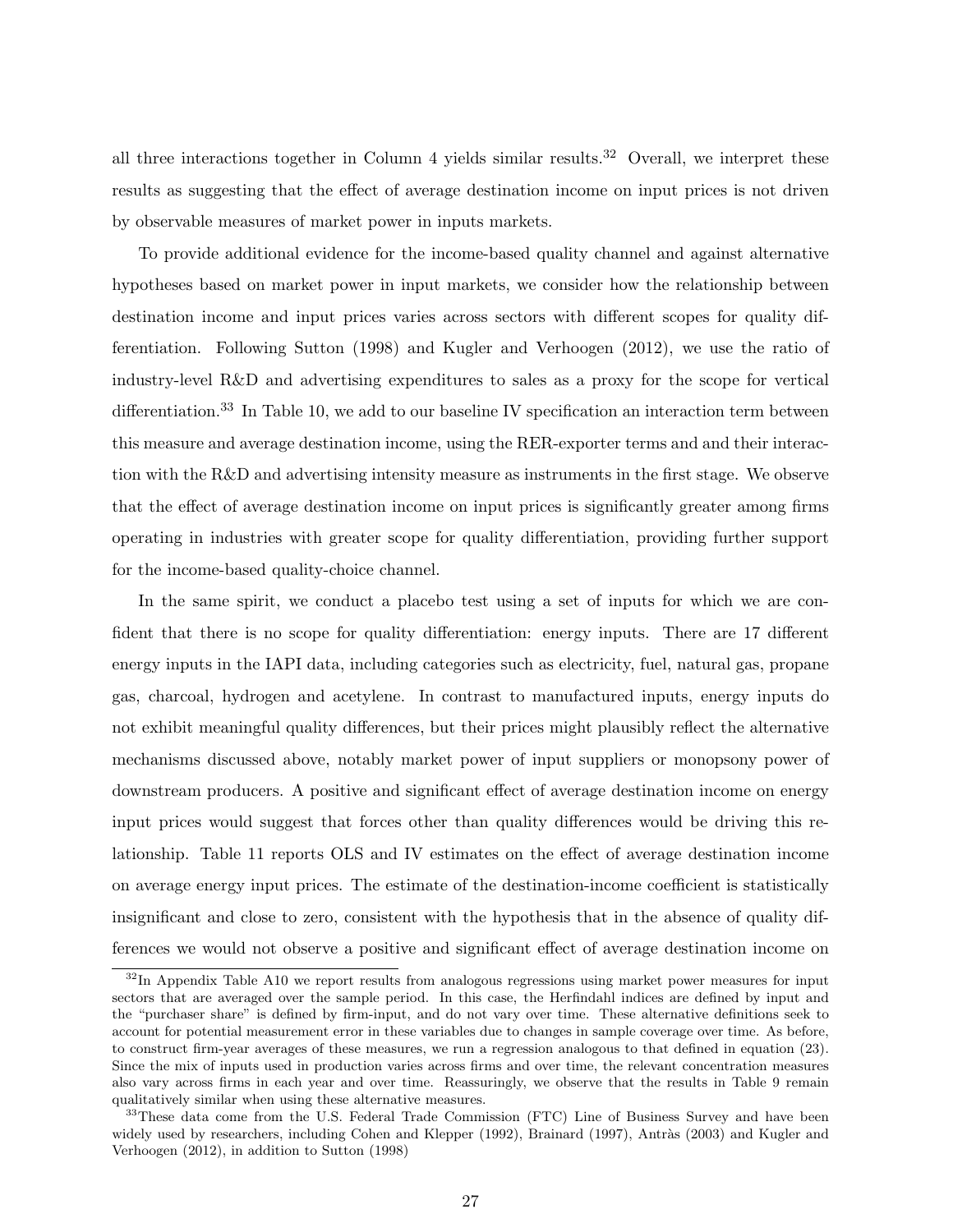all three interactions together in Column 4 yields similar results.[32] Overall, we interpret these results as suggesting that the effect of average destination income on input prices is not driven by observable measures of market power in inputs markets.

To provide additional evidence for the income-based quality channel and against alternative hypotheses based on market power in input markets, we consider how the relationship between destination income and input prices varies across sectors with different scopes for quality differentiation. Following Sutton (1998) and Kugler and Verhoogen (2012), we use the ratio of industry-level R&D and advertising expenditures to sales as a proxy for the scope for vertical differentiation.[33] In Table 10, we add to our baseline IV specification an interaction term between this measure and average destination income, using the RER-exporter terms and and their interaction with the R&D and advertising intensity measure as instruments in the first stage. We observe that the effect of average destination income on input prices is significantly greater among firms operating in industries with greater scope for quality differentiation, providing further support for the income-based quality-choice channel.

In the same spirit, we conduct a placebo test using a set of inputs for which we are confident that there is no scope for quality differentiation: energy inputs. There are 17 different energy inputs in the IAPI data, including categories such as electricity, fuel, natural gas, propane gas, charcoal, hydrogen and acetylene. In contrast to manufactured inputs, energy inputs do not exhibit meaningful quality differences, but their prices might plausibly reflect the alternative mechanisms discussed above, notably market power of input suppliers or monopsony power of downstream producers. A positive and significant effect of average destination income on energy input prices would suggest that forces other than quality differences would be driving this relationship. Table 11 reports OLS and IV estimates on the effect of average destination income on average energy input prices. The estimate of the destination-income coefficient is statistically insignificant and close to zero, consistent with the hypothesis that in the absence of quality differences we would not observe a positive and significant effect of average destination income on

[32] In Appendix Table A10 we report results from analogous regressions using market power measures for input sectors that are averaged over the sample period. In this case, the Herfindahl indices are defined by input and the "purchaser share" is defined by firm-input, and do not vary over time. These alternative definitions seek to account for potential measurement error in these variables due to changes in sample coverage over time. As before, to construct firm-year averages of these measures, we run a regression analogous to that defined in equation (23). Since the mix of inputs used in production varies across firms and over time, the relevant concentration measures also vary across firms in each year and over time. Reassuringly, we observe that the results in Table 9 remain qualitatively similar when using these alternative measures.

[33] These data come from the U.S. Federal Trade Commission (FTC) Line of Business Survey and have been widely used by researchers, including Cohen and Klepper (1992), Brainard (1997), Antràs (2003) and Kugler and Verhoogen (2012), in addition to Sutton (1998)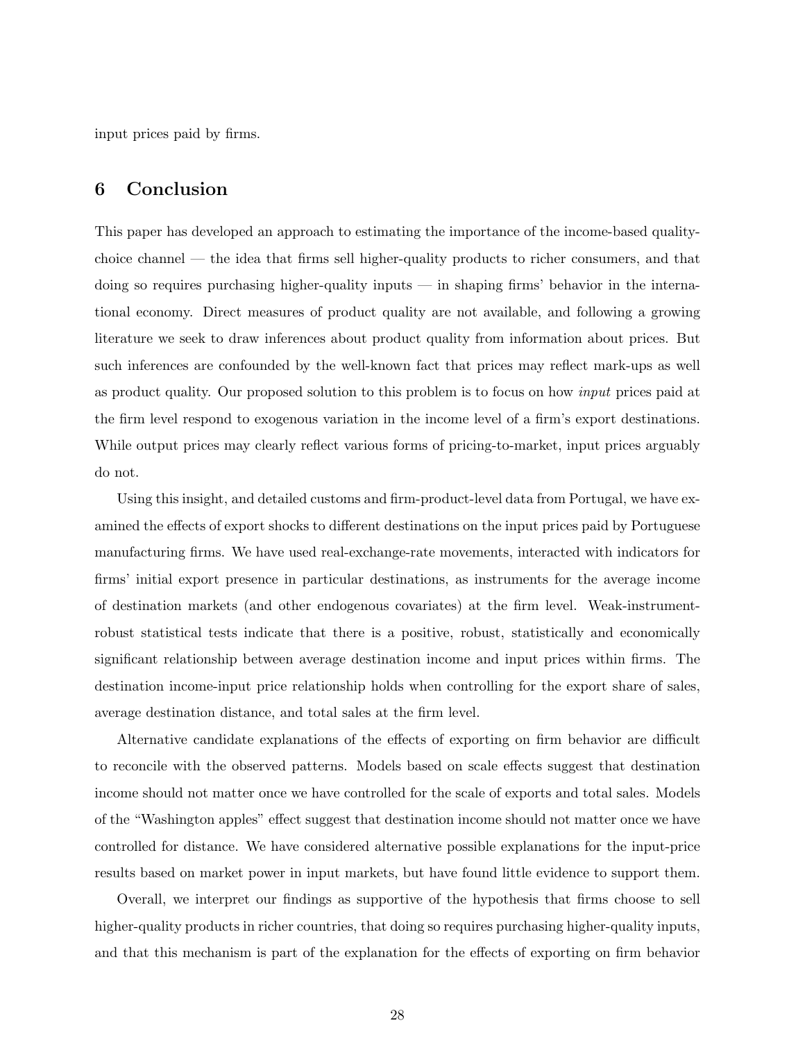input prices paid by firms.

## 6 Conclusion

This paper has developed an approach to estimating the importance of the income-based quality-choice channel — the idea that firms sell higher-quality products to richer consumers, and that doing so requires purchasing higher-quality inputs — in shaping firms' behavior in the international economy. Direct measures of product quality are not available, and following a growing literature we seek to draw inferences about product quality from information about prices. But such inferences are confounded by the well-known fact that prices may reflect mark-ups as well as product quality. Our proposed solution to this problem is to focus on how *input* prices paid at the firm level respond to exogenous variation in the income level of a firm's export destinations. While output prices may clearly reflect various forms of pricing-to-market, input prices arguably do not.

Using this insight, and detailed customs and firm-product-level data from Portugal, we have examined the effects of export shocks to different destinations on the input prices paid by Portuguese manufacturing firms. We have used real-exchange-rate movements, interacted with indicators for firms' initial export presence in particular destinations, as instruments for the average income of destination markets (and other endogenous covariates) at the firm level. Weak-instrument-robust statistical tests indicate that there is a positive, robust, statistically and economically significant relationship between average destination income and input prices within firms. The destination income-input price relationship holds when controlling for the export share of sales, average destination distance, and total sales at the firm level.

Alternative candidate explanations of the effects of exporting on firm behavior are difficult to reconcile with the observed patterns. Models based on scale effects suggest that destination income should not matter once we have controlled for the scale of exports and total sales. Models of the "Washington apples" effect suggest that destination income should not matter once we have controlled for distance. We have considered alternative possible explanations for the input-price results based on market power in input markets, but have found little evidence to support them.

Overall, we interpret our findings as supportive of the hypothesis that firms choose to sell higher-quality products in richer countries, that doing so requires purchasing higher-quality inputs, and that this mechanism is part of the explanation for the effects of exporting on firm behavior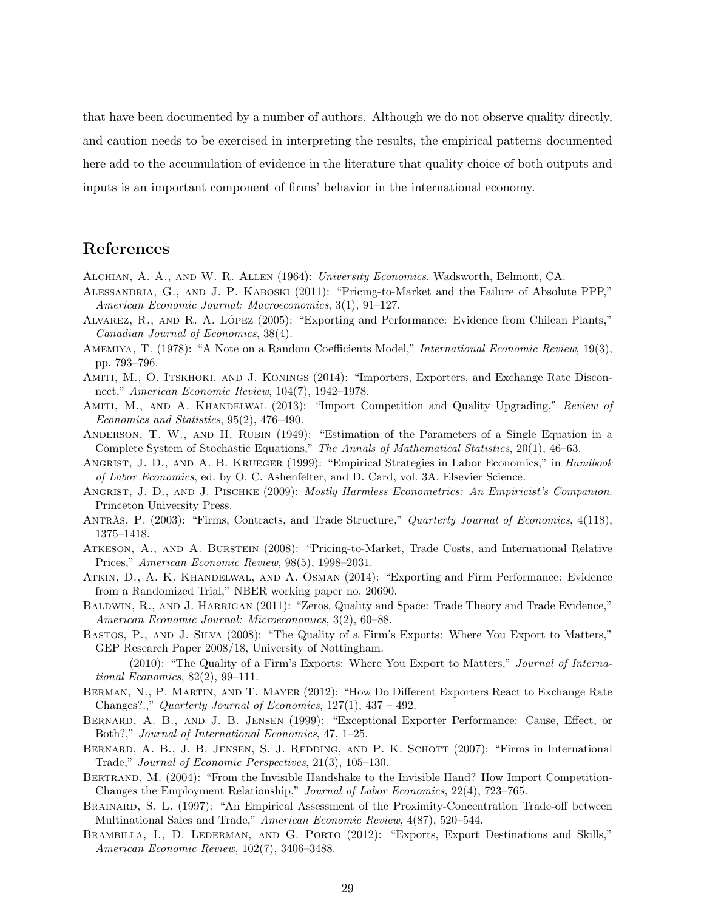that have been documented by a number of authors. Although we do not observe quality directly, and caution needs to be exercised in interpreting the results, the empirical patterns documented here add to the accumulation of evidence in the literature that quality choice of both outputs and inputs is an important component of firms' behavior in the international economy.

## References

Alchian, A. A., and W. R. Allen (1964): *University Economics*. Wadsworth, Belmont, CA.

Alessandria, G., and J. P. Kaboski (2011): "Pricing-to-Market and the Failure of Absolute PPP," *American Economic Journal: Macroeconomics*, 3(1), 91–127.

Alvarez, R., and R. A. López (2005): "Exporting and Performance: Evidence from Chilean Plants," *Canadian Journal of Economics*, 38(4).

Amemiya, T. (1978): "A Note on a Random Coefficients Model," *International Economic Review*, 19(3), pp. 793–796.

Amiti, M., O. Itskhoki, and J. Konings (2014): "Importers, Exporters, and Exchange Rate Disconnect," *American Economic Review*, 104(7), 1942–1978.

Amiti, M., and A. Khandelwal (2013): "Import Competition and Quality Upgrading," *Review of Economics and Statistics*, 95(2), 476–490.

Anderson, T. W., and H. Rubin (1949): "Estimation of the Parameters of a Single Equation in a Complete System of Stochastic Equations," *The Annals of Mathematical Statistics*, 20(1), 46–63.

Angrist, J. D., and A. B. Krueger (1999): "Empirical Strategies in Labor Economics," in *Handbook of Labor Economics*, ed. by O. C. Ashenfelter, and D. Card, vol. 3A. Elsevier Science.

Angrist, J. D., and J. Pischke (2009): *Mostly Harmless Econometrics: An Empiricist's Companion*. Princeton University Press.

Antràs, P. (2003): "Firms, Contracts, and Trade Structure," *Quarterly Journal of Economics*, 4(118), 1375–1418.

Atkeson, A., and A. Burstein (2008): "Pricing-to-Market, Trade Costs, and International Relative Prices," *American Economic Review*, 98(5), 1998–2031.

Atkin, D., A. K. Khandelwal, and A. Osman (2014): "Exporting and Firm Performance: Evidence from a Randomized Trial," NBER working paper no. 20690.

Baldwin, R., and J. Harrigan (2011): "Zeros, Quality and Space: Trade Theory and Trade Evidence," *American Economic Journal: Microeconomics*, 3(2), 60–88.

Bastos, P., and J. Silva (2008): "The Quality of a Firm's Exports: Where You Export to Matters," GEP Research Paper 2008/18, University of Nottingham.

——— (2010): "The Quality of a Firm's Exports: Where You Export to Matters," *Journal of International Economics*, 82(2), 99–111.

Berman, N., P. Martin, and T. Mayer (2012): "How Do Different Exporters React to Exchange Rate Changes?.," *Quarterly Journal of Economics*, 127(1), 437 – 492.

Bernard, A. B., and J. B. Jensen (1999): "Exceptional Exporter Performance: Cause, Effect, or Both?," *Journal of International Economics*, 47, 1–25.

Bernard, A. B., J. B. Jensen, S. J. Redding, and P. K. Schott (2007): "Firms in International Trade," *Journal of Economic Perspectives*, 21(3), 105–130.

Bertrand, M. (2004): "From the Invisible Handshake to the Invisible Hand? How Import Competition-Changes the Employment Relationship," *Journal of Labor Economics*, 22(4), 723–765.

Brainard, S. L. (1997): "An Empirical Assessment of the Proximity-Concentration Trade-off between Multinational Sales and Trade," *American Economic Review*, 4(87), 520–544.

Brambilla, I., D. Lederman, and G. Porto (2012): "Exports, Export Destinations and Skills," *American Economic Review*, 102(7), 3406–3488.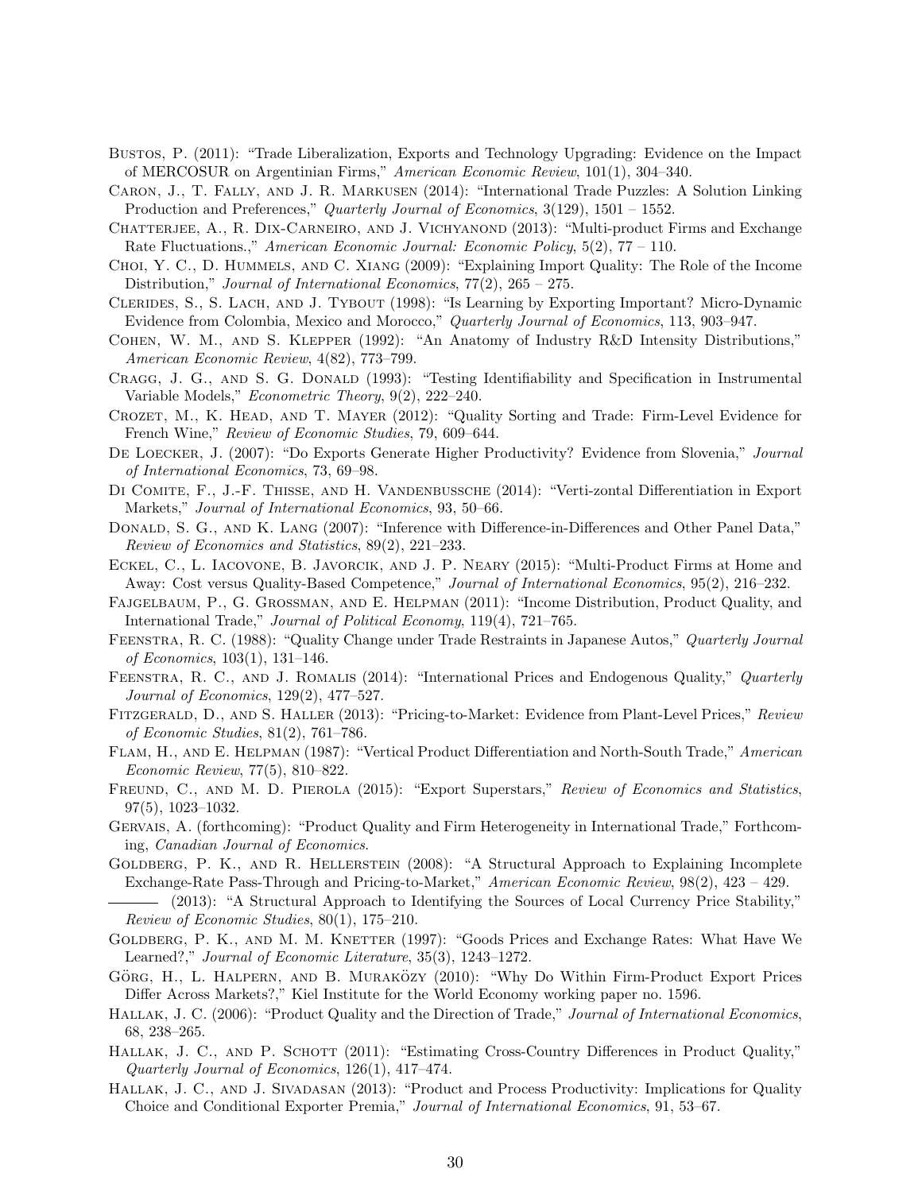Bustos, P. (2011): "Trade Liberalization, Exports and Technology Upgrading: Evidence on the Impact of MERCOSUR on Argentinian Firms," *American Economic Review*, 101(1), 304–340.

Caron, J., T. Fally, and J. R. Markusen (2014): "International Trade Puzzles: A Solution Linking Production and Preferences," *Quarterly Journal of Economics*, 3(129), 1501 – 1552.

Chatterjee, A., R. Dix-Carneiro, and J. Vichyanond (2013): "Multi-product Firms and Exchange Rate Fluctuations.," *American Economic Journal: Economic Policy*, 5(2), 77 – 110.

Choi, Y. C., D. Hummels, and C. Xiang (2009): "Explaining Import Quality: The Role of the Income Distribution," *Journal of International Economics*, 77(2), 265 – 275.

Clerides, S., S. Lach, and J. Tybout (1998): "Is Learning by Exporting Important? Micro-Dynamic Evidence from Colombia, Mexico and Morocco," *Quarterly Journal of Economics*, 113, 903–947.

Cohen, W. M., and S. Klepper (1992): "An Anatomy of Industry R&D Intensity Distributions," *American Economic Review*, 4(82), 773–799.

Cragg, J. G., and S. G. Donald (1993): "Testing Identifiability and Specification in Instrumental Variable Models," *Econometric Theory*, 9(2), 222–240.

Crozet, M., K. Head, and T. Mayer (2012): "Quality Sorting and Trade: Firm-Level Evidence for French Wine," *Review of Economic Studies*, 79, 609–644.

De Loecker, J. (2007): "Do Exports Generate Higher Productivity? Evidence from Slovenia," *Journal of International Economics*, 73, 69–98.

Di Comite, F., J.-F. Thisse, and H. Vandenbussche (2014): "Verti-zontal Differentiation in Export Markets," *Journal of International Economics*, 93, 50–66.

Donald, S. G., and K. Lang (2007): "Inference with Difference-in-Differences and Other Panel Data," *Review of Economics and Statistics*, 89(2), 221–233.

Eckel, C., L. Iacovone, B. Javorcik, and J. P. Neary (2015): "Multi-Product Firms at Home and Away: Cost versus Quality-Based Competence," *Journal of International Economics*, 95(2), 216–232.

Fajgelbaum, P., G. Grossman, and E. Helpman (2011): "Income Distribution, Product Quality, and International Trade," *Journal of Political Economy*, 119(4), 721–765.

Feenstra, R. C. (1988): "Quality Change under Trade Restraints in Japanese Autos," *Quarterly Journal of Economics*, 103(1), 131–146.

Feenstra, R. C., and J. Romalis (2014): "International Prices and Endogenous Quality," *Quarterly Journal of Economics*, 129(2), 477–527.

Fitzgerald, D., and S. Haller (2013): "Pricing-to-Market: Evidence from Plant-Level Prices," *Review of Economic Studies*, 81(2), 761–786.

Flam, H., and E. Helpman (1987): "Vertical Product Differentiation and North-South Trade," *American Economic Review*, 77(5), 810–822.

Freund, C., and M. D. Pierola (2015): "Export Superstars," *Review of Economics and Statistics*, 97(5), 1023–1032.

Gervais, A. (forthcoming): "Product Quality and Firm Heterogeneity in International Trade," Forthcoming, *Canadian Journal of Economics*.

Goldberg, P. K., and R. Hellerstein (2008): "A Structural Approach to Explaining Incomplete Exchange-Rate Pass-Through and Pricing-to-Market," *American Economic Review*, 98(2), 423 – 429.

——— (2013): "A Structural Approach to Identifying the Sources of Local Currency Price Stability," *Review of Economic Studies*, 80(1), 175–210.

Goldberg, P. K., and M. M. Knetter (1997): "Goods Prices and Exchange Rates: What Have We Learned?," *Journal of Economic Literature*, 35(3), 1243–1272.

Görg, H., L. Halpern, and B. Muraközy (2010): "Why Do Within Firm-Product Export Prices Differ Across Markets?," Kiel Institute for the World Economy working paper no. 1596.

Hallak, J. C. (2006): "Product Quality and the Direction of Trade," *Journal of International Economics*, 68, 238–265.

Hallak, J. C., and P. Schott (2011): "Estimating Cross-Country Differences in Product Quality," *Quarterly Journal of Economics*, 126(1), 417–474.

Hallak, J. C., and J. Sivadasan (2013): "Product and Process Productivity: Implications for Quality Choice and Conditional Exporter Premia," *Journal of International Economics*, 91, 53–67.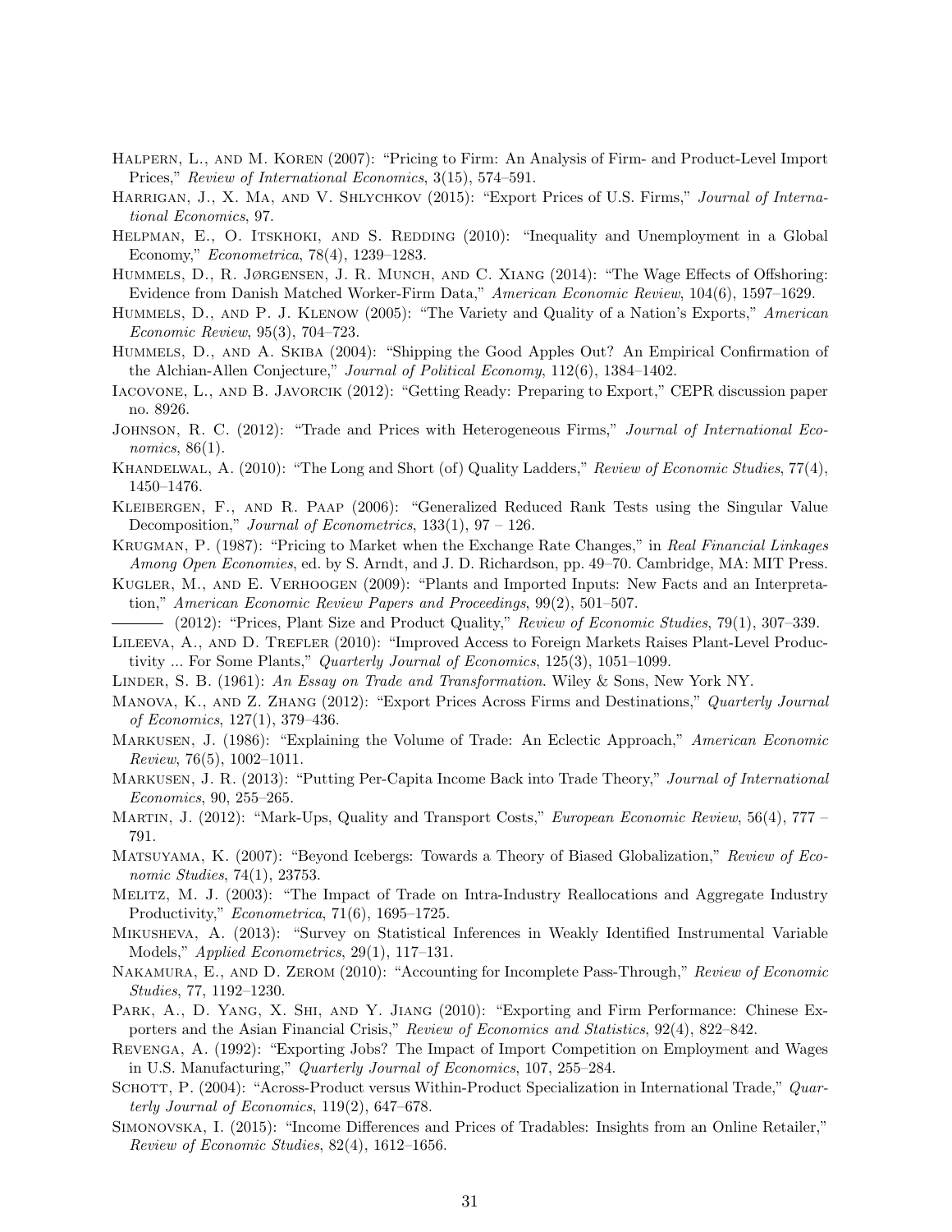Halpern, L., and M. Koren (2007): "Pricing to Firm: An Analysis of Firm- and Product-Level Import Prices," *Review of International Economics*, 3(15), 574–591.

Harrigan, J., X. Ma, and V. Shlychkov (2015): "Export Prices of U.S. Firms," *Journal of International Economics*, 97.

Helpman, E., O. Itskhoki, and S. Redding (2010): "Inequality and Unemployment in a Global Economy," *Econometrica*, 78(4), 1239–1283.

Hummels, D., R. Jørgensen, J. R. Munch, and C. Xiang (2014): "The Wage Effects of Offshoring: Evidence from Danish Matched Worker-Firm Data," *American Economic Review*, 104(6), 1597–1629.

Hummels, D., and P. J. Klenow (2005): "The Variety and Quality of a Nation's Exports," *American Economic Review*, 95(3), 704–723.

Hummels, D., and A. Skiba (2004): "Shipping the Good Apples Out? An Empirical Confirmation of the Alchian-Allen Conjecture," *Journal of Political Economy*, 112(6), 1384–1402.

Iacovone, L., and B. Javorcik (2012): "Getting Ready: Preparing to Export," CEPR discussion paper no. 8926.

Johnson, R. C. (2012): "Trade and Prices with Heterogeneous Firms," *Journal of International Economics*, 86(1).

Khandelwal, A. (2010): "The Long and Short (of) Quality Ladders," *Review of Economic Studies*, 77(4), 1450–1476.

Kleibergen, F., and R. Paap (2006): "Generalized Reduced Rank Tests using the Singular Value Decomposition," *Journal of Econometrics*, 133(1), 97 – 126.

Krugman, P. (1987): "Pricing to Market when the Exchange Rate Changes," in *Real Financial Linkages Among Open Economies*, ed. by S. Arndt, and J. D. Richardson, pp. 49–70. Cambridge, MA: MIT Press.

Kugler, M., and E. Verhoogen (2009): "Plants and Imported Inputs: New Facts and an Interpretation," *American Economic Review Papers and Proceedings*, 99(2), 501–507.

——— (2012): "Prices, Plant Size and Product Quality," *Review of Economic Studies*, 79(1), 307–339.

Lileeva, A., and D. Trefler (2010): "Improved Access to Foreign Markets Raises Plant-Level Productivity ... For Some Plants," *Quarterly Journal of Economics*, 125(3), 1051–1099.

Linder, S. B. (1961): *An Essay on Trade and Transformation*. Wiley & Sons, New York NY.

Manova, K., and Z. Zhang (2012): "Export Prices Across Firms and Destinations," *Quarterly Journal of Economics*, 127(1), 379–436.

Markusen, J. (1986): "Explaining the Volume of Trade: An Eclectic Approach," *American Economic Review*, 76(5), 1002–1011.

Markusen, J. R. (2013): "Putting Per-Capita Income Back into Trade Theory," *Journal of International Economics*, 90, 255–265.

Martin, J. (2012): "Mark-Ups, Quality and Transport Costs," *European Economic Review*, 56(4), 777 – 791.

Matsuyama, K. (2007): "Beyond Icebergs: Towards a Theory of Biased Globalization," *Review of Economic Studies*, 74(1), 23753.

Melitz, M. J. (2003): "The Impact of Trade on Intra-Industry Reallocations and Aggregate Industry Productivity," *Econometrica*, 71(6), 1695–1725.

Mikusheva, A. (2013): "Survey on Statistical Inferences in Weakly Identified Instrumental Variable Models," *Applied Econometrics*, 29(1), 117–131.

Nakamura, E., and D. Zerom (2010): "Accounting for Incomplete Pass-Through," *Review of Economic Studies*, 77, 1192–1230.

Park, A., D. Yang, X. Shi, and Y. Jiang (2010): "Exporting and Firm Performance: Chinese Exporters and the Asian Financial Crisis," *Review of Economics and Statistics*, 92(4), 822–842.

Revenga, A. (1992): "Exporting Jobs? The Impact of Import Competition on Employment and Wages in U.S. Manufacturing," *Quarterly Journal of Economics*, 107, 255–284.

Schott, P. (2004): "Across-Product versus Within-Product Specialization in International Trade," *Quarterly Journal of Economics*, 119(2), 647–678.

Simonovska, I. (2015): "Income Differences and Prices of Tradables: Insights from an Online Retailer," *Review of Economic Studies*, 82(4), 1612–1656.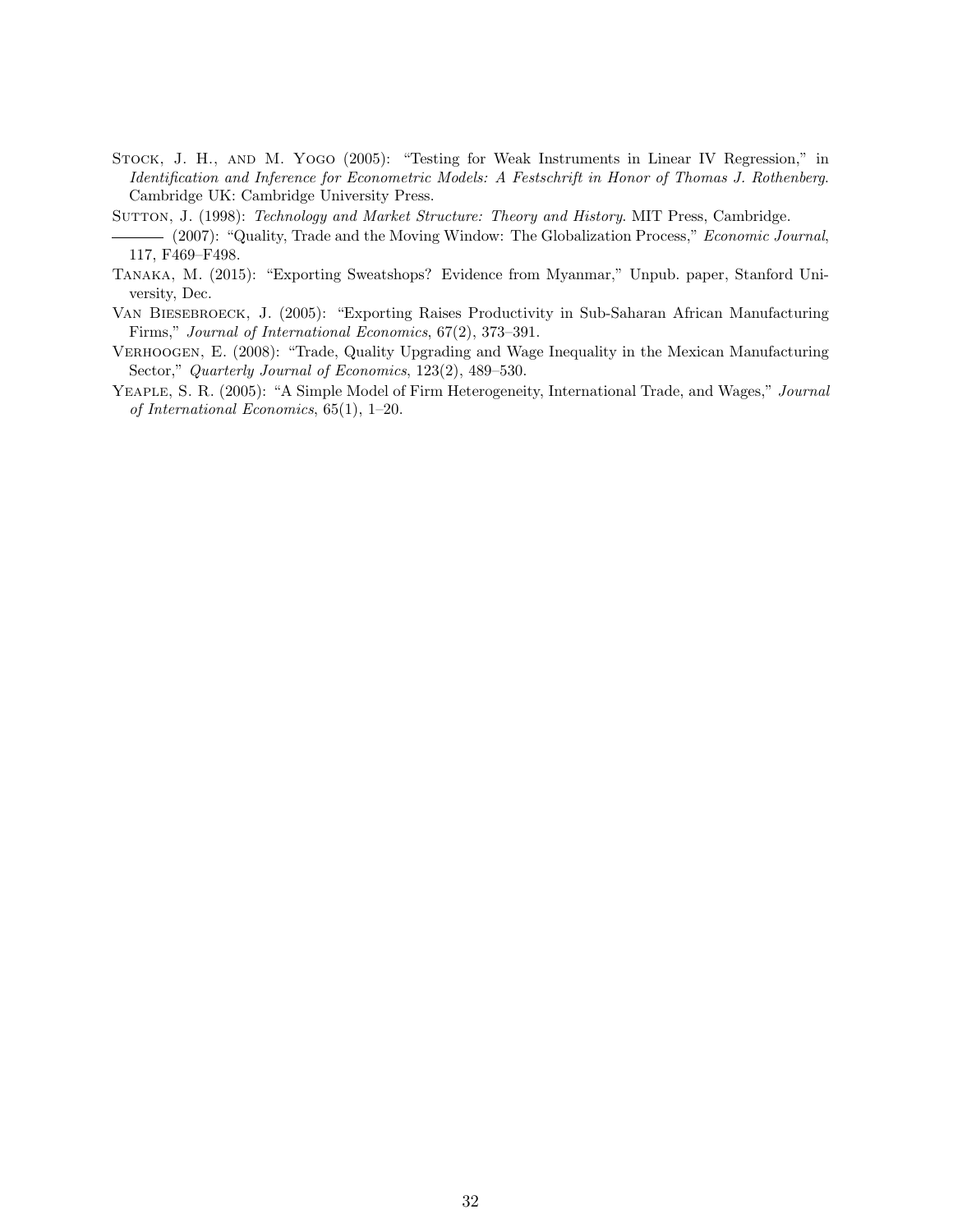Stock, J. H., and M. Yogo (2005): "Testing for Weak Instruments in Linear IV Regression," in *Identification and Inference for Econometric Models: A Festschrift in Honor of Thomas J. Rothenberg*. Cambridge UK: Cambridge University Press.

Sutton, J. (1998): *Technology and Market Structure: Theory and History*. MIT Press, Cambridge.

——— (2007): "Quality, Trade and the Moving Window: The Globalization Process," *Economic Journal*, 117, F469–F498.

Tanaka, M. (2015): "Exporting Sweatshops? Evidence from Myanmar," Unpub. paper, Stanford University, Dec.

Van Biesebroeck, J. (2005): "Exporting Raises Productivity in Sub-Saharan African Manufacturing Firms," *Journal of International Economics*, 67(2), 373–391.

Verhoogen, E. (2008): "Trade, Quality Upgrading and Wage Inequality in the Mexican Manufacturing Sector," *Quarterly Journal of Economics*, 123(2), 489–530.

Yeaple, S. R. (2005): "A Simple Model of Firm Heterogeneity, International Trade, and Wages," *Journal of International Economics*, 65(1), 1–20.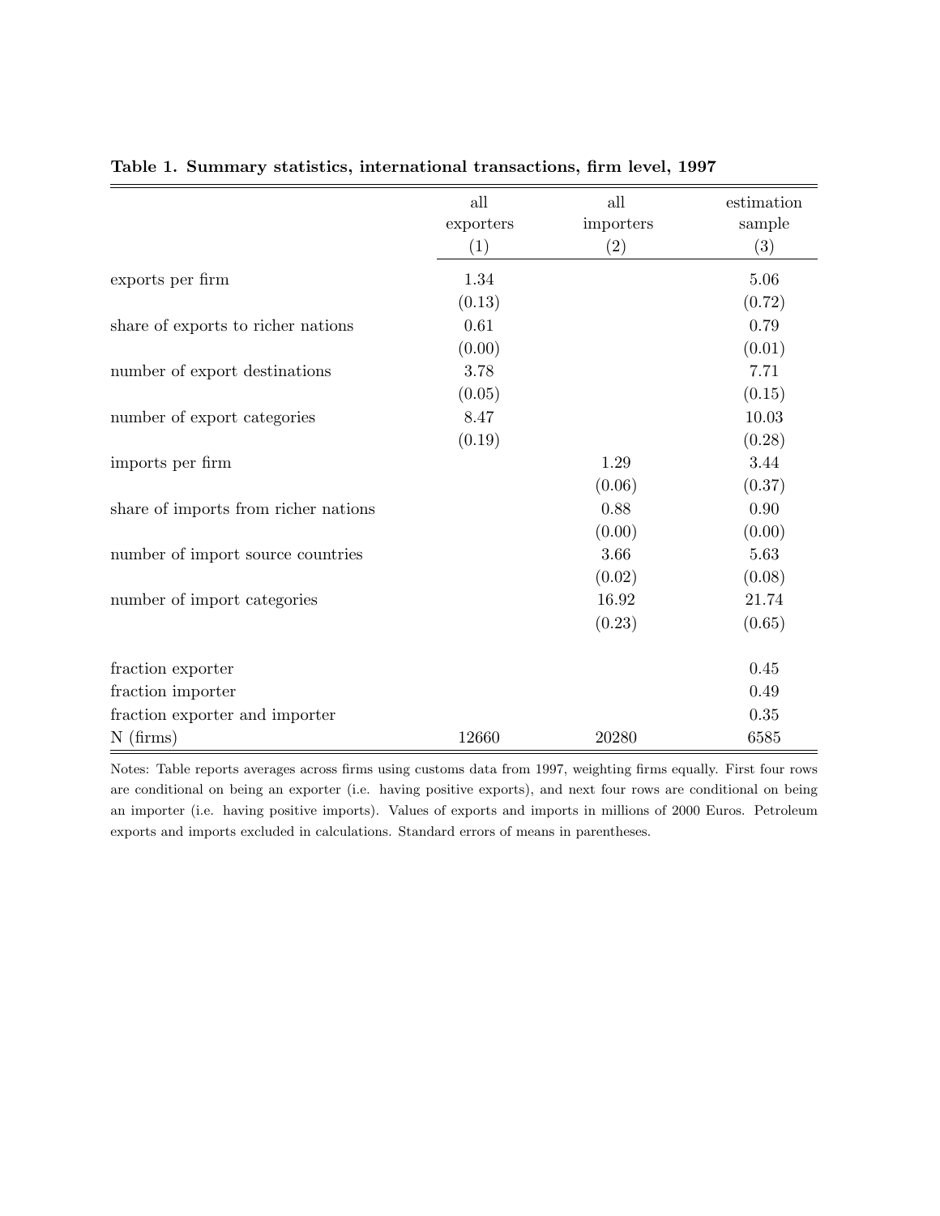**Table 1. Summary statistics, international transactions, firm level, 1997**

| | all exporters (1) | all importers (2) | estimation sample (3) |
|---|---|---|---|
| exports per firm | 1.34 | | 5.06 |
| | (0.13) | | (0.72) |
| share of exports to richer nations | 0.61 | | 0.79 |
| | (0.00) | | (0.01) |
| number of export destinations | 3.78 | | 7.71 |
| | (0.05) | | (0.15) |
| number of export categories | 8.47 | | 10.03 |
| | (0.19) | | (0.28) |
| imports per firm | | 1.29 | 3.44 |
| | | (0.06) | (0.37) |
| share of imports from richer nations | | 0.88 | 0.90 |
| | | (0.00) | (0.00) |
| number of import source countries | | 3.66 | 5.63 |
| | | (0.02) | (0.08) |
| number of import categories | | 16.92 | 21.74 |
| | | (0.23) | (0.65) |
| fraction exporter | | | 0.45 |
| fraction importer | | | 0.49 |
| fraction exporter and importer | | | 0.35 |
| N (firms) | 12660 | 20280 | 6585 |

Notes: Table reports averages across firms using customs data from 1997, weighting firms equally. First four rows are conditional on being an exporter (i.e. having positive exports), and next four rows are conditional on being an importer (i.e. having positive imports). Values of exports and imports in millions of 2000 Euros. Petroleum exports and imports excluded in calculations. Standard errors of means in parentheses.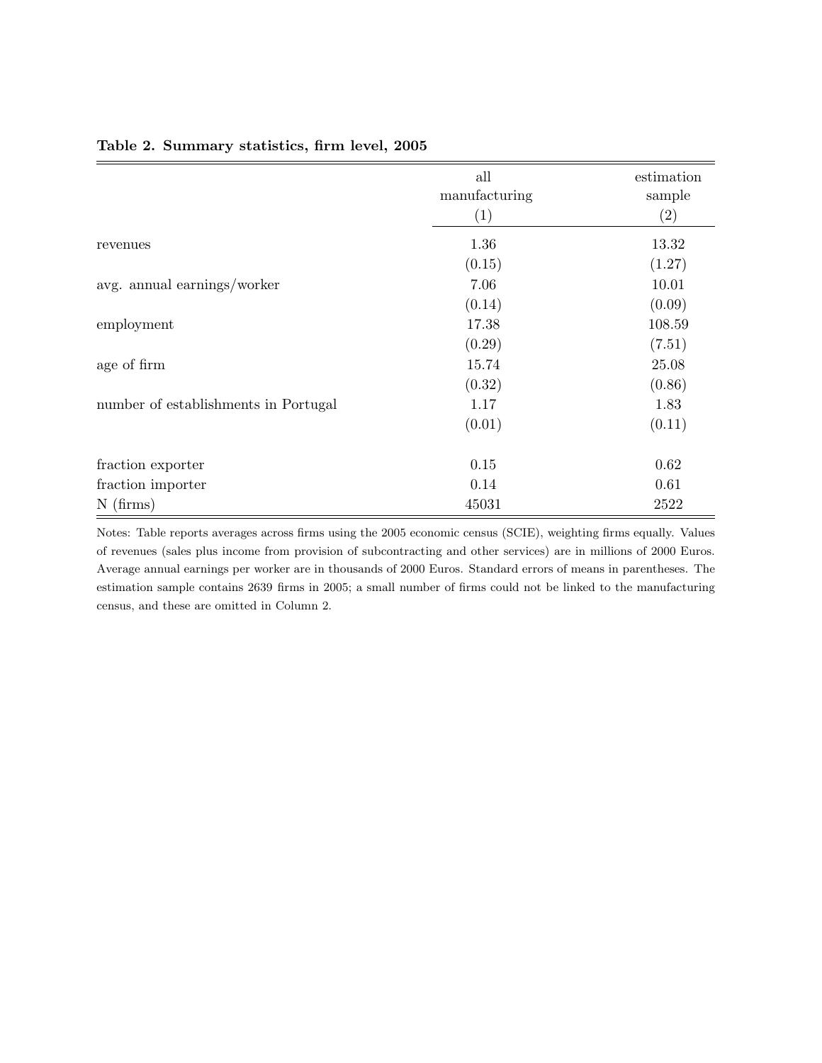**Table 2. Summary statistics, firm level, 2005**

| | all manufacturing (1) | estimation sample (2) |
|---|---|---|
| revenues | 1.36 | 13.32 |
| | (0.15) | (1.27) |
| avg. annual earnings/worker | 7.06 | 10.01 |
| | (0.14) | (0.09) |
| employment | 17.38 | 108.59 |
| | (0.29) | (7.51) |
| age of firm | 15.74 | 25.08 |
| | (0.32) | (0.86) |
| number of establishments in Portugal | 1.17 | 1.83 |
| | (0.01) | (0.11) |
| fraction exporter | 0.15 | 0.62 |
| fraction importer | 0.14 | 0.61 |
| N (firms) | 45031 | 2522 |

Notes: Table reports averages across firms using the 2005 economic census (SCIE), weighting firms equally. Values of revenues (sales plus income from provision of subcontracting and other services) are in millions of 2000 Euros. Average annual earnings per worker are in thousands of 2000 Euros. Standard errors of means in parentheses. The estimation sample contains 2639 firms in 2005; a small number of firms could not be linked to the manufacturing census, and these are omitted in Column 2.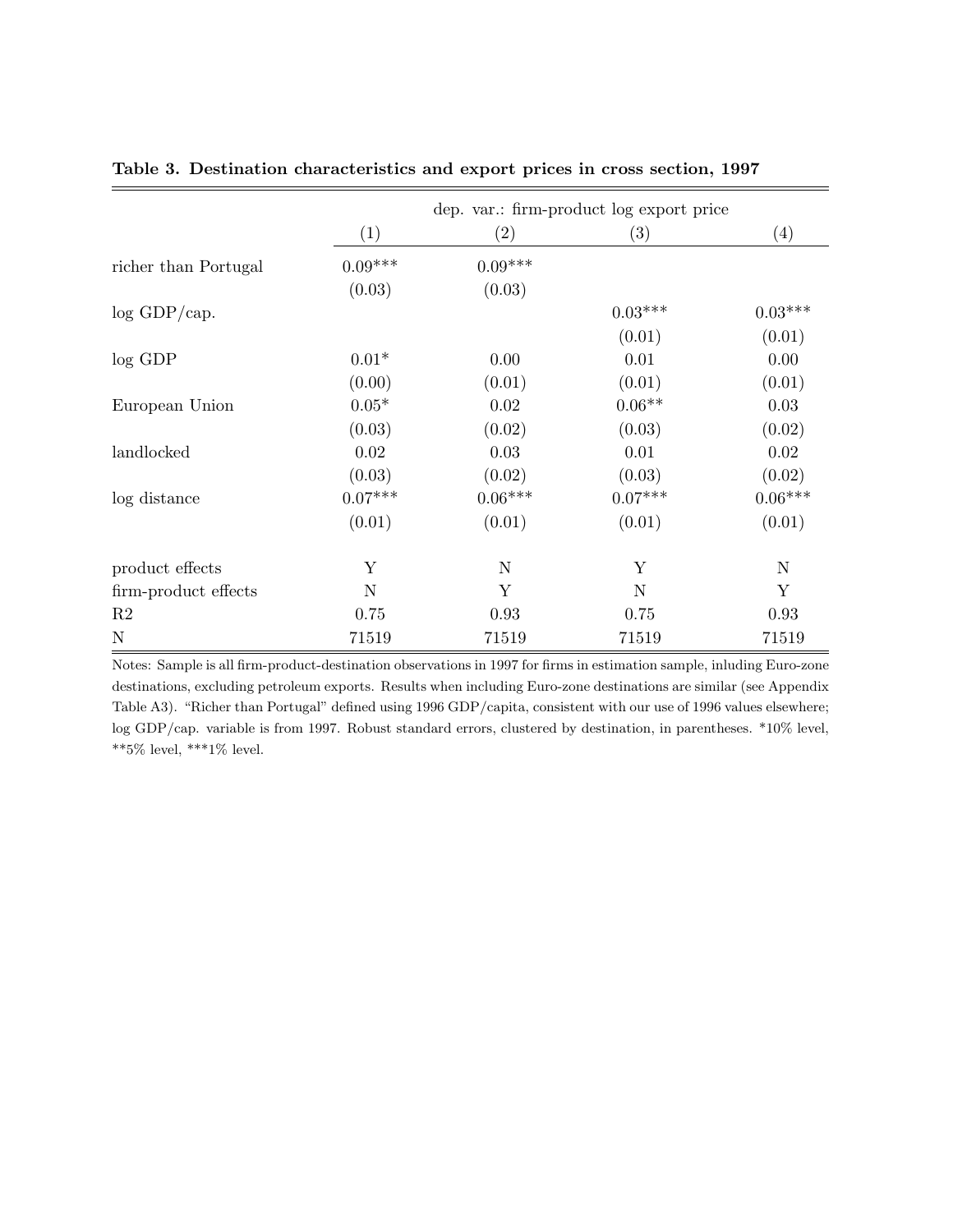**Table 3. Destination characteristics and export prices in cross section, 1997**

| | dep. var.: firm-product log export price | | | |
|---|---|---|---|---|
| | (1) | (2) | (3) | (4) |
| richer than Portugal | 0.09*** | 0.09*** | | |
| | (0.03) | (0.03) | | |
| log GDP/cap. | | | 0.03*** | 0.03*** |
| | | | (0.01) | (0.01) |
| log GDP | 0.01* | 0.00 | 0.01 | 0.00 |
| | (0.00) | (0.01) | (0.01) | (0.01) |
| European Union | 0.05* | 0.02 | 0.06** | 0.03 |
| | (0.03) | (0.02) | (0.03) | (0.02) |
| landlocked | 0.02 | 0.03 | 0.01 | 0.02 |
| | (0.03) | (0.02) | (0.03) | (0.02) |
| log distance | 0.07*** | 0.06*** | 0.07*** | 0.06*** |
| | (0.01) | (0.01) | (0.01) | (0.01) |
| product effects | Y | N | Y | N |
| firm-product effects | N | Y | N | Y |
| R2 | 0.75 | 0.93 | 0.75 | 0.93 |
| N | 71519 | 71519 | 71519 | 71519 |

Notes: Sample is all firm-product-destination observations in 1997 for firms in estimation sample, inluding Euro-zone destinations, excluding petroleum exports. Results when including Euro-zone destinations are similar (see Appendix Table A3). "Richer than Portugal" defined using 1996 GDP/capita, consistent with our use of 1996 values elsewhere; log GDP/cap. variable is from 1997. Robust standard errors, clustered by destination, in parentheses. *10% level, **5% level, ***1% level.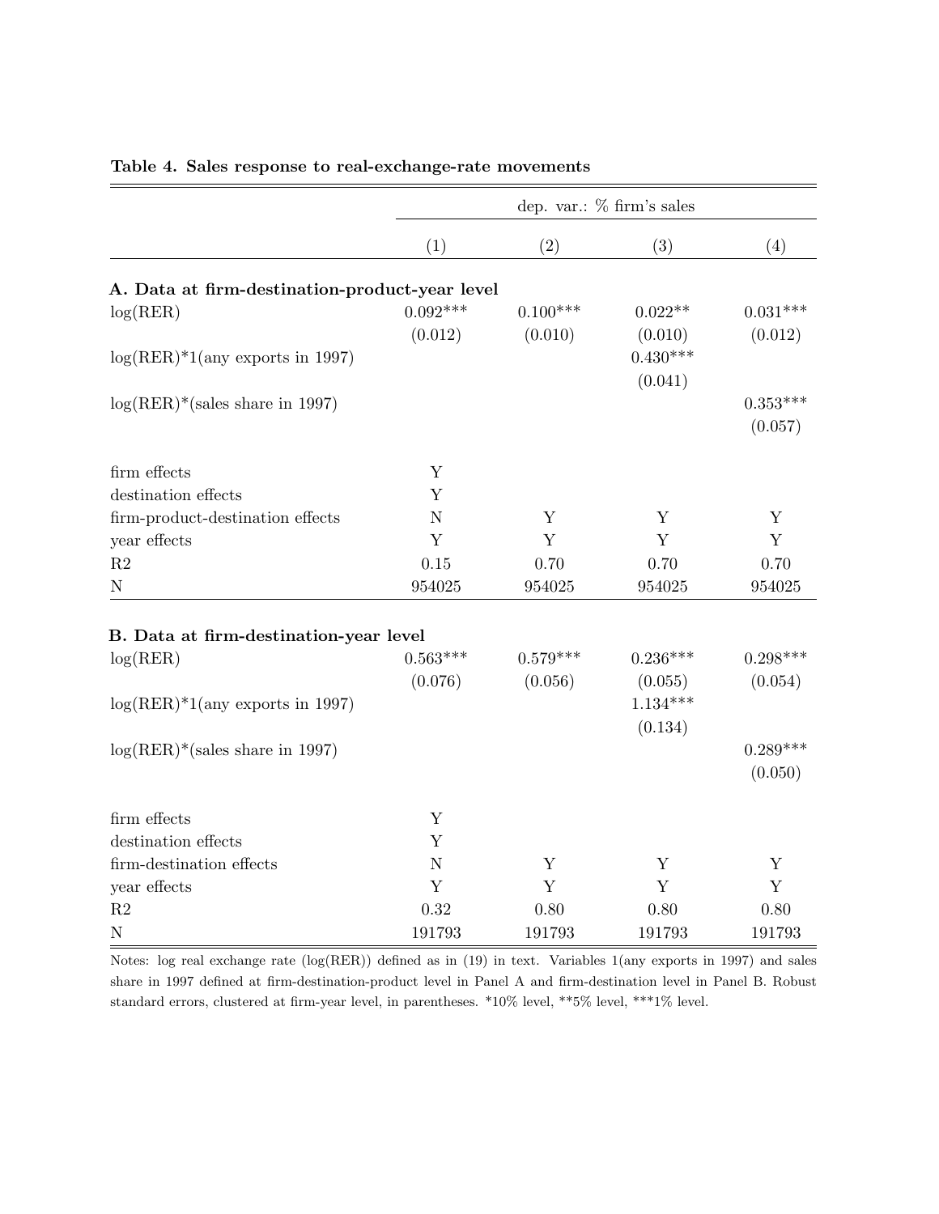**Table 4. Sales response to real-exchange-rate movements**

| | dep. var.: % firm's sales | | | |
|---|---|---|---|---|
| | (1) | (2) | (3) | (4) |
| **A. Data at firm-destination-product-year level** | | | | |
| log(RER) | 0.092*** | 0.100*** | 0.022** | 0.031*** |
| | (0.012) | (0.010) | (0.010) | (0.012) |
| log(RER)*1(any exports in 1997) | | | 0.430*** | |
| | | | (0.041) | |
| log(RER)*(sales share in 1997) | | | | 0.353*** |
| | | | | (0.057) |
| firm effects | Y | | | |
| destination effects | Y | | | |
| firm-product-destination effects | N | Y | Y | Y |
| year effects | Y | Y | Y | Y |
| R2 | 0.15 | 0.70 | 0.70 | 0.70 |
| N | 954025 | 954025 | 954025 | 954025 |
| **B. Data at firm-destination-year level** | | | | |
| log(RER) | 0.563*** | 0.579*** | 0.236*** | 0.298*** |
| | (0.076) | (0.056) | (0.055) | (0.054) |
| log(RER)*1(any exports in 1997) | | | 1.134*** | |
| | | | (0.134) | |
| log(RER)*(sales share in 1997) | | | | 0.289*** |
| | | | | (0.050) |
| firm effects | Y | | | |
| destination effects | Y | | | |
| firm-destination effects | N | Y | Y | Y |
| year effects | Y | Y | Y | Y |
| R2 | 0.32 | 0.80 | 0.80 | 0.80 |
| N | 191793 | 191793 | 191793 | 191793 |

Notes: log real exchange rate (log(RER)) defined as in (19) in text. Variables 1(any exports in 1997) and sales share in 1997 defined at firm-destination-product level in Panel A and firm-destination level in Panel B. Robust standard errors, clustered at firm-year level, in parentheses. *10% level, **5% level, ***1% level.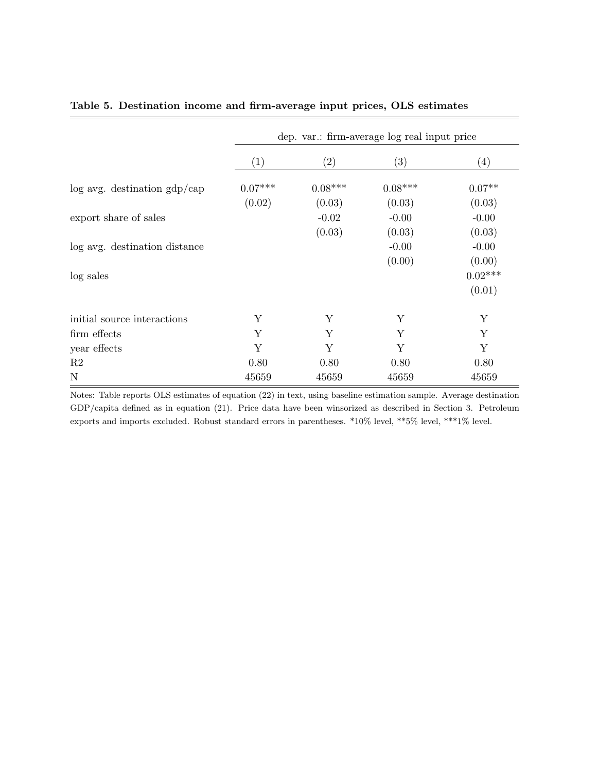**Table 5. Destination income and firm-average input prices, OLS estimates**

| | dep. var.: firm-average log real input price | | | |
|---|---|---|---|---|
| | (1) | (2) | (3) | (4) |
| log avg. destination gdp/cap | 0.07*** | 0.08*** | 0.08*** | 0.07** |
| | (0.02) | (0.03) | (0.03) | (0.03) |
| export share of sales | | -0.02 | -0.00 | -0.00 |
| | | (0.03) | (0.03) | (0.03) |
| log avg. destination distance | | | -0.00 | -0.00 |
| | | | (0.00) | (0.00) |
| log sales | | | | 0.02*** |
| | | | | (0.01) |
| initial source interactions | Y | Y | Y | Y |
| firm effects | Y | Y | Y | Y |
| year effects | Y | Y | Y | Y |
| R2 | 0.80 | 0.80 | 0.80 | 0.80 |
| N | 45659 | 45659 | 45659 | 45659 |

Notes: Table reports OLS estimates of equation (22) in text, using baseline estimation sample. Average destination GDP/capita defined as in equation (21). Price data have been winsorized as described in Section 3. Petroleum exports and imports excluded. Robust standard errors in parentheses. *10% level, **5% level, ***1% level.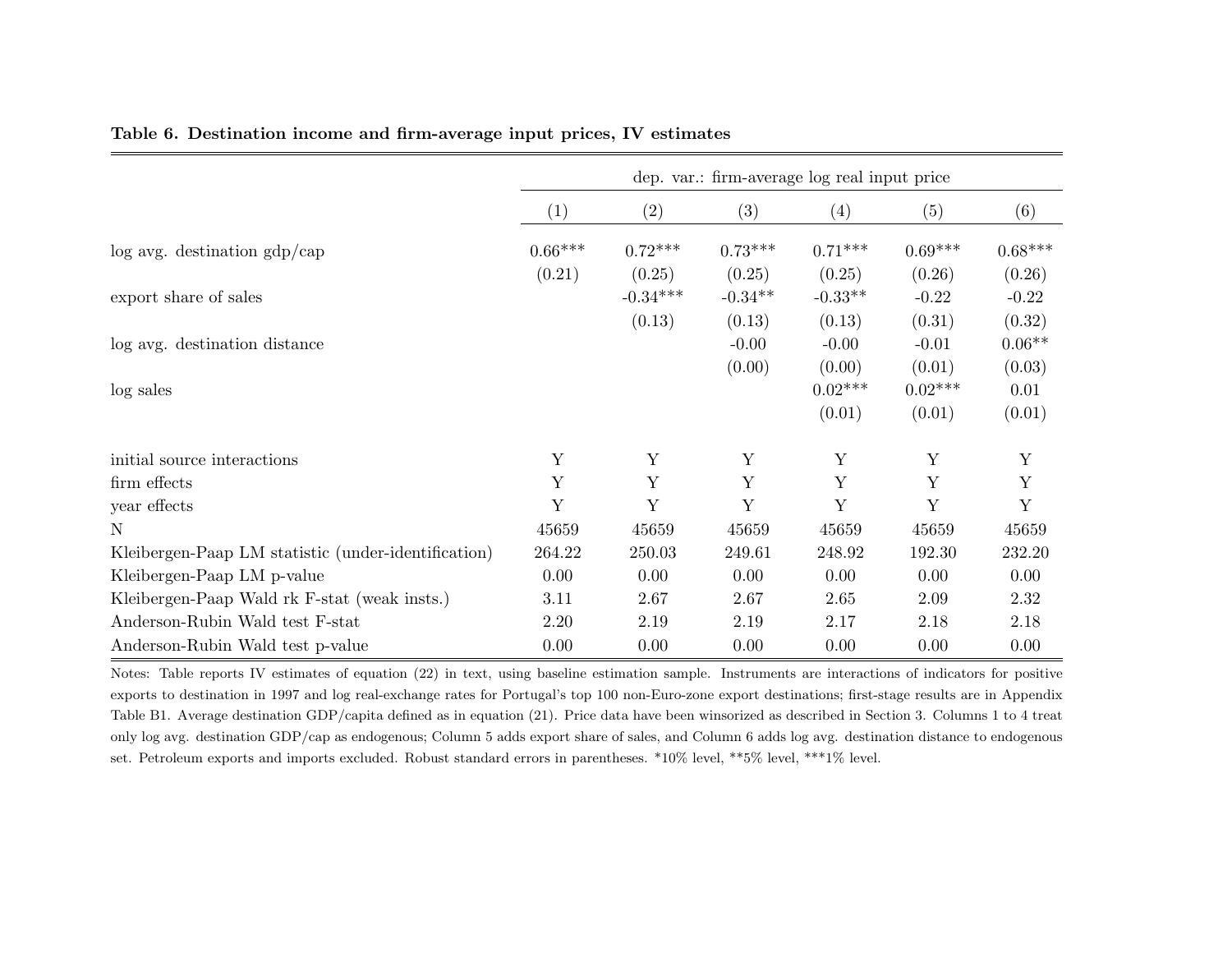**Table 6. Destination income and firm-average input prices, IV estimates**

| | dep. var.: firm-average log real input price | | | | | |
|---|---|---|---|---|---|---|
| | (1) | (2) | (3) | (4) | (5) | (6) |
| log avg. destination gdp/cap | 0.66*** | 0.72*** | 0.73*** | 0.71*** | 0.69*** | 0.68*** |
| | (0.21) | (0.25) | (0.25) | (0.25) | (0.26) | (0.26) |
| export share of sales | | -0.34*** | -0.34** | -0.33** | -0.22 | -0.22 |
| | | (0.13) | (0.13) | (0.13) | (0.31) | (0.32) |
| log avg. destination distance | | | -0.00 | -0.00 | -0.01 | 0.06** |
| | | | (0.00) | (0.00) | (0.01) | (0.03) |
| log sales | | | | 0.02*** | 0.02*** | 0.01 |
| | | | | (0.01) | (0.01) | (0.01) |
| initial source interactions | Y | Y | Y | Y | Y | Y |
| firm effects | Y | Y | Y | Y | Y | Y |
| year effects | Y | Y | Y | Y | Y | Y |
| N | 45659 | 45659 | 45659 | 45659 | 45659 | 45659 |
| Kleibergen-Paap LM statistic (under-identification) | 264.22 | 250.03 | 249.61 | 248.92 | 192.30 | 232.20 |
| Kleibergen-Paap LM p-value | 0.00 | 0.00 | 0.00 | 0.00 | 0.00 | 0.00 |
| Kleibergen-Paap Wald rk F-stat (weak insts.) | 3.11 | 2.67 | 2.67 | 2.65 | 2.09 | 2.32 |
| Anderson-Rubin Wald test F-stat | 2.20 | 2.19 | 2.19 | 2.17 | 2.18 | 2.18 |
| Anderson-Rubin Wald test p-value | 0.00 | 0.00 | 0.00 | 0.00 | 0.00 | 0.00 |

Notes: Table reports IV estimates of equation (22) in text, using baseline estimation sample. Instruments are interactions of indicators for positive exports to destination in 1997 and log real-exchange rates for Portugal's top 100 non-Euro-zone export destinations; first-stage results are in Appendix Table B1. Average destination GDP/capita defined as in equation (21). Price data have been winsorized as described in Section 3. Columns 1 to 4 treat only log avg. destination GDP/cap as endogenous; Column 5 adds export share of sales, and Column 6 adds log avg. destination distance to endogenous set. Petroleum exports and imports excluded. Robust standard errors in parentheses. *10% level, **5% level, ***1% level.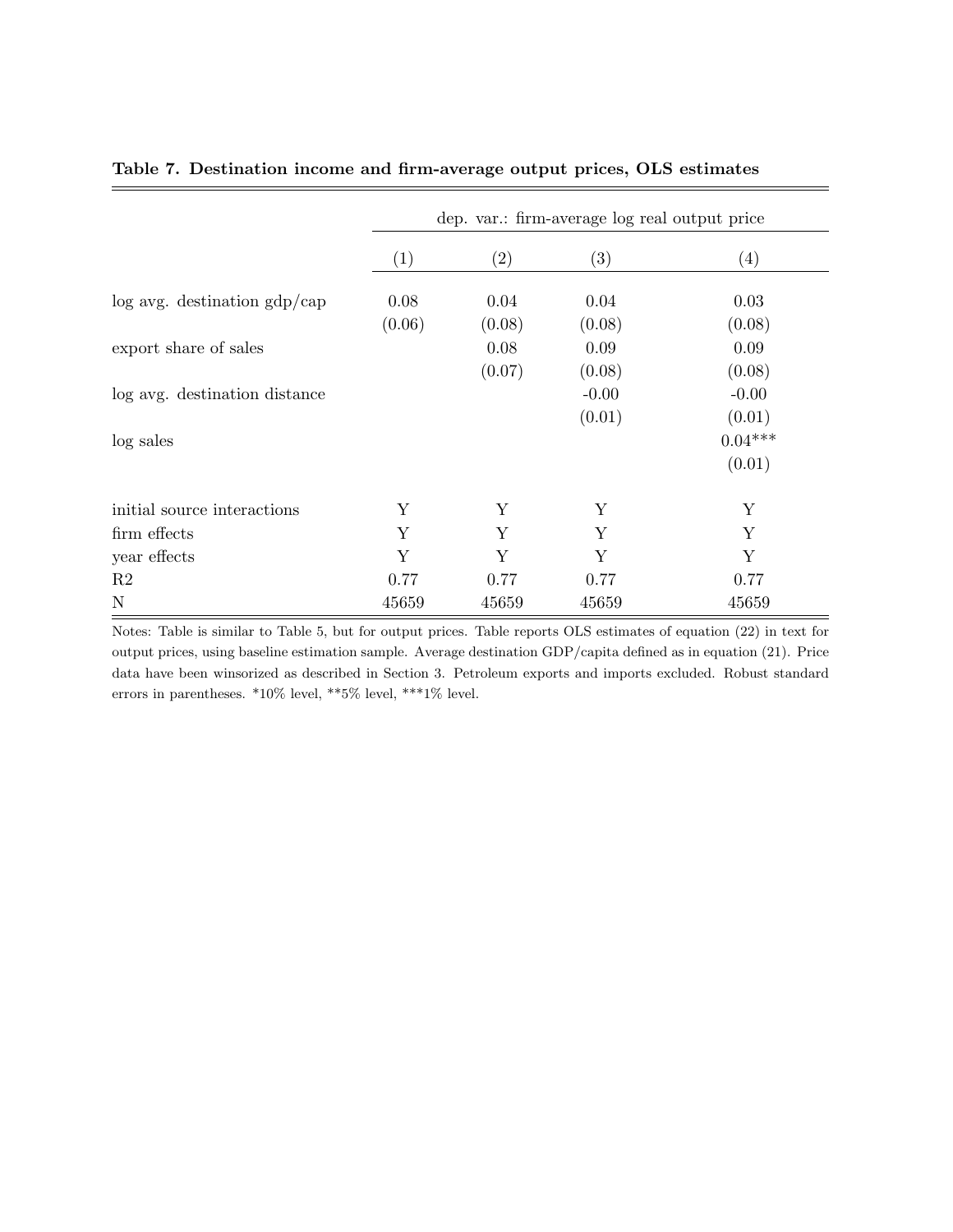**Table 7. Destination income and firm-average output prices, OLS estimates**

| | dep. var.: firm-average log real output price | | | |
|---|---|---|---|---|
| | (1) | (2) | (3) | (4) |
| log avg. destination gdp/cap | 0.08 | 0.04 | 0.04 | 0.03 |
| | (0.06) | (0.08) | (0.08) | (0.08) |
| export share of sales | | 0.08 | 0.09 | 0.09 |
| | | (0.07) | (0.08) | (0.08) |
| log avg. destination distance | | | -0.00 | -0.00 |
| | | | (0.01) | (0.01) |
| log sales | | | | 0.04*** |
| | | | | (0.01) |
| initial source interactions | Y | Y | Y | Y |
| firm effects | Y | Y | Y | Y |
| year effects | Y | Y | Y | Y |
| R2 | 0.77 | 0.77 | 0.77 | 0.77 |
| N | 45659 | 45659 | 45659 | 45659 |

Notes: Table is similar to Table 5, but for output prices. Table reports OLS estimates of equation (22) in text for output prices, using baseline estimation sample. Average destination GDP/capita defined as in equation (21). Price data have been winsorized as described in Section 3. Petroleum exports and imports excluded. Robust standard errors in parentheses. *10% level, **5% level, ***1% level.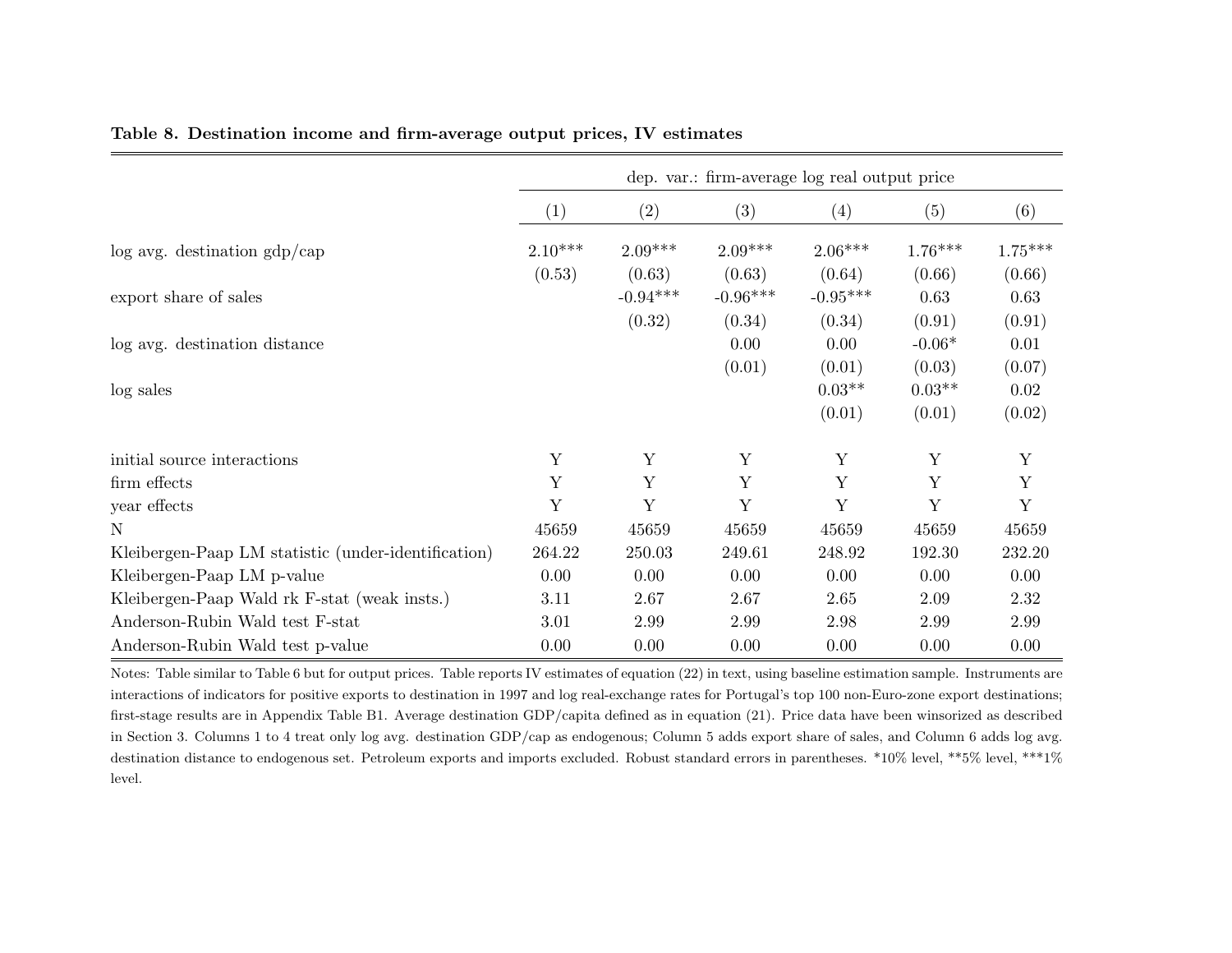**Table 8. Destination income and firm-average output prices, IV estimates**

| | dep. var.: firm-average log real output price | | | | | |
|---|---|---|---|---|---|---|
| | (1) | (2) | (3) | (4) | (5) | (6) |
| log avg. destination gdp/cap | 2.10*** | 2.09*** | 2.09*** | 2.06*** | 1.76*** | 1.75*** |
| | (0.53) | (0.63) | (0.63) | (0.64) | (0.66) | (0.66) |
| export share of sales | | -0.94*** | -0.96*** | -0.95*** | 0.63 | 0.63 |
| | | (0.32) | (0.34) | (0.34) | (0.91) | (0.91) |
| log avg. destination distance | | | 0.00 | 0.00 | -0.06* | 0.01 |
| | | | (0.01) | (0.01) | (0.03) | (0.07) |
| log sales | | | | 0.03** | 0.03** | 0.02 |
| | | | | (0.01) | (0.01) | (0.02) |
| initial source interactions | Y | Y | Y | Y | Y | Y |
| firm effects | Y | Y | Y | Y | Y | Y |
| year effects | Y | Y | Y | Y | Y | Y |
| N | 45659 | 45659 | 45659 | 45659 | 45659 | 45659 |
| Kleibergen-Paap LM statistic (under-identification) | 264.22 | 250.03 | 249.61 | 248.92 | 192.30 | 232.20 |
| Kleibergen-Paap LM p-value | 0.00 | 0.00 | 0.00 | 0.00 | 0.00 | 0.00 |
| Kleibergen-Paap Wald rk F-stat (weak insts.) | 3.11 | 2.67 | 2.67 | 2.65 | 2.09 | 2.32 |
| Anderson-Rubin Wald test F-stat | 3.01 | 2.99 | 2.99 | 2.98 | 2.99 | 2.99 |
| Anderson-Rubin Wald test p-value | 0.00 | 0.00 | 0.00 | 0.00 | 0.00 | 0.00 |

Notes: Table similar to Table 6 but for output prices. Table reports IV estimates of equation (22) in text, using baseline estimation sample. Instruments are interactions of indicators for positive exports to destination in 1997 and log real-exchange rates for Portugal's top 100 non-Euro-zone export destinations; first-stage results are in Appendix Table B1. Average destination GDP/capita defined as in equation (21). Price data have been winsorized as described in Section 3. Columns 1 to 4 treat only log avg. destination GDP/cap as endogenous; Column 5 adds export share of sales, and Column 6 adds log avg. destination distance to endogenous set. Petroleum exports and imports excluded. Robust standard errors in parentheses. *10% level, **5% level, ***1% level.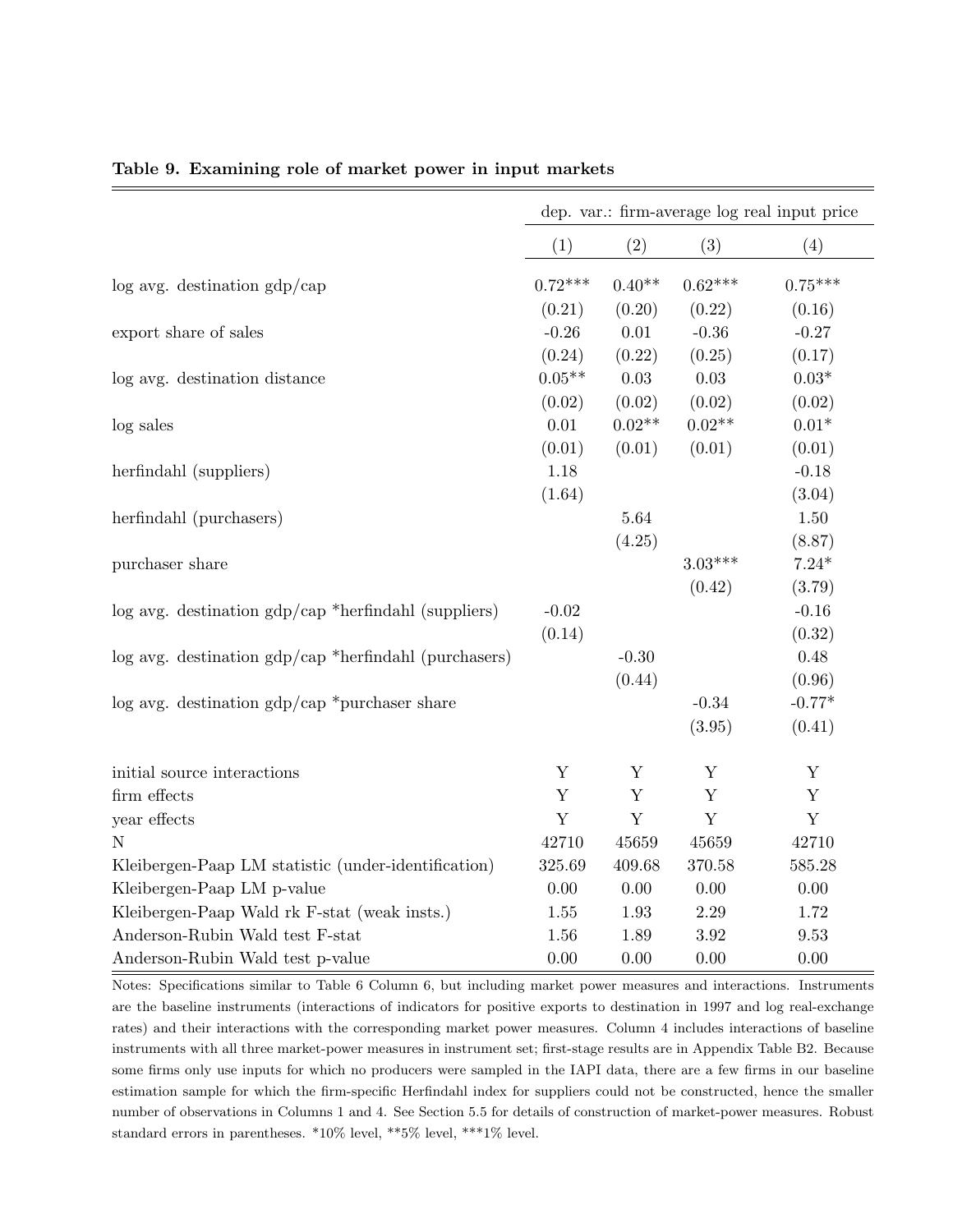**Table 9. Examining role of market power in input markets**

| | dep. var.: firm-average log real input price | | | |
|---|---|---|---|---|
| | (1) | (2) | (3) | (4) |
| log avg. destination gdp/cap | 0.72*** | 0.40** | 0.62*** | 0.75*** |
| | (0.21) | (0.20) | (0.22) | (0.16) |
| export share of sales | -0.26 | 0.01 | -0.36 | -0.27 |
| | (0.24) | (0.22) | (0.25) | (0.17) |
| log avg. destination distance | 0.05** | 0.03 | 0.03 | 0.03* |
| | (0.02) | (0.02) | (0.02) | (0.02) |
| log sales | 0.01 | 0.02** | 0.02** | 0.01* |
| | (0.01) | (0.01) | (0.01) | (0.01) |
| herfindahl (suppliers) | 1.18 | | | -0.18 |
| | (1.64) | | | (3.04) |
| herfindahl (purchasers) | | 5.64 | | 1.50 |
| | | (4.25) | | (8.87) |
| purchaser share | | | 3.03*** | 7.24* |
| | | | (0.42) | (3.79) |
| log avg. destination gdp/cap *herfindahl (suppliers) | -0.02 | | | -0.16 |
| | (0.14) | | | (0.32) |
| log avg. destination gdp/cap *herfindahl (purchasers) | | -0.30 | | 0.48 |
| | | (0.44) | | (0.96) |
| log avg. destination gdp/cap *purchaser share | | | -0.34 | -0.77* |
| | | | (3.95) | (0.41) |
| initial source interactions | Y | Y | Y | Y |
| firm effects | Y | Y | Y | Y |
| year effects | Y | Y | Y | Y |
| N | 42710 | 45659 | 45659 | 42710 |
| Kleibergen-Paap LM statistic (under-identification) | 325.69 | 409.68 | 370.58 | 585.28 |
| Kleibergen-Paap LM p-value | 0.00 | 0.00 | 0.00 | 0.00 |
| Kleibergen-Paap Wald rk F-stat (weak insts.) | 1.55 | 1.93 | 2.29 | 1.72 |
| Anderson-Rubin Wald test F-stat | 1.56 | 1.89 | 3.92 | 9.53 |
| Anderson-Rubin Wald test p-value | 0.00 | 0.00 | 0.00 | 0.00 |

Notes: Specifications similar to Table 6 Column 6, but including market power measures and interactions. Instruments are the baseline instruments (interactions of indicators for positive exports to destination in 1997 and log real-exchange rates) and their interactions with the corresponding market power measures. Column 4 includes interactions of baseline instruments with all three market-power measures in instrument set; first-stage results are in Appendix Table B2. Because some firms only use inputs for which no producers were sampled in the IAPI data, there are a few firms in our baseline estimation sample for which the firm-specific Herfindahl index for suppliers could not be constructed, hence the smaller number of observations in Columns 1 and 4. See Section 5.5 for details of construction of market-power measures. Robust standard errors in parentheses. *10% level, **5% level, ***1% level.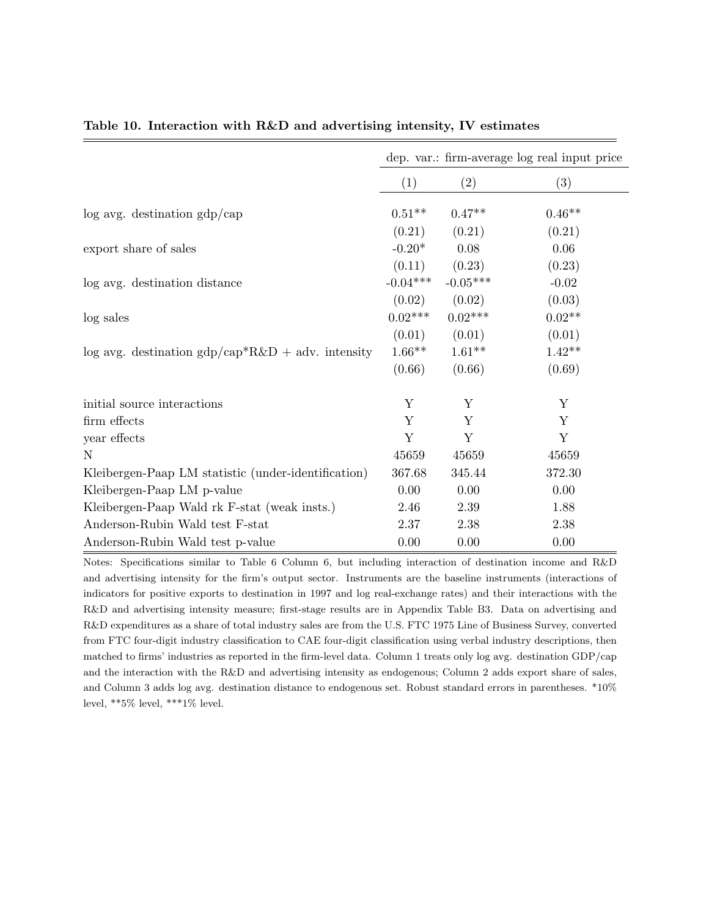**Table 10. Interaction with R&D and advertising intensity, IV estimates**

| | dep. var.: firm-average log real input price | | |
|---|---|---|---|
| | (1) | (2) | (3) |
| log avg. destination gdp/cap | 0.51** | 0.47** | 0.46** |
| | (0.21) | (0.21) | (0.21) |
| export share of sales | -0.20* | 0.08 | 0.06 |
| | (0.11) | (0.23) | (0.23) |
| log avg. destination distance | -0.04*** | -0.05*** | -0.02 |
| | (0.02) | (0.02) | (0.03) |
| log sales | 0.02*** | 0.02*** | 0.02** |
| | (0.01) | (0.01) | (0.01) |
| log avg. destination gdp/cap*R&D + adv. intensity | 1.66** | 1.61** | 1.42** |
| | (0.66) | (0.66) | (0.69) |
| initial source interactions | Y | Y | Y |
| firm effects | Y | Y | Y |
| year effects | Y | Y | Y |
| N | 45659 | 45659 | 45659 |
| Kleibergen-Paap LM statistic (under-identification) | 367.68 | 345.44 | 372.30 |
| Kleibergen-Paap LM p-value | 0.00 | 0.00 | 0.00 |
| Kleibergen-Paap Wald rk F-stat (weak insts.) | 2.46 | 2.39 | 1.88 |
| Anderson-Rubin Wald test F-stat | 2.37 | 2.38 | 2.38 |
| Anderson-Rubin Wald test p-value | 0.00 | 0.00 | 0.00 |

Notes: Specifications similar to Table 6 Column 6, but including interaction of destination income and R&D and advertising intensity for the firm's output sector. Instruments are the baseline instruments (interactions of indicators for positive exports to destination in 1997 and log real-exchange rates) and their interactions with the R&D and advertising intensity measure; first-stage results are in Appendix Table B3. Data on advertising and R&D expenditures as a share of total industry sales are from the U.S. FTC 1975 Line of Business Survey, converted from FTC four-digit industry classification to CAE four-digit classification using verbal industry descriptions, then matched to firms' industries as reported in the firm-level data. Column 1 treats only log avg. destination GDP/cap and the interaction with the R&D and advertising intensity as endogenous; Column 2 adds export share of sales, and Column 3 adds log avg. destination distance to endogenous set. Robust standard errors in parentheses. *10% level, **5% level, ***1% level.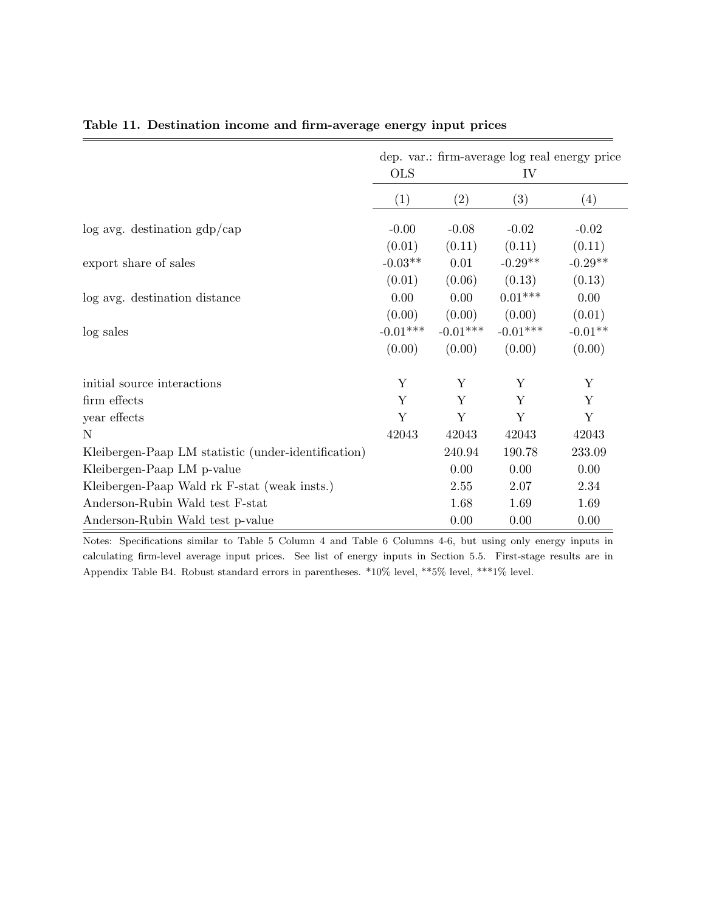**Table 11. Destination income and firm-average energy input prices**

| | dep. var.: firm-average log real energy price | | | |
|---|---|---|---|---|
| | OLS | IV | | |
| | (1) | (2) | (3) | (4) |
| log avg. destination gdp/cap | -0.00 | -0.08 | -0.02 | -0.02 |
| | (0.01) | (0.11) | (0.11) | (0.11) |
| export share of sales | -0.03** | 0.01 | -0.29** | -0.29** |
| | (0.01) | (0.06) | (0.13) | (0.13) |
| log avg. destination distance | 0.00 | 0.00 | 0.01*** | 0.00 |
| | (0.00) | (0.00) | (0.00) | (0.01) |
| log sales | -0.01*** | -0.01*** | -0.01*** | -0.01** |
| | (0.00) | (0.00) | (0.00) | (0.00) |
| initial source interactions | Y | Y | Y | Y |
| firm effects | Y | Y | Y | Y |
| year effects | Y | Y | Y | Y |
| N | 42043 | 42043 | 42043 | 42043 |
| Kleibergen-Paap LM statistic (under-identification) | | 240.94 | 190.78 | 233.09 |
| Kleibergen-Paap LM p-value | | 0.00 | 0.00 | 0.00 |
| Kleibergen-Paap Wald rk F-stat (weak insts.) | | 2.55 | 2.07 | 2.34 |
| Anderson-Rubin Wald test F-stat | | 1.68 | 1.69 | 1.69 |
| Anderson-Rubin Wald test p-value | | 0.00 | 0.00 | 0.00 |

Notes: Specifications similar to Table 5 Column 4 and Table 6 Columns 4-6, but using only energy inputs in calculating firm-level average input prices. See list of energy inputs in Section 5.5. First-stage results are in Appendix Table B4. Robust standard errors in parentheses. *10% level, **5% level, ***1% level.